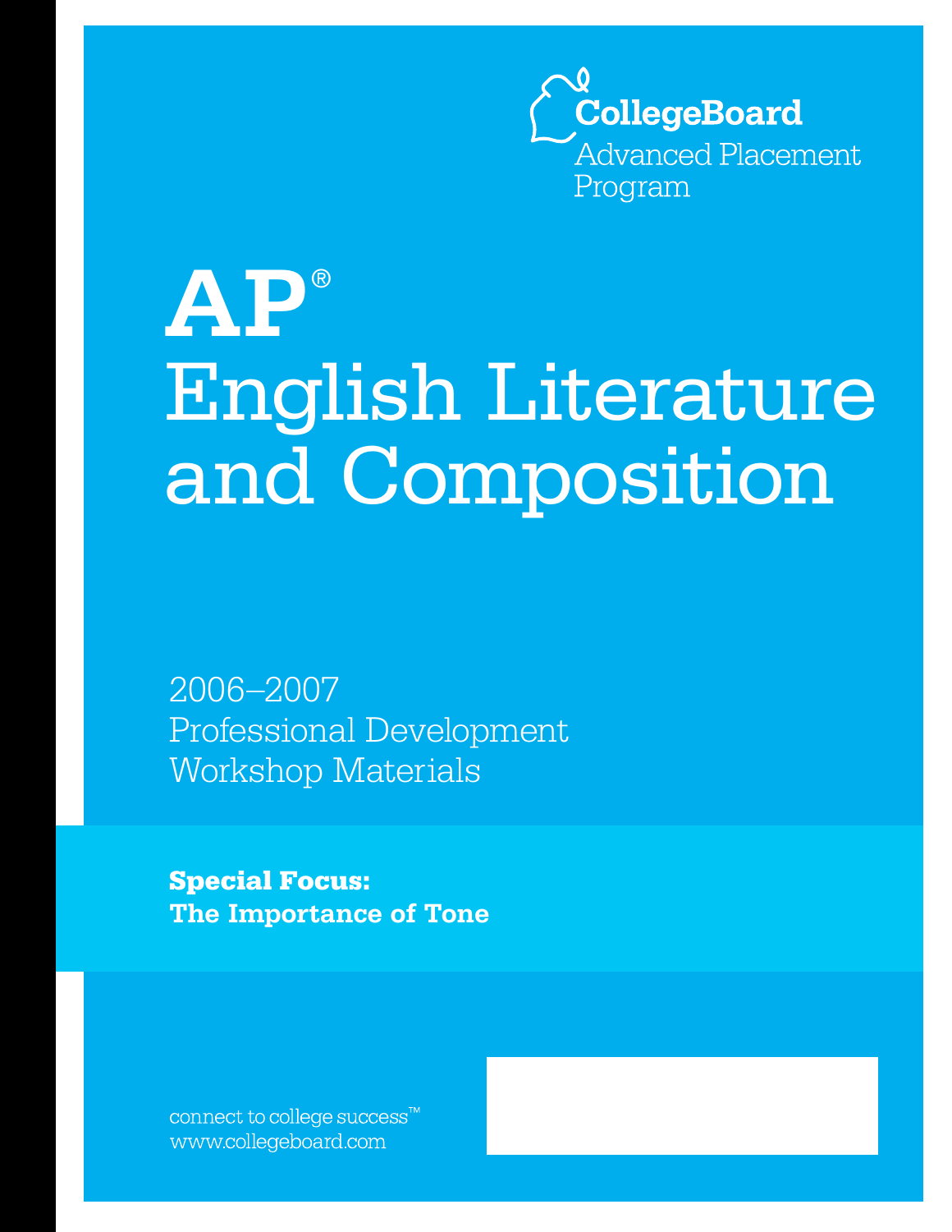CollegeBoard
Advanced Placement Program

# AP®
# English Literature and Composition

2006–2007
Professional Development
Workshop Materials

**Special Focus:**
**The Importance of Tone**

connect to college success™
www.collegeboard.com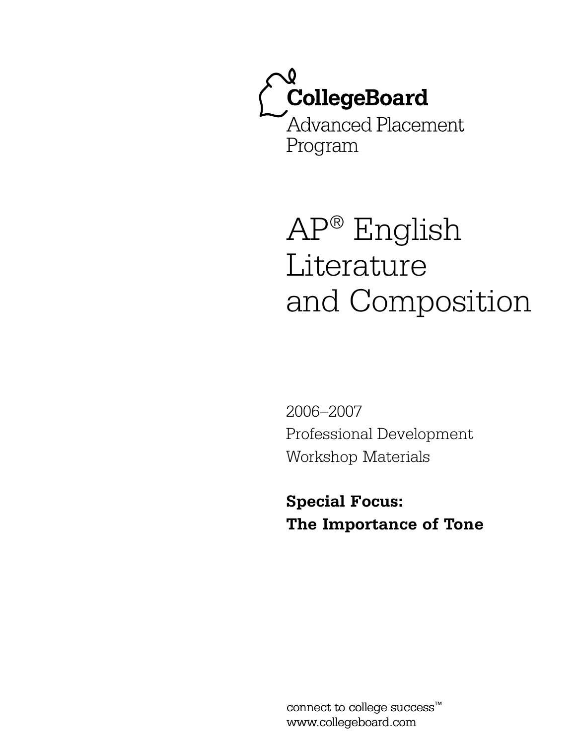CollegeBoard

Advanced Placement Program

# AP® English Literature and Composition

2006–2007
Professional Development
Workshop Materials

**Special Focus:**
**The Importance of Tone**

connect to college success™
www.collegeboard.com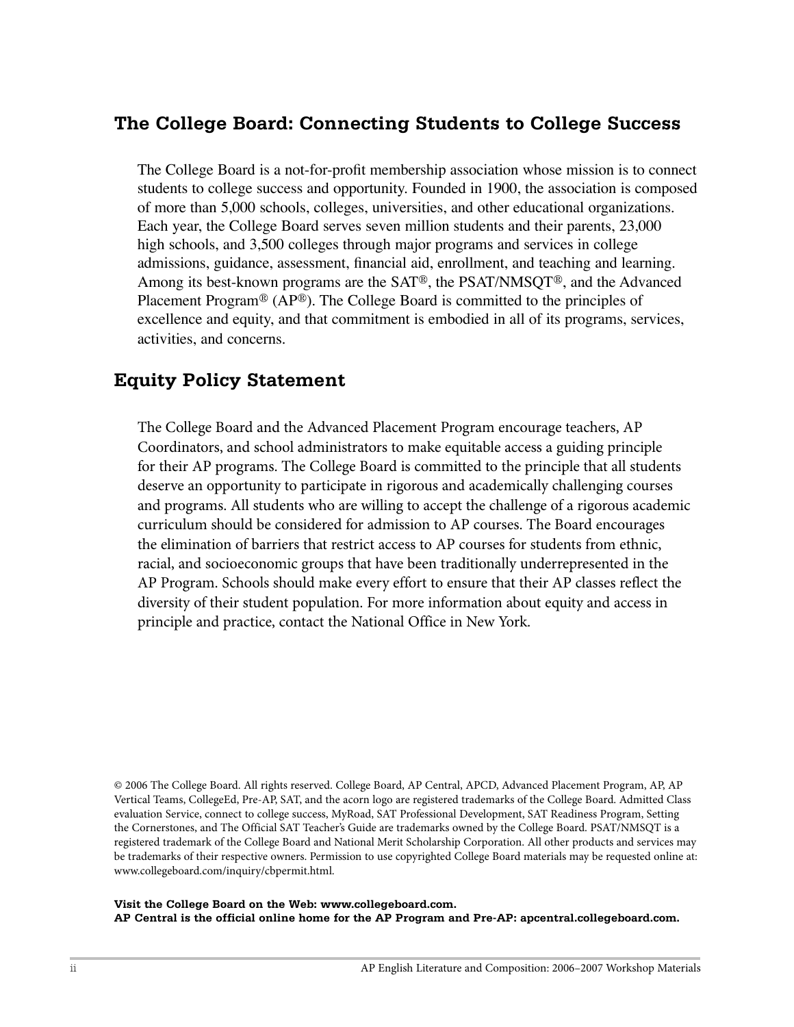## The College Board: Connecting Students to College Success

The College Board is a not-for-profit membership association whose mission is to connect students to college success and opportunity. Founded in 1900, the association is composed of more than 5,000 schools, colleges, universities, and other educational organizations. Each year, the College Board serves seven million students and their parents, 23,000 high schools, and 3,500 colleges through major programs and services in college admissions, guidance, assessment, financial aid, enrollment, and teaching and learning. Among its best-known programs are the SAT®, the PSAT/NMSQT®, and the Advanced Placement Program® (AP®). The College Board is committed to the principles of excellence and equity, and that commitment is embodied in all of its programs, services, activities, and concerns.

## Equity Policy Statement

The College Board and the Advanced Placement Program encourage teachers, AP Coordinators, and school administrators to make equitable access a guiding principle for their AP programs. The College Board is committed to the principle that all students deserve an opportunity to participate in rigorous and academically challenging courses and programs. All students who are willing to accept the challenge of a rigorous academic curriculum should be considered for admission to AP courses. The Board encourages the elimination of barriers that restrict access to AP courses for students from ethnic, racial, and socioeconomic groups that have been traditionally underrepresented in the AP Program. Schools should make every effort to ensure that their AP classes reflect the diversity of their student population. For more information about equity and access in principle and practice, contact the National Office in New York.

© 2006 The College Board. All rights reserved. College Board, AP Central, APCD, Advanced Placement Program, AP, AP Vertical Teams, CollegeEd, Pre-AP, SAT, and the acorn logo are registered trademarks of the College Board. Admitted Class evaluation Service, connect to college success, MyRoad, SAT Professional Development, SAT Readiness Program, Setting the Cornerstones, and The Official SAT Teacher's Guide are trademarks owned by the College Board. PSAT/NMSQT is a registered trademark of the College Board and National Merit Scholarship Corporation. All other products and services may be trademarks of their respective owners. Permission to use copyrighted College Board materials may be requested online at: www.collegeboard.com/inquiry/cbpermit.html.

**Visit the College Board on the Web: www.collegeboard.com.**
**AP Central is the official online home for the AP Program and Pre-AP: apcentral.collegeboard.com.**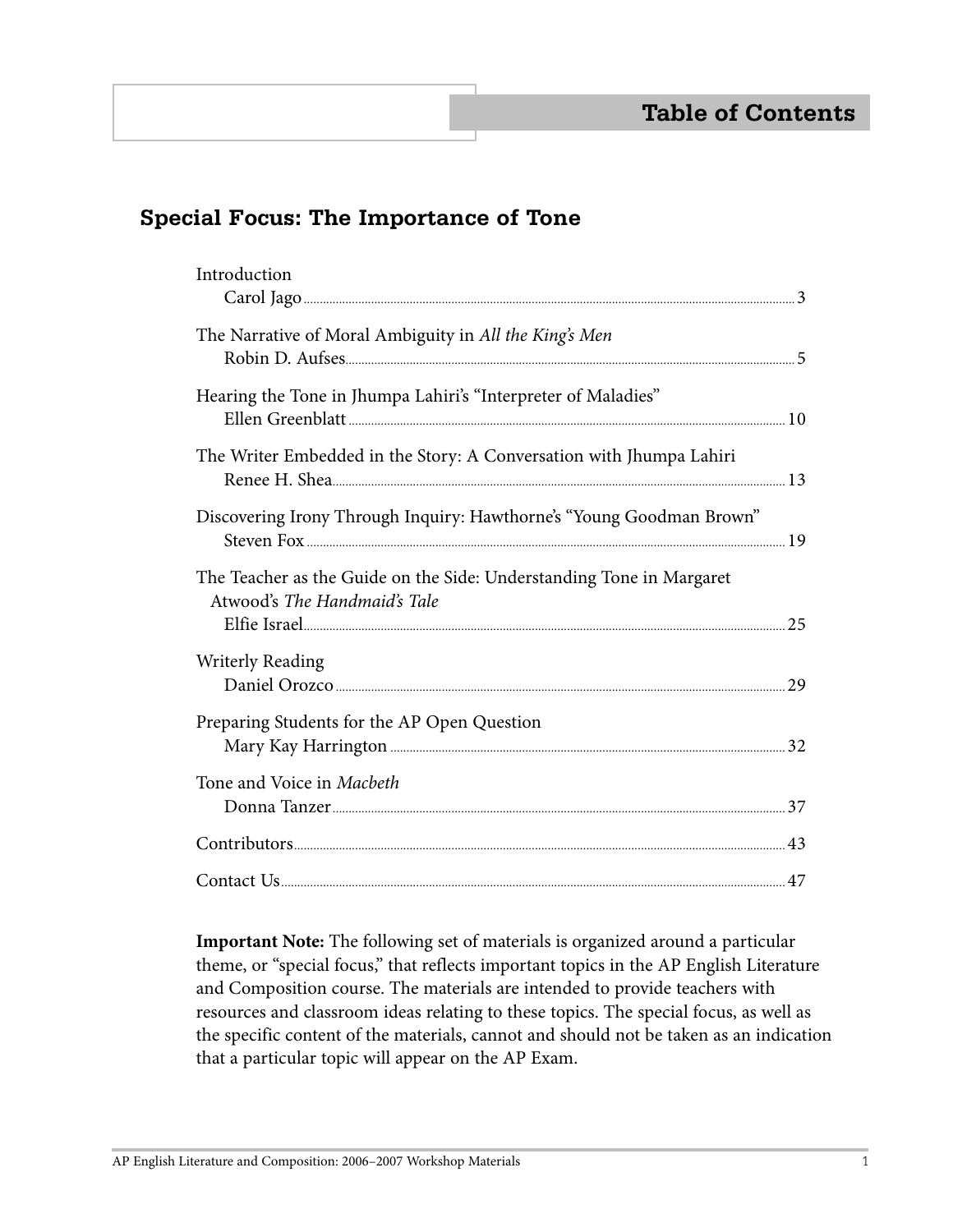# Table of Contents

## Special Focus: The Importance of Tone

Introduction
Carol Jago ........ 3

The Narrative of Moral Ambiguity in *All the King's Men*
Robin D. Aufses ........ 5

Hearing the Tone in Jhumpa Lahiri's "Interpreter of Maladies"
Ellen Greenblatt ........ 10

The Writer Embedded in the Story: A Conversation with Jhumpa Lahiri
Renee H. Shea ........ 13

Discovering Irony Through Inquiry: Hawthorne's "Young Goodman Brown"
Steven Fox ........ 19

The Teacher as the Guide on the Side: Understanding Tone in Margaret Atwood's *The Handmaid's Tale*
Elfie Israel ........ 25

Writerly Reading
Daniel Orozco ........ 29

Preparing Students for the AP Open Question
Mary Kay Harrington ........ 32

Tone and Voice in *Macbeth*
Donna Tanzer ........ 37

Contributors ........ 43

Contact Us ........ 47

**Important Note:** The following set of materials is organized around a particular theme, or "special focus," that reflects important topics in the AP English Literature and Composition course. The materials are intended to provide teachers with resources and classroom ideas relating to these topics. The special focus, as well as the specific content of the materials, cannot and should not be taken as an indication that a particular topic will appear on the AP Exam.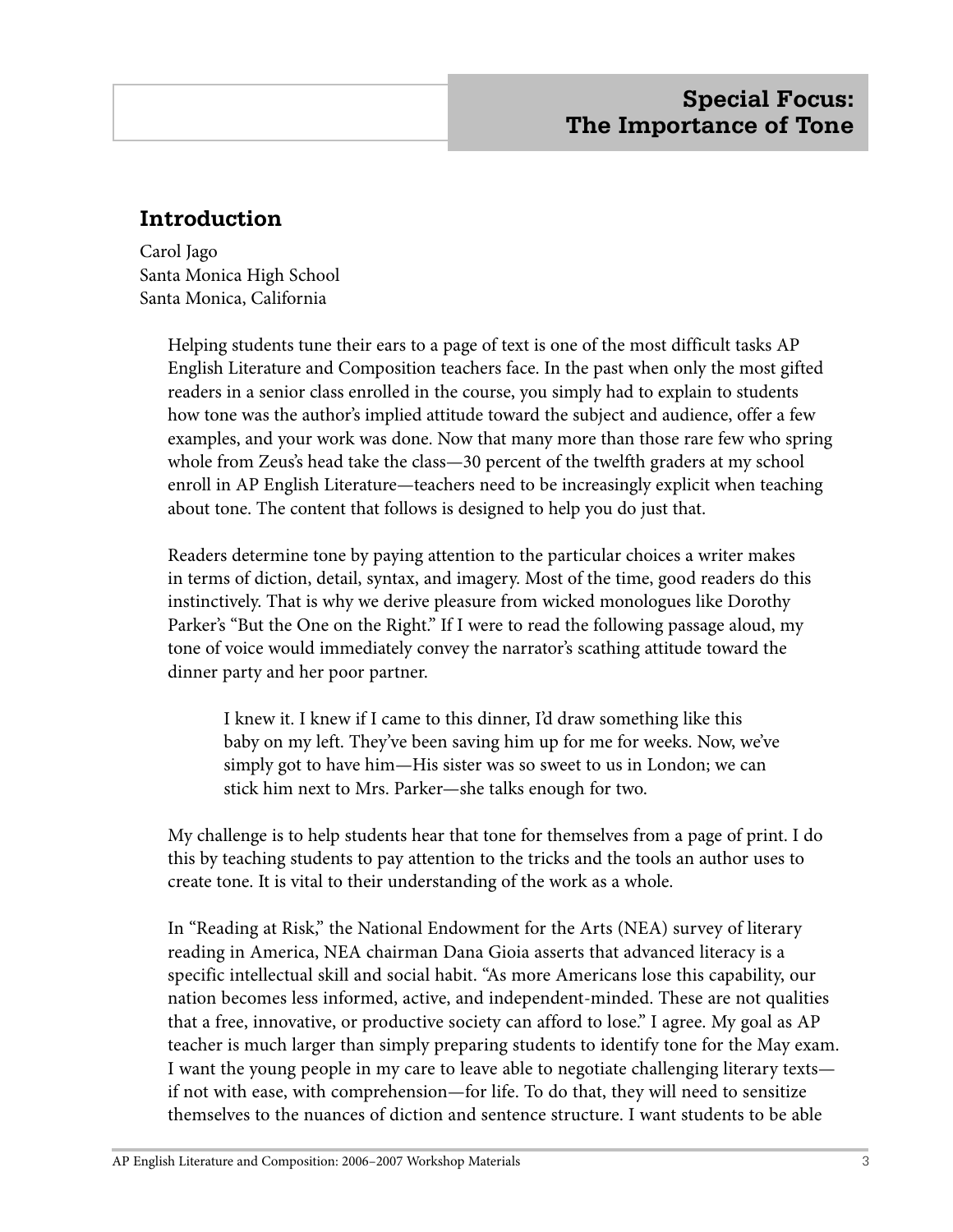# Special Focus: The Importance of Tone

## Introduction

Carol Jago
Santa Monica High School
Santa Monica, California

Helping students tune their ears to a page of text is one of the most difficult tasks AP English Literature and Composition teachers face. In the past when only the most gifted readers in a senior class enrolled in the course, you simply had to explain to students how tone was the author's implied attitude toward the subject and audience, offer a few examples, and your work was done. Now that many more than those rare few who spring whole from Zeus's head take the class—30 percent of the twelfth graders at my school enroll in AP English Literature—teachers need to be increasingly explicit when teaching about tone. The content that follows is designed to help you do just that.

Readers determine tone by paying attention to the particular choices a writer makes in terms of diction, detail, syntax, and imagery. Most of the time, good readers do this instinctively. That is why we derive pleasure from wicked monologues like Dorothy Parker's "But the One on the Right." If I were to read the following passage aloud, my tone of voice would immediately convey the narrator's scathing attitude toward the dinner party and her poor partner.

> I knew it. I knew if I came to this dinner, I'd draw something like this baby on my left. They've been saving him up for me for weeks. Now, we've simply got to have him—His sister was so sweet to us in London; we can stick him next to Mrs. Parker—she talks enough for two.

My challenge is to help students hear that tone for themselves from a page of print. I do this by teaching students to pay attention to the tricks and the tools an author uses to create tone. It is vital to their understanding of the work as a whole.

In "Reading at Risk," the National Endowment for the Arts (NEA) survey of literary reading in America, NEA chairman Dana Gioia asserts that advanced literacy is a specific intellectual skill and social habit. "As more Americans lose this capability, our nation becomes less informed, active, and independent-minded. These are not qualities that a free, innovative, or productive society can afford to lose." I agree. My goal as AP teacher is much larger than simply preparing students to identify tone for the May exam. I want the young people in my care to leave able to negotiate challenging literary texts—if not with ease, with comprehension—for life. To do that, they will need to sensitize themselves to the nuances of diction and sentence structure. I want students to be able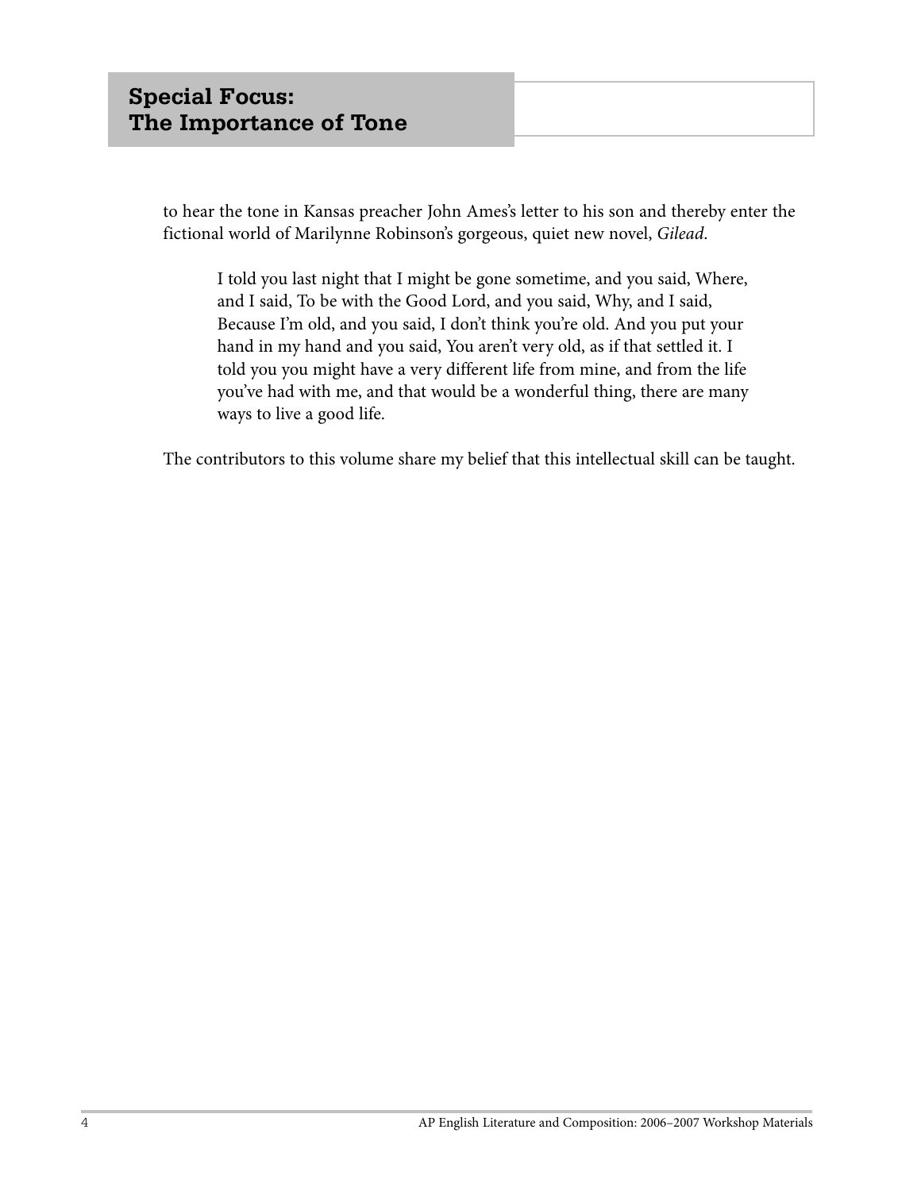to hear the tone in Kansas preacher John Ames's letter to his son and thereby enter the fictional world of Marilynne Robinson's gorgeous, quiet new novel, *Gilead*.

> I told you last night that I might be gone sometime, and you said, Where, and I said, To be with the Good Lord, and you said, Why, and I said, Because I'm old, and you said, I don't think you're old. And you put your hand in my hand and you said, You aren't very old, as if that settled it. I told you you might have a very different life from mine, and from the life you've had with me, and that would be a wonderful thing, there are many ways to live a good life.

The contributors to this volume share my belief that this intellectual skill can be taught.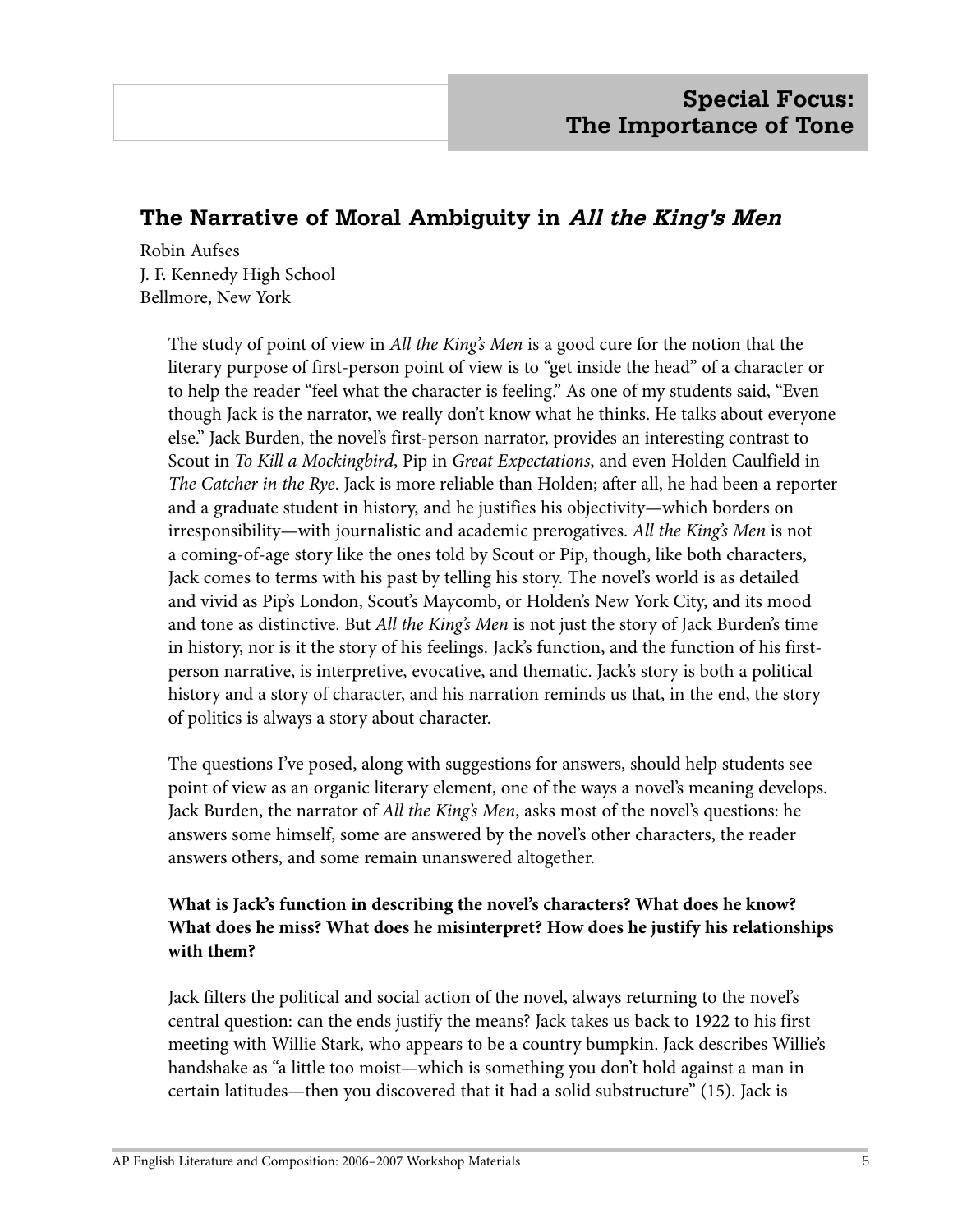## Special Focus: The Importance of Tone

### The Narrative of Moral Ambiguity in *All the King's Men*

Robin Aufses
J. F. Kennedy High School
Bellmore, New York

The study of point of view in *All the King's Men* is a good cure for the notion that the literary purpose of first-person point of view is to "get inside the head" of a character or to help the reader "feel what the character is feeling." As one of my students said, "Even though Jack is the narrator, we really don't know what he thinks. He talks about everyone else." Jack Burden, the novel's first-person narrator, provides an interesting contrast to Scout in *To Kill a Mockingbird*, Pip in *Great Expectations*, and even Holden Caulfield in *The Catcher in the Rye*. Jack is more reliable than Holden; after all, he had been a reporter and a graduate student in history, and he justifies his objectivity—which borders on irresponsibility—with journalistic and academic prerogatives. *All the King's Men* is not a coming-of-age story like the ones told by Scout or Pip, though, like both characters, Jack comes to terms with his past by telling his story. The novel's world is as detailed and vivid as Pip's London, Scout's Maycomb, or Holden's New York City, and its mood and tone as distinctive. But *All the King's Men* is not just the story of Jack Burden's time in history, nor is it the story of his feelings. Jack's function, and the function of his first-person narrative, is interpretive, evocative, and thematic. Jack's story is both a political history and a story of character, and his narration reminds us that, in the end, the story of politics is always a story about character.

The questions I've posed, along with suggestions for answers, should help students see point of view as an organic literary element, one of the ways a novel's meaning develops. Jack Burden, the narrator of *All the King's Men*, asks most of the novel's questions: he answers some himself, some are answered by the novel's other characters, the reader answers others, and some remain unanswered altogether.

**What is Jack's function in describing the novel's characters? What does he know? What does he miss? What does he misinterpret? How does he justify his relationships with them?**

Jack filters the political and social action of the novel, always returning to the novel's central question: can the ends justify the means? Jack takes us back to 1922 to his first meeting with Willie Stark, who appears to be a country bumpkin. Jack describes Willie's handshake as "a little too moist—which is something you don't hold against a man in certain latitudes—then you discovered that it had a solid substructure" (15). Jack is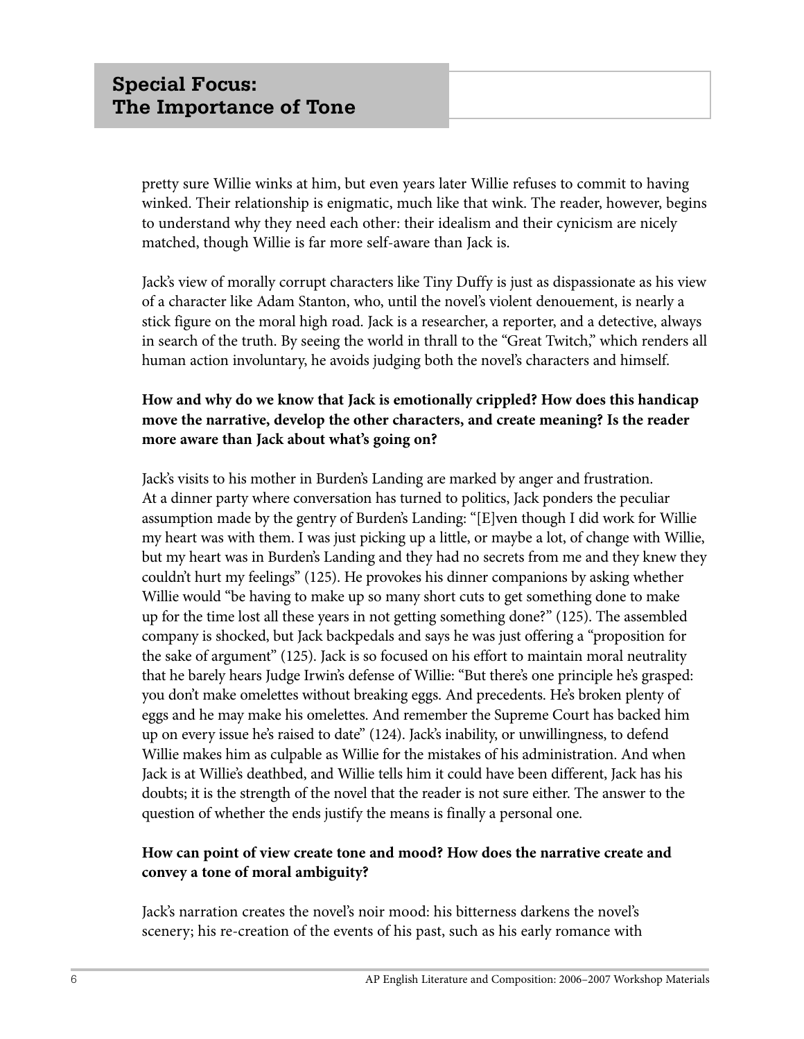pretty sure Willie winks at him, but even years later Willie refuses to commit to having winked. Their relationship is enigmatic, much like that wink. The reader, however, begins to understand why they need each other: their idealism and their cynicism are nicely matched, though Willie is far more self-aware than Jack is.

Jack's view of morally corrupt characters like Tiny Duffy is just as dispassionate as his view of a character like Adam Stanton, who, until the novel's violent denouement, is nearly a stick figure on the moral high road. Jack is a researcher, a reporter, and a detective, always in search of the truth. By seeing the world in thrall to the "Great Twitch," which renders all human action involuntary, he avoids judging both the novel's characters and himself.

**How and why do we know that Jack is emotionally crippled? How does this handicap move the narrative, develop the other characters, and create meaning? Is the reader more aware than Jack about what's going on?**

Jack's visits to his mother in Burden's Landing are marked by anger and frustration. At a dinner party where conversation has turned to politics, Jack ponders the peculiar assumption made by the gentry of Burden's Landing: "[E]ven though I did work for Willie my heart was with them. I was just picking up a little, or maybe a lot, of change with Willie, but my heart was in Burden's Landing and they had no secrets from me and they knew they couldn't hurt my feelings" (125). He provokes his dinner companions by asking whether Willie would "be having to make up so many short cuts to get something done to make up for the time lost all these years in not getting something done?" (125). The assembled company is shocked, but Jack backpedals and says he was just offering a "proposition for the sake of argument" (125). Jack is so focused on his effort to maintain moral neutrality that he barely hears Judge Irwin's defense of Willie: "But there's one principle he's grasped: you don't make omelettes without breaking eggs. And precedents. He's broken plenty of eggs and he may make his omelettes. And remember the Supreme Court has backed him up on every issue he's raised to date" (124). Jack's inability, or unwillingness, to defend Willie makes him as culpable as Willie for the mistakes of his administration. And when Jack is at Willie's deathbed, and Willie tells him it could have been different, Jack has his doubts; it is the strength of the novel that the reader is not sure either. The answer to the question of whether the ends justify the means is finally a personal one.

**How can point of view create tone and mood? How does the narrative create and convey a tone of moral ambiguity?**

Jack's narration creates the novel's noir mood: his bitterness darkens the novel's scenery; his re-creation of the events of his past, such as his early romance with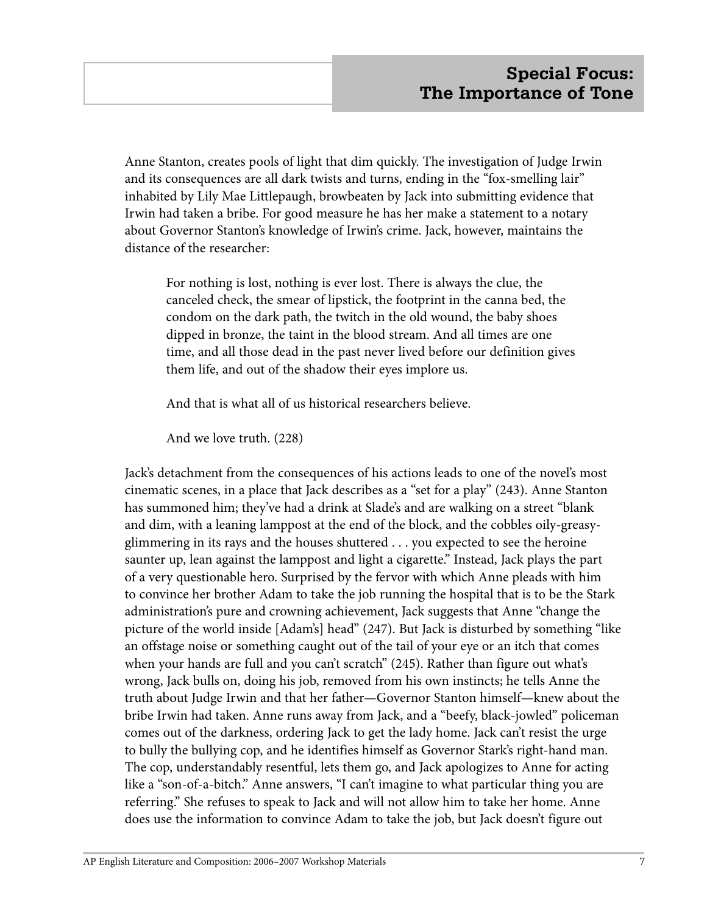Anne Stanton, creates pools of light that dim quickly. The investigation of Judge Irwin and its consequences are all dark twists and turns, ending in the "fox-smelling lair" inhabited by Lily Mae Littlepaugh, browbeaten by Jack into submitting evidence that Irwin had taken a bribe. For good measure he has her make a statement to a notary about Governor Stanton's knowledge of Irwin's crime. Jack, however, maintains the distance of the researcher:

> For nothing is lost, nothing is ever lost. There is always the clue, the canceled check, the smear of lipstick, the footprint in the canna bed, the condom on the dark path, the twitch in the old wound, the baby shoes dipped in bronze, the taint in the blood stream. And all times are one time, and all those dead in the past never lived before our definition gives them life, and out of the shadow their eyes implore us.
>
> And that is what all of us historical researchers believe.
>
> And we love truth. (228)

Jack's detachment from the consequences of his actions leads to one of the novel's most cinematic scenes, in a place that Jack describes as a "set for a play" (243). Anne Stanton has summoned him; they've had a drink at Slade's and are walking on a street "blank and dim, with a leaning lamppost at the end of the block, and the cobbles oily-greasy-glimmering in its rays and the houses shuttered . . . you expected to see the heroine saunter up, lean against the lamppost and light a cigarette." Instead, Jack plays the part of a very questionable hero. Surprised by the fervor with which Anne pleads with him to convince her brother Adam to take the job running the hospital that is to be the Stark administration's pure and crowning achievement, Jack suggests that Anne "change the picture of the world inside [Adam's] head" (247). But Jack is disturbed by something "like an offstage noise or something caught out of the tail of your eye or an itch that comes when your hands are full and you can't scratch" (245). Rather than figure out what's wrong, Jack bulls on, doing his job, removed from his own instincts; he tells Anne the truth about Judge Irwin and that her father—Governor Stanton himself—knew about the bribe Irwin had taken. Anne runs away from Jack, and a "beefy, black-jowled" policeman comes out of the darkness, ordering Jack to get the lady home. Jack can't resist the urge to bully the bullying cop, and he identifies himself as Governor Stark's right-hand man. The cop, understandably resentful, lets them go, and Jack apologizes to Anne for acting like a "son-of-a-bitch." Anne answers, "I can't imagine to what particular thing you are referring." She refuses to speak to Jack and will not allow him to take her home. Anne does use the information to convince Adam to take the job, but Jack doesn't figure out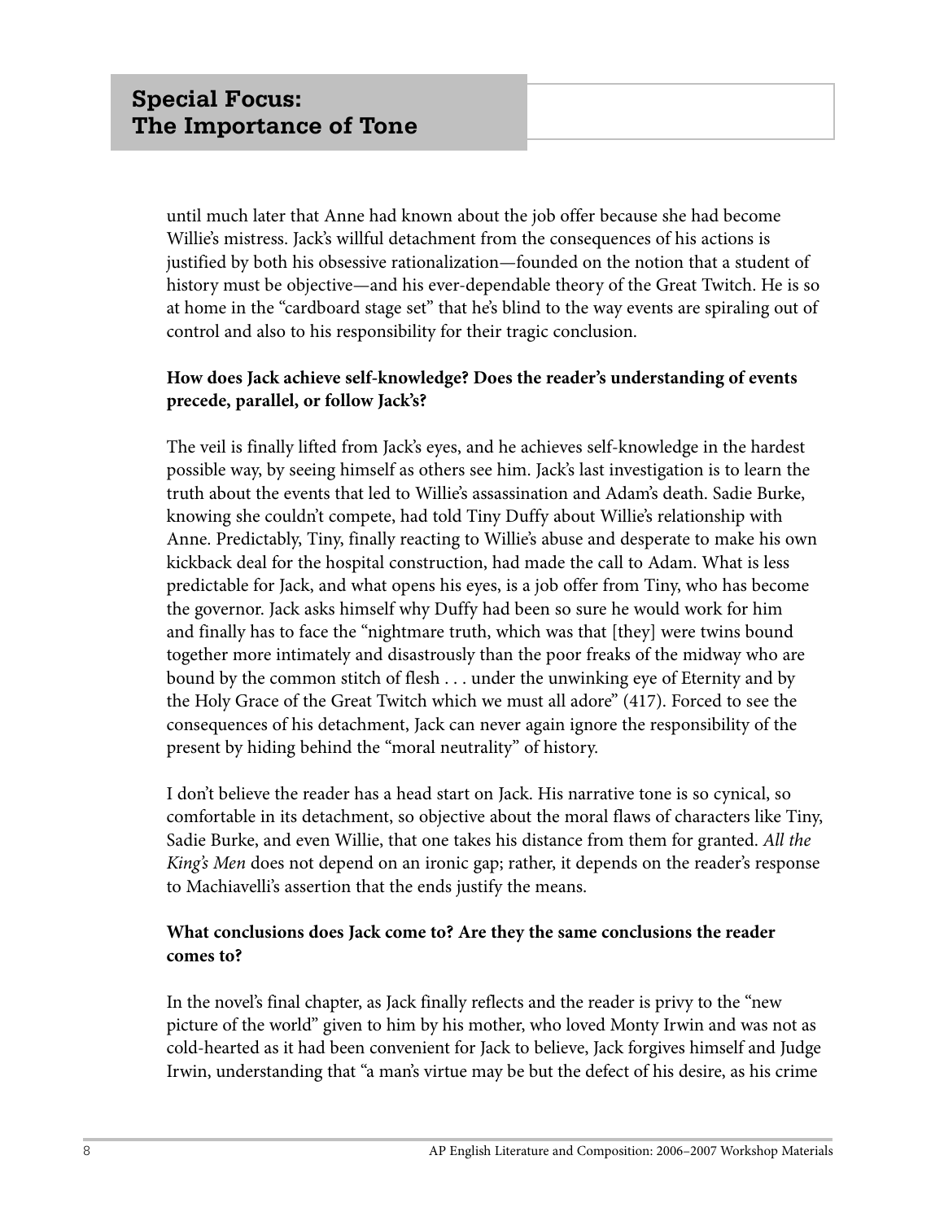until much later that Anne had known about the job offer because she had become Willie's mistress. Jack's willful detachment from the consequences of his actions is justified by both his obsessive rationalization—founded on the notion that a student of history must be objective—and his ever-dependable theory of the Great Twitch. He is so at home in the "cardboard stage set" that he's blind to the way events are spiraling out of control and also to his responsibility for their tragic conclusion.

**How does Jack achieve self-knowledge? Does the reader's understanding of events precede, parallel, or follow Jack's?**

The veil is finally lifted from Jack's eyes, and he achieves self-knowledge in the hardest possible way, by seeing himself as others see him. Jack's last investigation is to learn the truth about the events that led to Willie's assassination and Adam's death. Sadie Burke, knowing she couldn't compete, had told Tiny Duffy about Willie's relationship with Anne. Predictably, Tiny, finally reacting to Willie's abuse and desperate to make his own kickback deal for the hospital construction, had made the call to Adam. What is less predictable for Jack, and what opens his eyes, is a job offer from Tiny, who has become the governor. Jack asks himself why Duffy had been so sure he would work for him and finally has to face the "nightmare truth, which was that [they] were twins bound together more intimately and disastrously than the poor freaks of the midway who are bound by the common stitch of flesh . . . under the unwinking eye of Eternity and by the Holy Grace of the Great Twitch which we must all adore" (417). Forced to see the consequences of his detachment, Jack can never again ignore the responsibility of the present by hiding behind the "moral neutrality" of history.

I don't believe the reader has a head start on Jack. His narrative tone is so cynical, so comfortable in its detachment, so objective about the moral flaws of characters like Tiny, Sadie Burke, and even Willie, that one takes his distance from them for granted. *All the King's Men* does not depend on an ironic gap; rather, it depends on the reader's response to Machiavelli's assertion that the ends justify the means.

**What conclusions does Jack come to? Are they the same conclusions the reader comes to?**

In the novel's final chapter, as Jack finally reflects and the reader is privy to the "new picture of the world" given to him by his mother, who loved Monty Irwin and was not as cold-hearted as it had been convenient for Jack to believe, Jack forgives himself and Judge Irwin, understanding that "a man's virtue may be but the defect of his desire, as his crime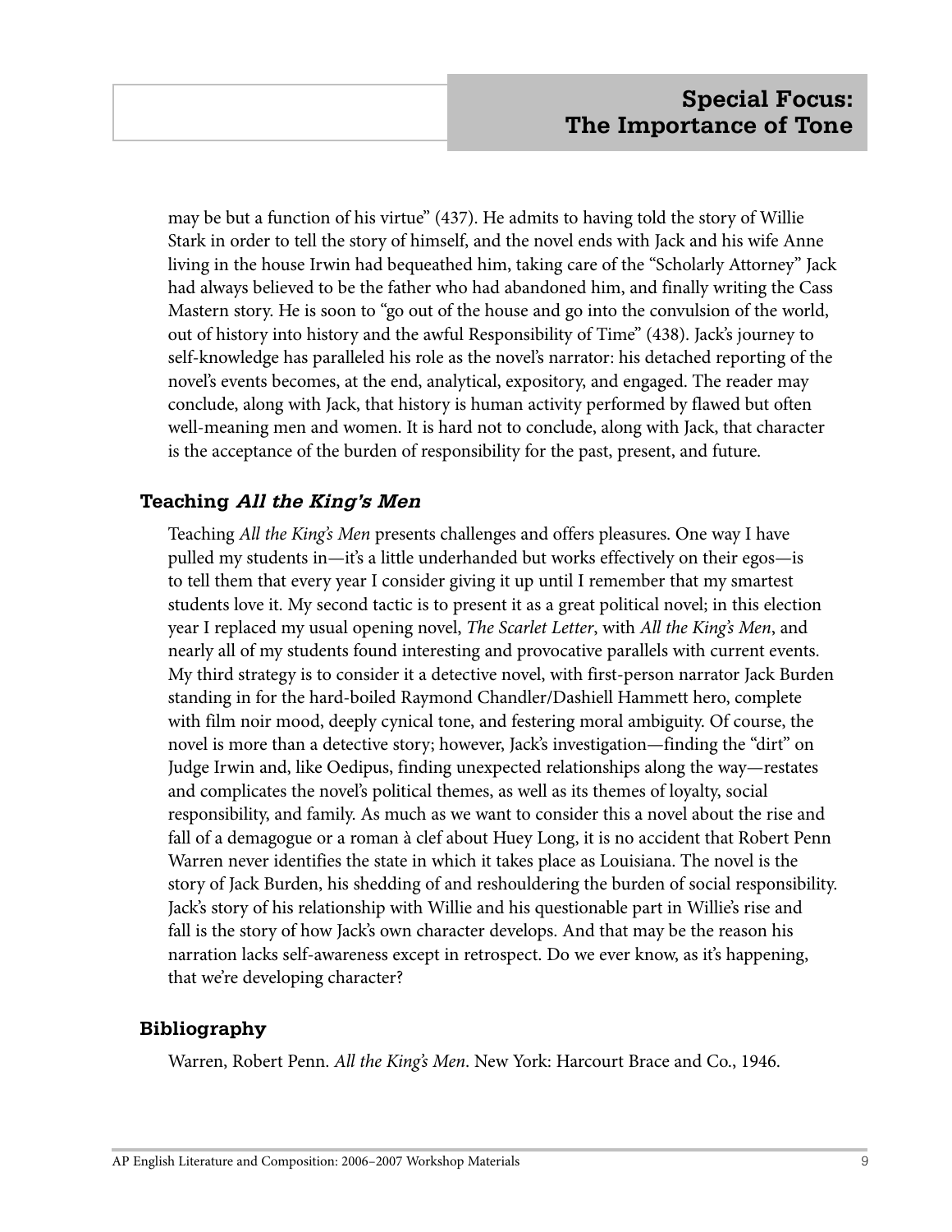may be but a function of his virtue" (437). He admits to having told the story of Willie Stark in order to tell the story of himself, and the novel ends with Jack and his wife Anne living in the house Irwin had bequeathed him, taking care of the "Scholarly Attorney" Jack had always believed to be the father who had abandoned him, and finally writing the Cass Mastern story. He is soon to "go out of the house and go into the convulsion of the world, out of history into history and the awful Responsibility of Time" (438). Jack's journey to self-knowledge has paralleled his role as the novel's narrator: his detached reporting of the novel's events becomes, at the end, analytical, expository, and engaged. The reader may conclude, along with Jack, that history is human activity performed by flawed but often well-meaning men and women. It is hard not to conclude, along with Jack, that character is the acceptance of the burden of responsibility for the past, present, and future.

### Teaching *All the King's Men*

Teaching *All the King's Men* presents challenges and offers pleasures. One way I have pulled my students in—it's a little underhanded but works effectively on their egos—is to tell them that every year I consider giving it up until I remember that my smartest students love it. My second tactic is to present it as a great political novel; in this election year I replaced my usual opening novel, *The Scarlet Letter*, with *All the King's Men*, and nearly all of my students found interesting and provocative parallels with current events. My third strategy is to consider it a detective novel, with first-person narrator Jack Burden standing in for the hard-boiled Raymond Chandler/Dashiell Hammett hero, complete with film noir mood, deeply cynical tone, and festering moral ambiguity. Of course, the novel is more than a detective story; however, Jack's investigation—finding the "dirt" on Judge Irwin and, like Oedipus, finding unexpected relationships along the way—restates and complicates the novel's political themes, as well as its themes of loyalty, social responsibility, and family. As much as we want to consider this a novel about the rise and fall of a demagogue or a roman à clef about Huey Long, it is no accident that Robert Penn Warren never identifies the state in which it takes place as Louisiana. The novel is the story of Jack Burden, his shedding of and reshouldering the burden of social responsibility. Jack's story of his relationship with Willie and his questionable part in Willie's rise and fall is the story of how Jack's own character develops. And that may be the reason his narration lacks self-awareness except in retrospect. Do we ever know, as it's happening, that we're developing character?

### Bibliography

Warren, Robert Penn. *All the King's Men*. New York: Harcourt Brace and Co., 1946.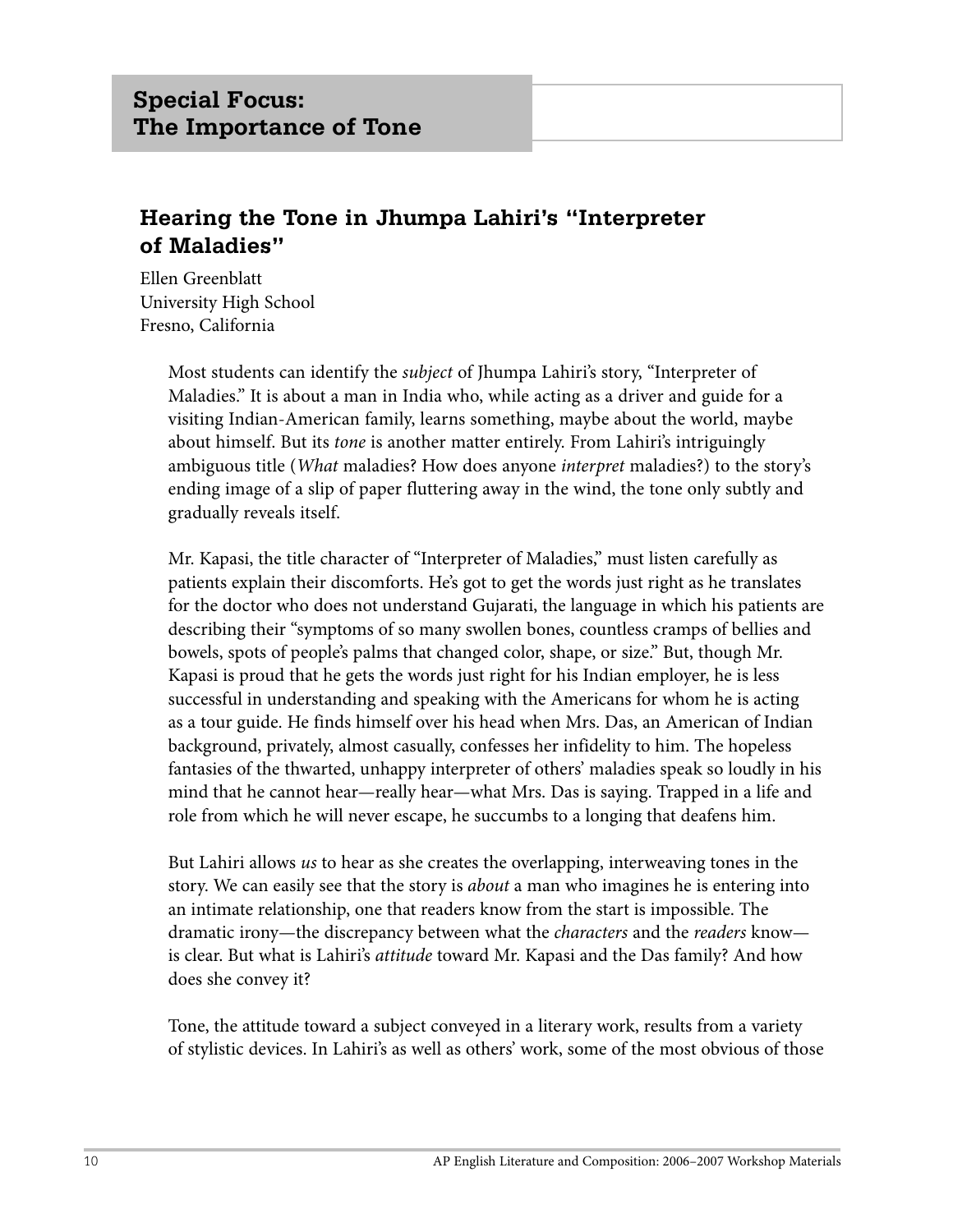## Special Focus: The Importance of Tone

### Hearing the Tone in Jhumpa Lahiri's "Interpreter of Maladies"

Ellen Greenblatt
University High School
Fresno, California

Most students can identify the *subject* of Jhumpa Lahiri's story, "Interpreter of Maladies." It is about a man in India who, while acting as a driver and guide for a visiting Indian-American family, learns something, maybe about the world, maybe about himself. But its *tone* is another matter entirely. From Lahiri's intriguingly ambiguous title (*What* maladies? How does anyone *interpret* maladies?) to the story's ending image of a slip of paper fluttering away in the wind, the tone only subtly and gradually reveals itself.

Mr. Kapasi, the title character of "Interpreter of Maladies," must listen carefully as patients explain their discomforts. He's got to get the words just right as he translates for the doctor who does not understand Gujarati, the language in which his patients are describing their "symptoms of so many swollen bones, countless cramps of bellies and bowels, spots of people's palms that changed color, shape, or size." But, though Mr. Kapasi is proud that he gets the words just right for his Indian employer, he is less successful in understanding and speaking with the Americans for whom he is acting as a tour guide. He finds himself over his head when Mrs. Das, an American of Indian background, privately, almost casually, confesses her infidelity to him. The hopeless fantasies of the thwarted, unhappy interpreter of others' maladies speak so loudly in his mind that he cannot hear—really hear—what Mrs. Das is saying. Trapped in a life and role from which he will never escape, he succumbs to a longing that deafens him.

But Lahiri allows *us* to hear as she creates the overlapping, interweaving tones in the story. We can easily see that the story is *about* a man who imagines he is entering into an intimate relationship, one that readers know from the start is impossible. The dramatic irony—the discrepancy between what the *characters* and the *readers* know—is clear. But what is Lahiri's *attitude* toward Mr. Kapasi and the Das family? And how does she convey it?

Tone, the attitude toward a subject conveyed in a literary work, results from a variety of stylistic devices. In Lahiri's as well as others' work, some of the most obvious of those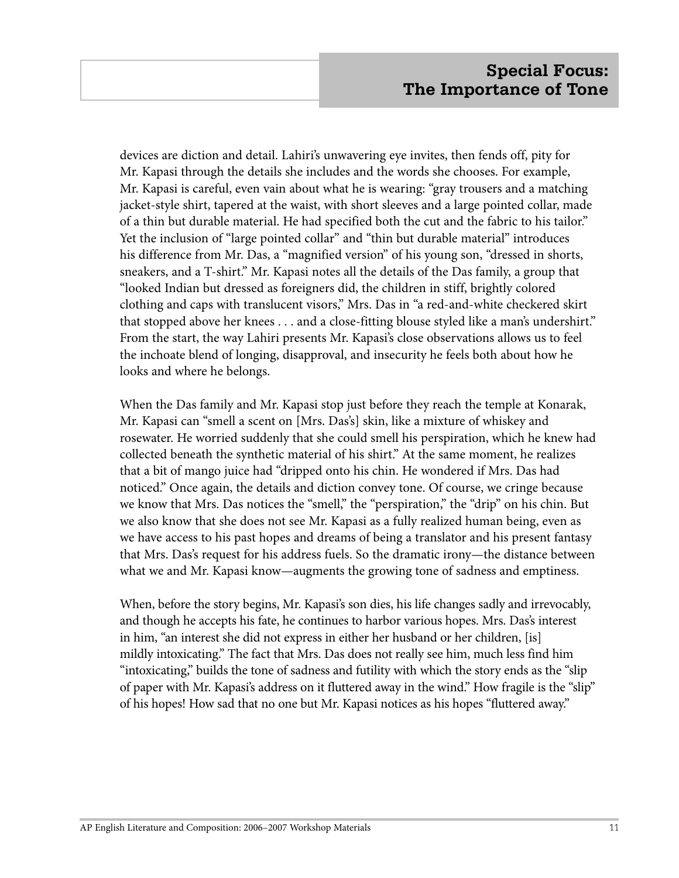devices are diction and detail. Lahiri's unwavering eye invites, then fends off, pity for Mr. Kapasi through the details she includes and the words she chooses. For example, Mr. Kapasi is careful, even vain about what he is wearing: "gray trousers and a matching jacket-style shirt, tapered at the waist, with short sleeves and a large pointed collar, made of a thin but durable material. He had specified both the cut and the fabric to his tailor." Yet the inclusion of "large pointed collar" and "thin but durable material" introduces his difference from Mr. Das, a "magnified version" of his young son, "dressed in shorts, sneakers, and a T-shirt." Mr. Kapasi notes all the details of the Das family, a group that "looked Indian but dressed as foreigners did, the children in stiff, brightly colored clothing and caps with translucent visors," Mrs. Das in "a red-and-white checkered skirt that stopped above her knees . . . and a close-fitting blouse styled like a man's undershirt." From the start, the way Lahiri presents Mr. Kapasi's close observations allows us to feel the inchoate blend of longing, disapproval, and insecurity he feels both about how he looks and where he belongs.

When the Das family and Mr. Kapasi stop just before they reach the temple at Konarak, Mr. Kapasi can "smell a scent on [Mrs. Das's] skin, like a mixture of whiskey and rosewater. He worried suddenly that she could smell his perspiration, which he knew had collected beneath the synthetic material of his shirt." At the same moment, he realizes that a bit of mango juice had "dripped onto his chin. He wondered if Mrs. Das had noticed." Once again, the details and diction convey tone. Of course, we cringe because we know that Mrs. Das notices the "smell," the "perspiration," the "drip" on his chin. But we also know that she does not see Mr. Kapasi as a fully realized human being, even as we have access to his past hopes and dreams of being a translator and his present fantasy that Mrs. Das's request for his address fuels. So the dramatic irony—the distance between what we and Mr. Kapasi know—augments the growing tone of sadness and emptiness.

When, before the story begins, Mr. Kapasi's son dies, his life changes sadly and irrevocably, and though he accepts his fate, he continues to harbor various hopes. Mrs. Das's interest in him, "an interest she did not express in either her husband or her children, [is] mildly intoxicating." The fact that Mrs. Das does not really see him, much less find him "intoxicating," builds the tone of sadness and futility with which the story ends as the "slip of paper with Mr. Kapasi's address on it fluttered away in the wind." How fragile is the "slip" of his hopes! How sad that no one but Mr. Kapasi notices as his hopes "fluttered away."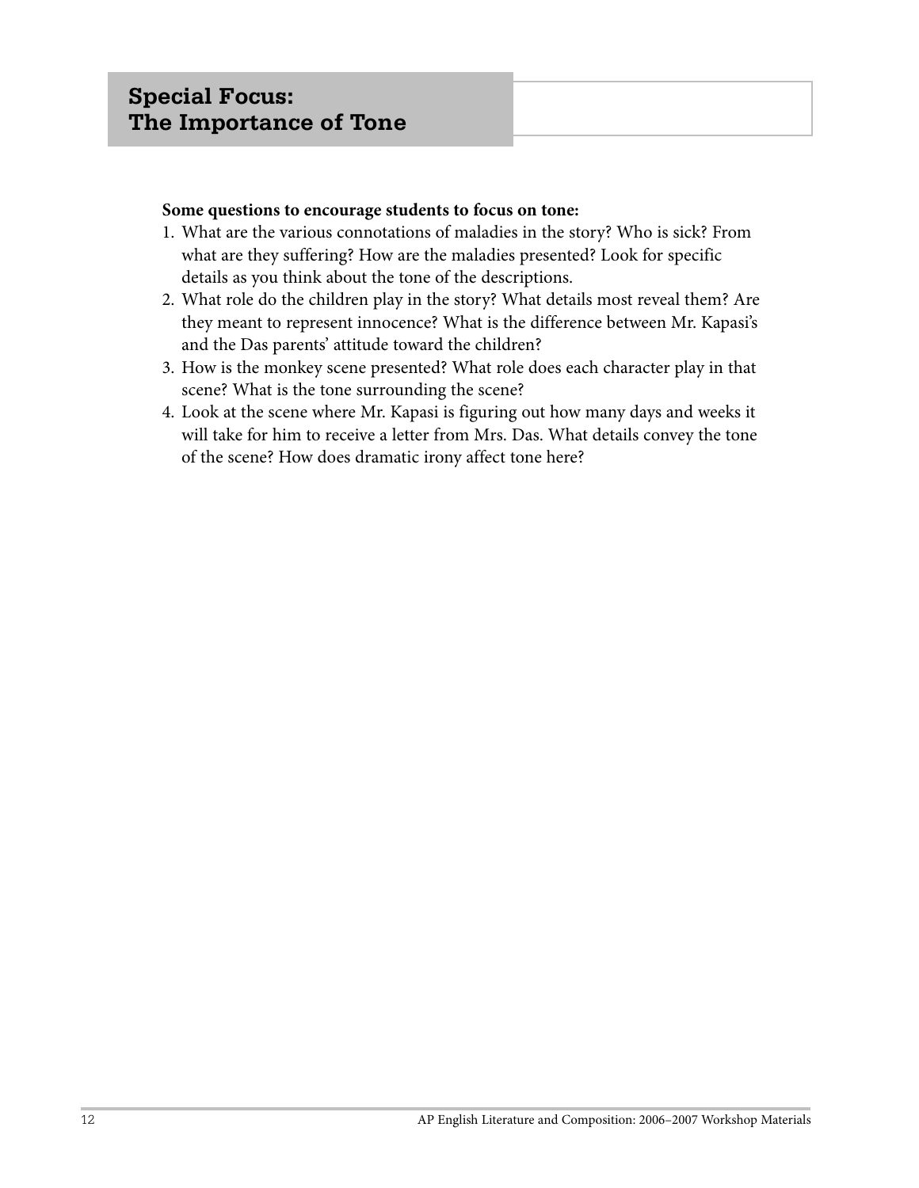## Special Focus: The Importance of Tone

**Some questions to encourage students to focus on tone:**

1. What are the various connotations of maladies in the story? Who is sick? From what are they suffering? How are the maladies presented? Look for specific details as you think about the tone of the descriptions.
2. What role do the children play in the story? What details most reveal them? Are they meant to represent innocence? What is the difference between Mr. Kapasi's and the Das parents' attitude toward the children?
3. How is the monkey scene presented? What role does each character play in that scene? What is the tone surrounding the scene?
4. Look at the scene where Mr. Kapasi is figuring out how many days and weeks it will take for him to receive a letter from Mrs. Das. What details convey the tone of the scene? How does dramatic irony affect tone here?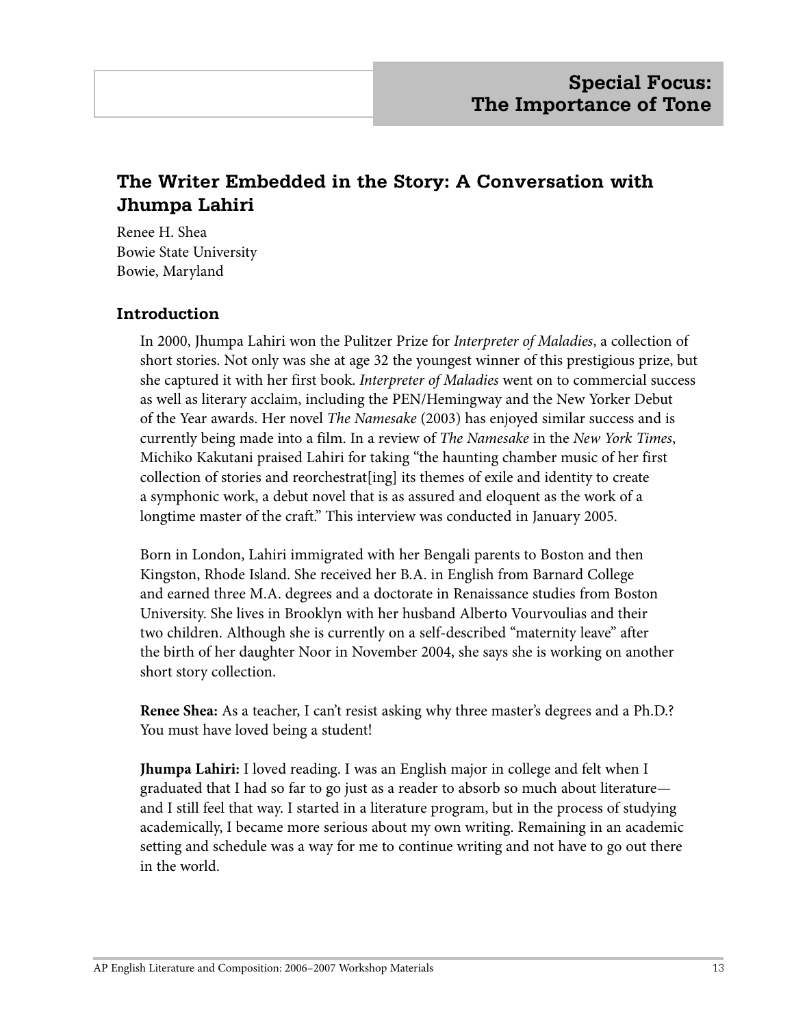# Special Focus: The Importance of Tone

## The Writer Embedded in the Story: A Conversation with Jhumpa Lahiri

Renee H. Shea
Bowie State University
Bowie, Maryland

### Introduction

In 2000, Jhumpa Lahiri won the Pulitzer Prize for *Interpreter of Maladies*, a collection of short stories. Not only was she at age 32 the youngest winner of this prestigious prize, but she captured it with her first book. *Interpreter of Maladies* went on to commercial success as well as literary acclaim, including the PEN/Hemingway and the New Yorker Debut of the Year awards. Her novel *The Namesake* (2003) has enjoyed similar success and is currently being made into a film. In a review of *The Namesake* in the *New York Times*, Michiko Kakutani praised Lahiri for taking "the haunting chamber music of her first collection of stories and reorchestrat[ing] its themes of exile and identity to create a symphonic work, a debut novel that is as assured and eloquent as the work of a longtime master of the craft." This interview was conducted in January 2005.

Born in London, Lahiri immigrated with her Bengali parents to Boston and then Kingston, Rhode Island. She received her B.A. in English from Barnard College and earned three M.A. degrees and a doctorate in Renaissance studies from Boston University. She lives in Brooklyn with her husband Alberto Vourvoulias and their two children. Although she is currently on a self-described "maternity leave" after the birth of her daughter Noor in November 2004, she says she is working on another short story collection.

**Renee Shea:** As a teacher, I can't resist asking why three master's degrees and a Ph.D.? You must have loved being a student!

**Jhumpa Lahiri:** I loved reading. I was an English major in college and felt when I graduated that I had so far to go just as a reader to absorb so much about literature—and I still feel that way. I started in a literature program, but in the process of studying academically, I became more serious about my own writing. Remaining in an academic setting and schedule was a way for me to continue writing and not have to go out there in the world.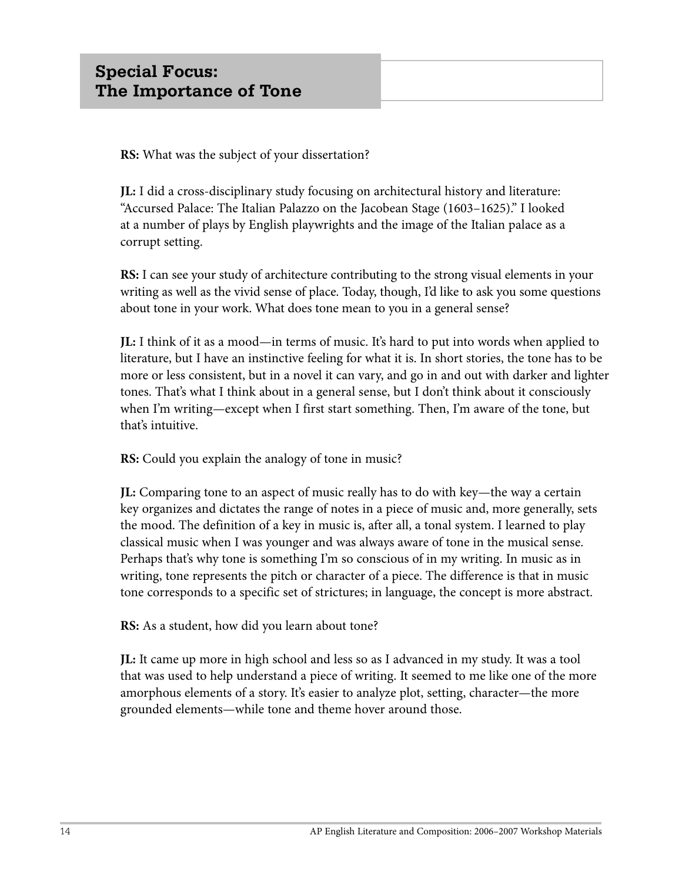## Special Focus: The Importance of Tone

**RS:** What was the subject of your dissertation?

**JL:** I did a cross-disciplinary study focusing on architectural history and literature: "Accursed Palace: The Italian Palazzo on the Jacobean Stage (1603–1625)." I looked at a number of plays by English playwrights and the image of the Italian palace as a corrupt setting.

**RS:** I can see your study of architecture contributing to the strong visual elements in your writing as well as the vivid sense of place. Today, though, I'd like to ask you some questions about tone in your work. What does tone mean to you in a general sense?

**JL:** I think of it as a mood—in terms of music. It's hard to put into words when applied to literature, but I have an instinctive feeling for what it is. In short stories, the tone has to be more or less consistent, but in a novel it can vary, and go in and out with darker and lighter tones. That's what I think about in a general sense, but I don't think about it consciously when I'm writing—except when I first start something. Then, I'm aware of the tone, but that's intuitive.

**RS:** Could you explain the analogy of tone in music?

**JL:** Comparing tone to an aspect of music really has to do with key—the way a certain key organizes and dictates the range of notes in a piece of music and, more generally, sets the mood. The definition of a key in music is, after all, a tonal system. I learned to play classical music when I was younger and was always aware of tone in the musical sense. Perhaps that's why tone is something I'm so conscious of in my writing. In music as in writing, tone represents the pitch or character of a piece. The difference is that in music tone corresponds to a specific set of strictures; in language, the concept is more abstract.

**RS:** As a student, how did you learn about tone?

**JL:** It came up more in high school and less so as I advanced in my study. It was a tool that was used to help understand a piece of writing. It seemed to me like one of the more amorphous elements of a story. It's easier to analyze plot, setting, character—the more grounded elements—while tone and theme hover around those.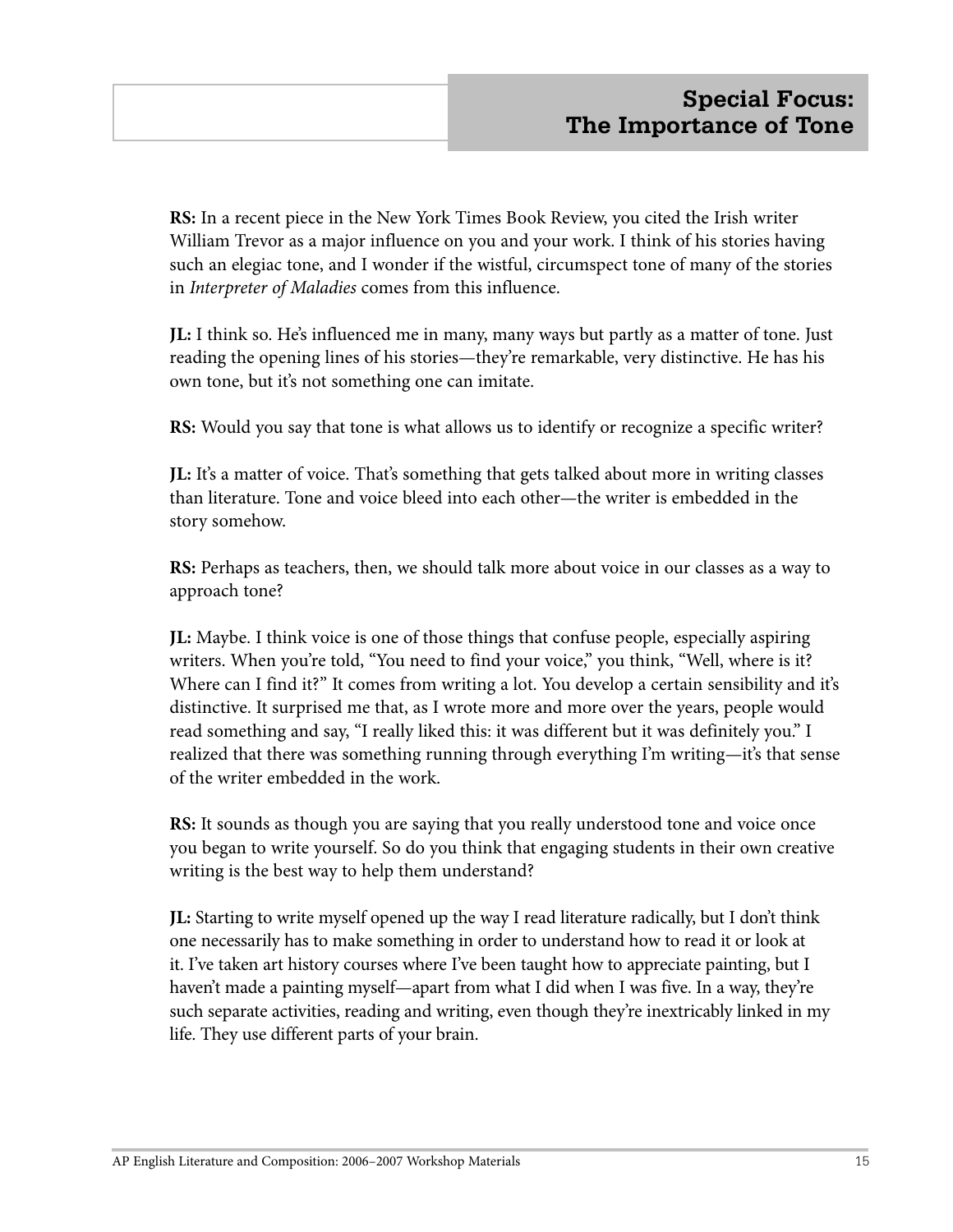## Special Focus: The Importance of Tone

**RS:** In a recent piece in the New York Times Book Review, you cited the Irish writer William Trevor as a major influence on you and your work. I think of his stories having such an elegiac tone, and I wonder if the wistful, circumspect tone of many of the stories in *Interpreter of Maladies* comes from this influence.

**JL:** I think so. He's influenced me in many, many ways but partly as a matter of tone. Just reading the opening lines of his stories—they're remarkable, very distinctive. He has his own tone, but it's not something one can imitate.

**RS:** Would you say that tone is what allows us to identify or recognize a specific writer?

**JL:** It's a matter of voice. That's something that gets talked about more in writing classes than literature. Tone and voice bleed into each other—the writer is embedded in the story somehow.

**RS:** Perhaps as teachers, then, we should talk more about voice in our classes as a way to approach tone?

**JL:** Maybe. I think voice is one of those things that confuse people, especially aspiring writers. When you're told, "You need to find your voice," you think, "Well, where is it? Where can I find it?" It comes from writing a lot. You develop a certain sensibility and it's distinctive. It surprised me that, as I wrote more and more over the years, people would read something and say, "I really liked this: it was different but it was definitely you." I realized that there was something running through everything I'm writing—it's that sense of the writer embedded in the work.

**RS:** It sounds as though you are saying that you really understood tone and voice once you began to write yourself. So do you think that engaging students in their own creative writing is the best way to help them understand?

**JL:** Starting to write myself opened up the way I read literature radically, but I don't think one necessarily has to make something in order to understand how to read it or look at it. I've taken art history courses where I've been taught how to appreciate painting, but I haven't made a painting myself—apart from what I did when I was five. In a way, they're such separate activities, reading and writing, even though they're inextricably linked in my life. They use different parts of your brain.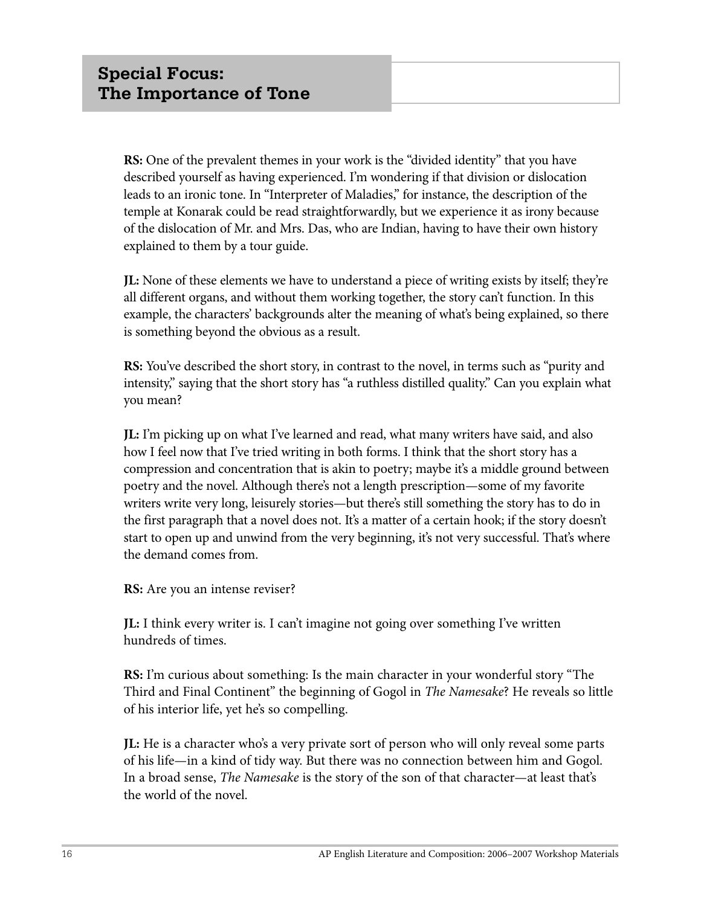## Special Focus: The Importance of Tone

**RS:** One of the prevalent themes in your work is the "divided identity" that you have described yourself as having experienced. I'm wondering if that division or dislocation leads to an ironic tone. In "Interpreter of Maladies," for instance, the description of the temple at Konarak could be read straightforwardly, but we experience it as irony because of the dislocation of Mr. and Mrs. Das, who are Indian, having to have their own history explained to them by a tour guide.

**JL:** None of these elements we have to understand a piece of writing exists by itself; they're all different organs, and without them working together, the story can't function. In this example, the characters' backgrounds alter the meaning of what's being explained, so there is something beyond the obvious as a result.

**RS:** You've described the short story, in contrast to the novel, in terms such as "purity and intensity," saying that the short story has "a ruthless distilled quality." Can you explain what you mean?

**JL:** I'm picking up on what I've learned and read, what many writers have said, and also how I feel now that I've tried writing in both forms. I think that the short story has a compression and concentration that is akin to poetry; maybe it's a middle ground between poetry and the novel. Although there's not a length prescription—some of my favorite writers write very long, leisurely stories—but there's still something the story has to do in the first paragraph that a novel does not. It's a matter of a certain hook; if the story doesn't start to open up and unwind from the very beginning, it's not very successful. That's where the demand comes from.

**RS:** Are you an intense reviser?

**JL:** I think every writer is. I can't imagine not going over something I've written hundreds of times.

**RS:** I'm curious about something: Is the main character in your wonderful story "The Third and Final Continent" the beginning of Gogol in *The Namesake*? He reveals so little of his interior life, yet he's so compelling.

**JL:** He is a character who's a very private sort of person who will only reveal some parts of his life—in a kind of tidy way. But there was no connection between him and Gogol. In a broad sense, *The Namesake* is the story of the son of that character—at least that's the world of the novel.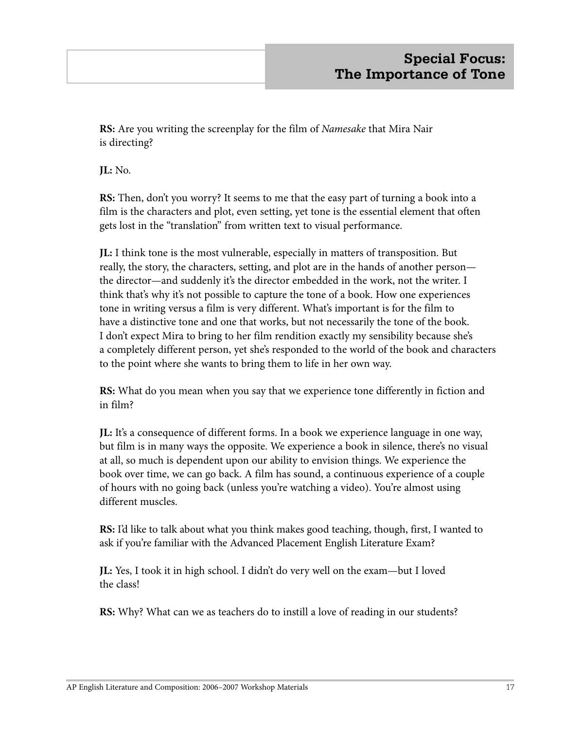**RS:** Are you writing the screenplay for the film of *Namesake* that Mira Nair is directing?

**JL:** No.

**RS:** Then, don't you worry? It seems to me that the easy part of turning a book into a film is the characters and plot, even setting, yet tone is the essential element that often gets lost in the "translation" from written text to visual performance.

**JL:** I think tone is the most vulnerable, especially in matters of transposition. But really, the story, the characters, setting, and plot are in the hands of another person—the director—and suddenly it's the director embedded in the work, not the writer. I think that's why it's not possible to capture the tone of a book. How one experiences tone in writing versus a film is very different. What's important is for the film to have a distinctive tone and one that works, but not necessarily the tone of the book. I don't expect Mira to bring to her film rendition exactly my sensibility because she's a completely different person, yet she's responded to the world of the book and characters to the point where she wants to bring them to life in her own way.

**RS:** What do you mean when you say that we experience tone differently in fiction and in film?

**JL:** It's a consequence of different forms. In a book we experience language in one way, but film is in many ways the opposite. We experience a book in silence, there's no visual at all, so much is dependent upon our ability to envision things. We experience the book over time, we can go back. A film has sound, a continuous experience of a couple of hours with no going back (unless you're watching a video). You're almost using different muscles.

**RS:** I'd like to talk about what you think makes good teaching, though, first, I wanted to ask if you're familiar with the Advanced Placement English Literature Exam?

**JL:** Yes, I took it in high school. I didn't do very well on the exam—but I loved the class!

**RS:** Why? What can we as teachers do to instill a love of reading in our students?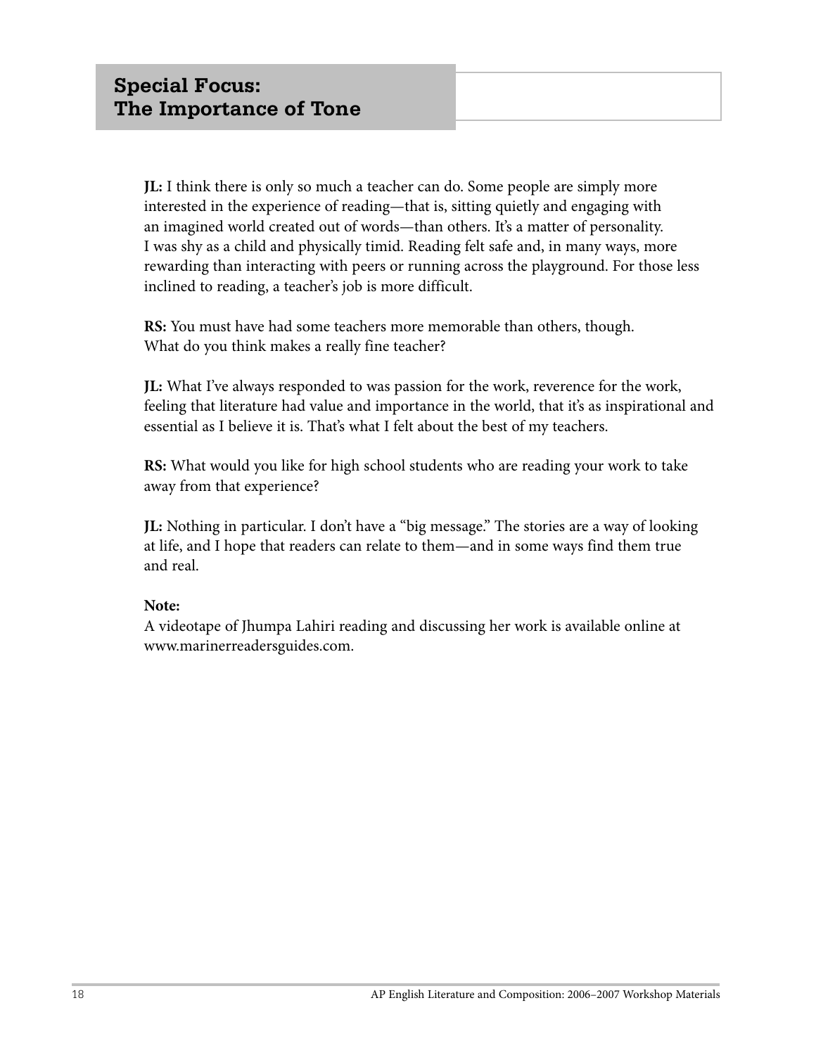## Special Focus: The Importance of Tone

**JL:** I think there is only so much a teacher can do. Some people are simply more interested in the experience of reading—that is, sitting quietly and engaging with an imagined world created out of words—than others. It's a matter of personality. I was shy as a child and physically timid. Reading felt safe and, in many ways, more rewarding than interacting with peers or running across the playground. For those less inclined to reading, a teacher's job is more difficult.

**RS:** You must have had some teachers more memorable than others, though. What do you think makes a really fine teacher?

**JL:** What I've always responded to was passion for the work, reverence for the work, feeling that literature had value and importance in the world, that it's as inspirational and essential as I believe it is. That's what I felt about the best of my teachers.

**RS:** What would you like for high school students who are reading your work to take away from that experience?

**JL:** Nothing in particular. I don't have a "big message." The stories are a way of looking at life, and I hope that readers can relate to them—and in some ways find them true and real.

**Note:**
A videotape of Jhumpa Lahiri reading and discussing her work is available online at www.marinerreadersguides.com.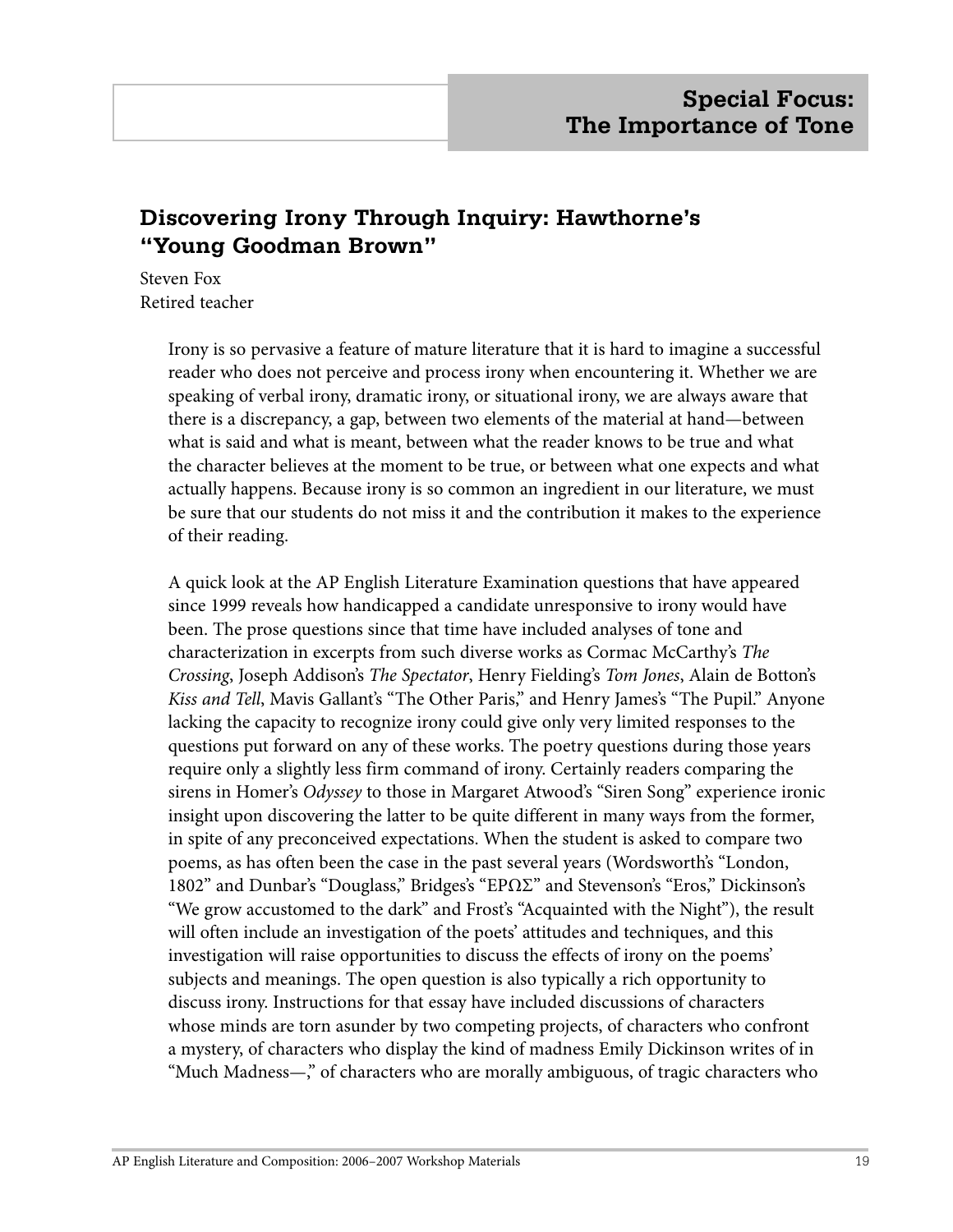## Special Focus: The Importance of Tone

### Discovering Irony Through Inquiry: Hawthorne's "Young Goodman Brown"

Steven Fox
Retired teacher

Irony is so pervasive a feature of mature literature that it is hard to imagine a successful reader who does not perceive and process irony when encountering it. Whether we are speaking of verbal irony, dramatic irony, or situational irony, we are always aware that there is a discrepancy, a gap, between two elements of the material at hand—between what is said and what is meant, between what the reader knows to be true and what the character believes at the moment to be true, or between what one expects and what actually happens. Because irony is so common an ingredient in our literature, we must be sure that our students do not miss it and the contribution it makes to the experience of their reading.

A quick look at the AP English Literature Examination questions that have appeared since 1999 reveals how handicapped a candidate unresponsive to irony would have been. The prose questions since that time have included analyses of tone and characterization in excerpts from such diverse works as Cormac McCarthy's *The Crossing*, Joseph Addison's *The Spectator*, Henry Fielding's *Tom Jones*, Alain de Botton's *Kiss and Tell*, Mavis Gallant's "The Other Paris," and Henry James's "The Pupil." Anyone lacking the capacity to recognize irony could give only very limited responses to the questions put forward on any of these works. The poetry questions during those years require only a slightly less firm command of irony. Certainly readers comparing the sirens in Homer's *Odyssey* to those in Margaret Atwood's "Siren Song" experience ironic insight upon discovering the latter to be quite different in many ways from the former, in spite of any preconceived expectations. When the student is asked to compare two poems, as has often been the case in the past several years (Wordsworth's "London, 1802" and Dunbar's "Douglass," Bridges's "ΕΡΩΣ" and Stevenson's "Eros," Dickinson's "We grow accustomed to the dark" and Frost's "Acquainted with the Night"), the result will often include an investigation of the poets' attitudes and techniques, and this investigation will raise opportunities to discuss the effects of irony on the poems' subjects and meanings. The open question is also typically a rich opportunity to discuss irony. Instructions for that essay have included discussions of characters whose minds are torn asunder by two competing projects, of characters who confront a mystery, of characters who display the kind of madness Emily Dickinson writes of in "Much Madness—," of characters who are morally ambiguous, of tragic characters who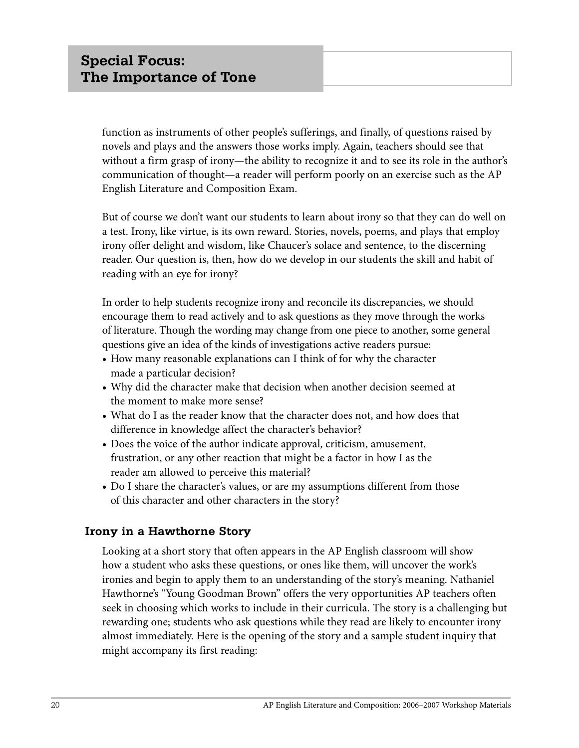## Special Focus: The Importance of Tone

function as instruments of other people's sufferings, and finally, of questions raised by novels and plays and the answers those works imply. Again, teachers should see that without a firm grasp of irony—the ability to recognize it and to see its role in the author's communication of thought—a reader will perform poorly on an exercise such as the AP English Literature and Composition Exam.

But of course we don't want our students to learn about irony so that they can do well on a test. Irony, like virtue, is its own reward. Stories, novels, poems, and plays that employ irony offer delight and wisdom, like Chaucer's solace and sentence, to the discerning reader. Our question is, then, how do we develop in our students the skill and habit of reading with an eye for irony?

In order to help students recognize irony and reconcile its discrepancies, we should encourage them to read actively and to ask questions as they move through the works of literature. Though the wording may change from one piece to another, some general questions give an idea of the kinds of investigations active readers pursue:

- How many reasonable explanations can I think of for why the character made a particular decision?
- Why did the character make that decision when another decision seemed at the moment to make more sense?
- What do I as the reader know that the character does not, and how does that difference in knowledge affect the character's behavior?
- Does the voice of the author indicate approval, criticism, amusement, frustration, or any other reaction that might be a factor in how I as the reader am allowed to perceive this material?
- Do I share the character's values, or are my assumptions different from those of this character and other characters in the story?

### Irony in a Hawthorne Story

Looking at a short story that often appears in the AP English classroom will show how a student who asks these questions, or ones like them, will uncover the work's ironies and begin to apply them to an understanding of the story's meaning. Nathaniel Hawthorne's "Young Goodman Brown" offers the very opportunities AP teachers often seek in choosing which works to include in their curricula. The story is a challenging but rewarding one; students who ask questions while they read are likely to encounter irony almost immediately. Here is the opening of the story and a sample student inquiry that might accompany its first reading: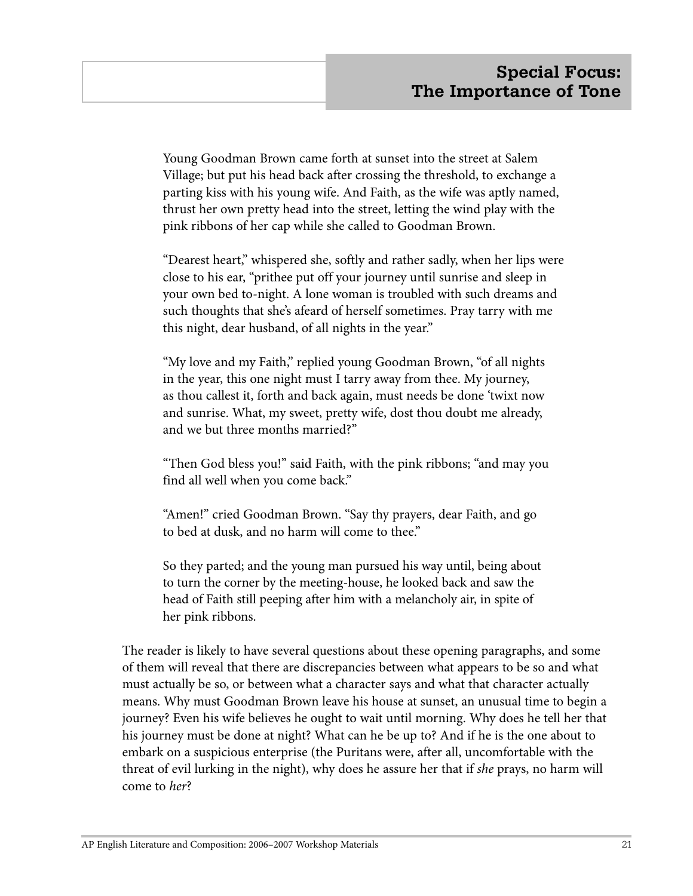## Special Focus: The Importance of Tone

> Young Goodman Brown came forth at sunset into the street at Salem Village; but put his head back after crossing the threshold, to exchange a parting kiss with his young wife. And Faith, as the wife was aptly named, thrust her own pretty head into the street, letting the wind play with the pink ribbons of her cap while she called to Goodman Brown.
>
> "Dearest heart," whispered she, softly and rather sadly, when her lips were close to his ear, "prithee put off your journey until sunrise and sleep in your own bed to-night. A lone woman is troubled with such dreams and such thoughts that she's afeard of herself sometimes. Pray tarry with me this night, dear husband, of all nights in the year."
>
> "My love and my Faith," replied young Goodman Brown, "of all nights in the year, this one night must I tarry away from thee. My journey, as thou callest it, forth and back again, must needs be done 'twixt now and sunrise. What, my sweet, pretty wife, dost thou doubt me already, and we but three months married?"
>
> "Then God bless you!" said Faith, with the pink ribbons; "and may you find all well when you come back."
>
> "Amen!" cried Goodman Brown. "Say thy prayers, dear Faith, and go to bed at dusk, and no harm will come to thee."
>
> So they parted; and the young man pursued his way until, being about to turn the corner by the meeting-house, he looked back and saw the head of Faith still peeping after him with a melancholy air, in spite of her pink ribbons.

The reader is likely to have several questions about these opening paragraphs, and some of them will reveal that there are discrepancies between what appears to be so and what must actually be so, or between what a character says and what that character actually means. Why must Goodman Brown leave his house at sunset, an unusual time to begin a journey? Even his wife believes he ought to wait until morning. Why does he tell her that his journey must be done at night? What can he be up to? And if he is the one about to embark on a suspicious enterprise (the Puritans were, after all, uncomfortable with the threat of evil lurking in the night), why does he assure her that if *she* prays, no harm will come to *her*?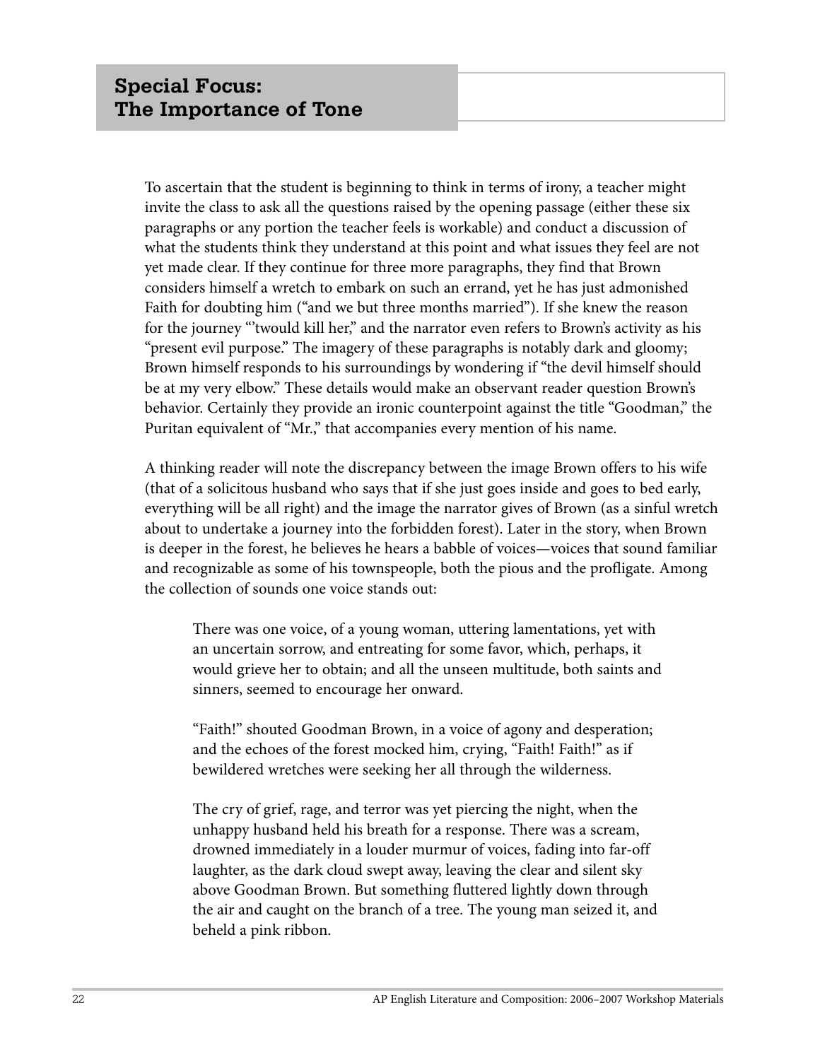## Special Focus: The Importance of Tone

To ascertain that the student is beginning to think in terms of irony, a teacher might invite the class to ask all the questions raised by the opening passage (either these six paragraphs or any portion the teacher feels is workable) and conduct a discussion of what the students think they understand at this point and what issues they feel are not yet made clear. If they continue for three more paragraphs, they find that Brown considers himself a wretch to embark on such an errand, yet he has just admonished Faith for doubting him ("and we but three months married"). If she knew the reason for the journey "'twould kill her," and the narrator even refers to Brown's activity as his "present evil purpose." The imagery of these paragraphs is notably dark and gloomy; Brown himself responds to his surroundings by wondering if "the devil himself should be at my very elbow." These details would make an observant reader question Brown's behavior. Certainly they provide an ironic counterpoint against the title "Goodman," the Puritan equivalent of "Mr.," that accompanies every mention of his name.

A thinking reader will note the discrepancy between the image Brown offers to his wife (that of a solicitous husband who says that if she just goes inside and goes to bed early, everything will be all right) and the image the narrator gives of Brown (as a sinful wretch about to undertake a journey into the forbidden forest). Later in the story, when Brown is deeper in the forest, he believes he hears a babble of voices—voices that sound familiar and recognizable as some of his townspeople, both the pious and the profligate. Among the collection of sounds one voice stands out:

> There was one voice, of a young woman, uttering lamentations, yet with an uncertain sorrow, and entreating for some favor, which, perhaps, it would grieve her to obtain; and all the unseen multitude, both saints and sinners, seemed to encourage her onward.
>
> "Faith!" shouted Goodman Brown, in a voice of agony and desperation; and the echoes of the forest mocked him, crying, "Faith! Faith!" as if bewildered wretches were seeking her all through the wilderness.
>
> The cry of grief, rage, and terror was yet piercing the night, when the unhappy husband held his breath for a response. There was a scream, drowned immediately in a louder murmur of voices, fading into far-off laughter, as the dark cloud swept away, leaving the clear and silent sky above Goodman Brown. But something fluttered lightly down through the air and caught on the branch of a tree. The young man seized it, and beheld a pink ribbon.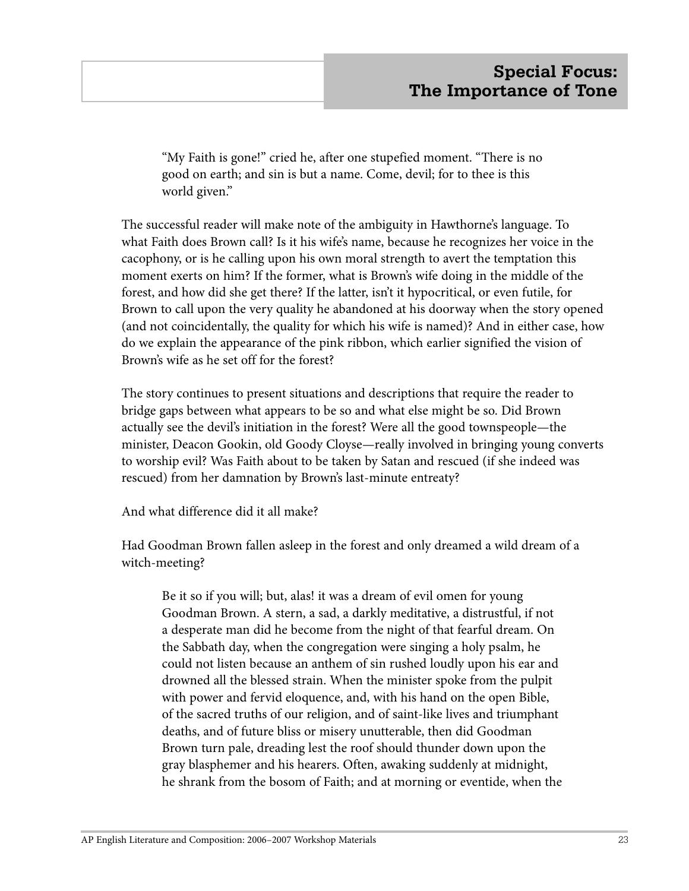> "My Faith is gone!" cried he, after one stupefied moment. "There is no good on earth; and sin is but a name. Come, devil; for to thee is this world given."

The successful reader will make note of the ambiguity in Hawthorne's language. To what Faith does Brown call? Is it his wife's name, because he recognizes her voice in the cacophony, or is he calling upon his own moral strength to avert the temptation this moment exerts on him? If the former, what is Brown's wife doing in the middle of the forest, and how did she get there? If the latter, isn't it hypocritical, or even futile, for Brown to call upon the very quality he abandoned at his doorway when the story opened (and not coincidentally, the quality for which his wife is named)? And in either case, how do we explain the appearance of the pink ribbon, which earlier signified the vision of Brown's wife as he set off for the forest?

The story continues to present situations and descriptions that require the reader to bridge gaps between what appears to be so and what else might be so. Did Brown actually see the devil's initiation in the forest? Were all the good townspeople—the minister, Deacon Gookin, old Goody Cloyse—really involved in bringing young converts to worship evil? Was Faith about to be taken by Satan and rescued (if she indeed was rescued) from her damnation by Brown's last-minute entreaty?

And what difference did it all make?

Had Goodman Brown fallen asleep in the forest and only dreamed a wild dream of a witch-meeting?

> Be it so if you will; but, alas! it was a dream of evil omen for young Goodman Brown. A stern, a sad, a darkly meditative, a distrustful, if not a desperate man did he become from the night of that fearful dream. On the Sabbath day, when the congregation were singing a holy psalm, he could not listen because an anthem of sin rushed loudly upon his ear and drowned all the blessed strain. When the minister spoke from the pulpit with power and fervid eloquence, and, with his hand on the open Bible, of the sacred truths of our religion, and of saint-like lives and triumphant deaths, and of future bliss or misery unutterable, then did Goodman Brown turn pale, dreading lest the roof should thunder down upon the gray blasphemer and his hearers. Often, awaking suddenly at midnight, he shrank from the bosom of Faith; and at morning or eventide, when the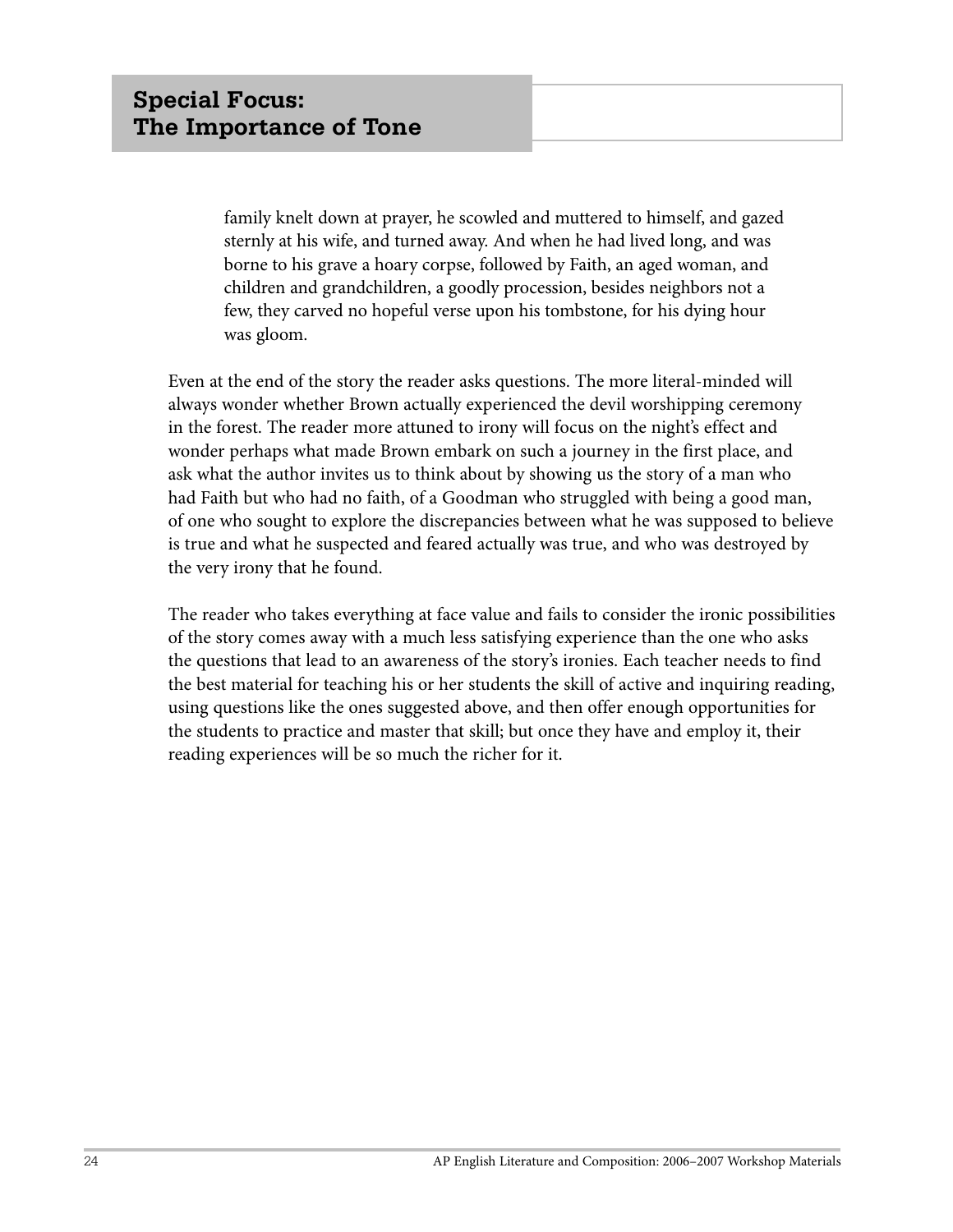> family knelt down at prayer, he scowled and muttered to himself, and gazed sternly at his wife, and turned away. And when he had lived long, and was borne to his grave a hoary corpse, followed by Faith, an aged woman, and children and grandchildren, a goodly procession, besides neighbors not a few, they carved no hopeful verse upon his tombstone, for his dying hour was gloom.

Even at the end of the story the reader asks questions. The more literal-minded will always wonder whether Brown actually experienced the devil worshipping ceremony in the forest. The reader more attuned to irony will focus on the night's effect and wonder perhaps what made Brown embark on such a journey in the first place, and ask what the author invites us to think about by showing us the story of a man who had Faith but who had no faith, of a Goodman who struggled with being a good man, of one who sought to explore the discrepancies between what he was supposed to believe is true and what he suspected and feared actually was true, and who was destroyed by the very irony that he found.

The reader who takes everything at face value and fails to consider the ironic possibilities of the story comes away with a much less satisfying experience than the one who asks the questions that lead to an awareness of the story's ironies. Each teacher needs to find the best material for teaching his or her students the skill of active and inquiring reading, using questions like the ones suggested above, and then offer enough opportunities for the students to practice and master that skill; but once they have and employ it, their reading experiences will be so much the richer for it.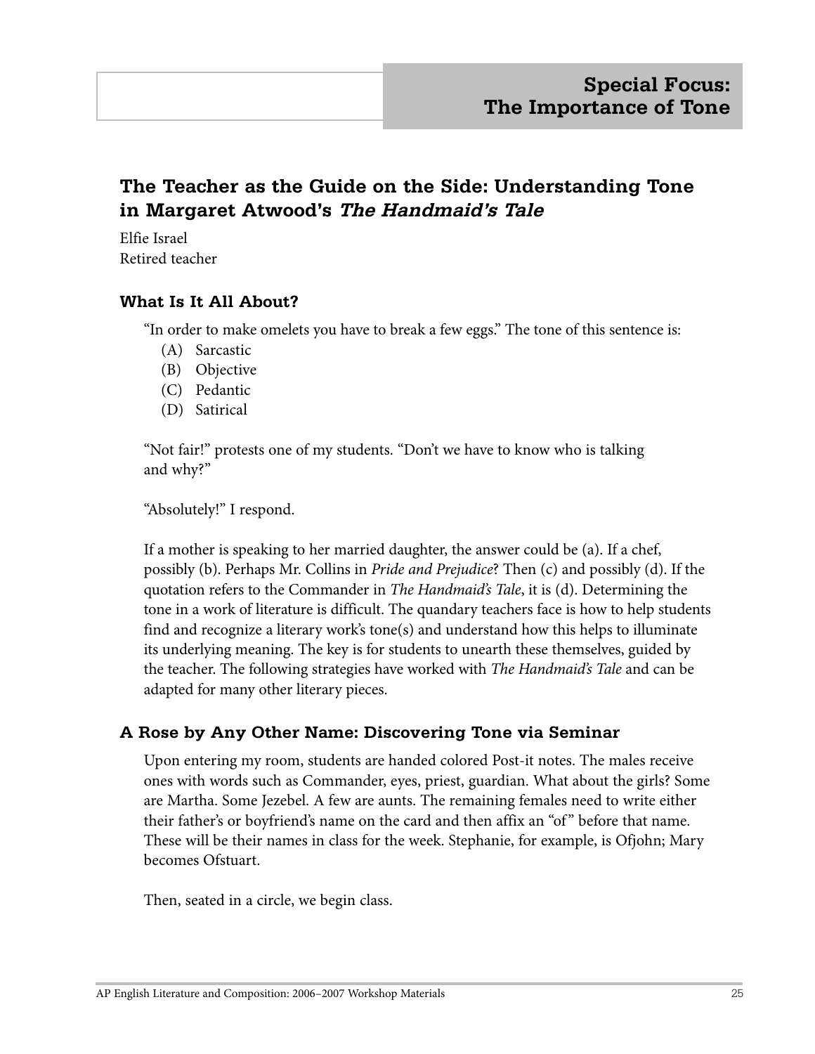## Special Focus: The Importance of Tone

# The Teacher as the Guide on the Side: Understanding Tone in Margaret Atwood's *The Handmaid's Tale*

Elfie Israel
Retired teacher

### What Is It All About?

"In order to make omelets you have to break a few eggs." The tone of this sentence is:

(A) Sarcastic
(B) Objective
(C) Pedantic
(D) Satirical

"Not fair!" protests one of my students. "Don't we have to know who is talking and why?"

"Absolutely!" I respond.

If a mother is speaking to her married daughter, the answer could be (a). If a chef, possibly (b). Perhaps Mr. Collins in *Pride and Prejudice*? Then (c) and possibly (d). If the quotation refers to the Commander in *The Handmaid's Tale*, it is (d). Determining the tone in a work of literature is difficult. The quandary teachers face is how to help students find and recognize a literary work's tone(s) and understand how this helps to illuminate its underlying meaning. The key is for students to unearth these themselves, guided by the teacher. The following strategies have worked with *The Handmaid's Tale* and can be adapted for many other literary pieces.

### A Rose by Any Other Name: Discovering Tone via Seminar

Upon entering my room, students are handed colored Post-it notes. The males receive ones with words such as Commander, eyes, priest, guardian. What about the girls? Some are Martha. Some Jezebel. A few are aunts. The remaining females need to write either their father's or boyfriend's name on the card and then affix an "of" before that name. These will be their names in class for the week. Stephanie, for example, is Ofjohn; Mary becomes Ofstuart.

Then, seated in a circle, we begin class.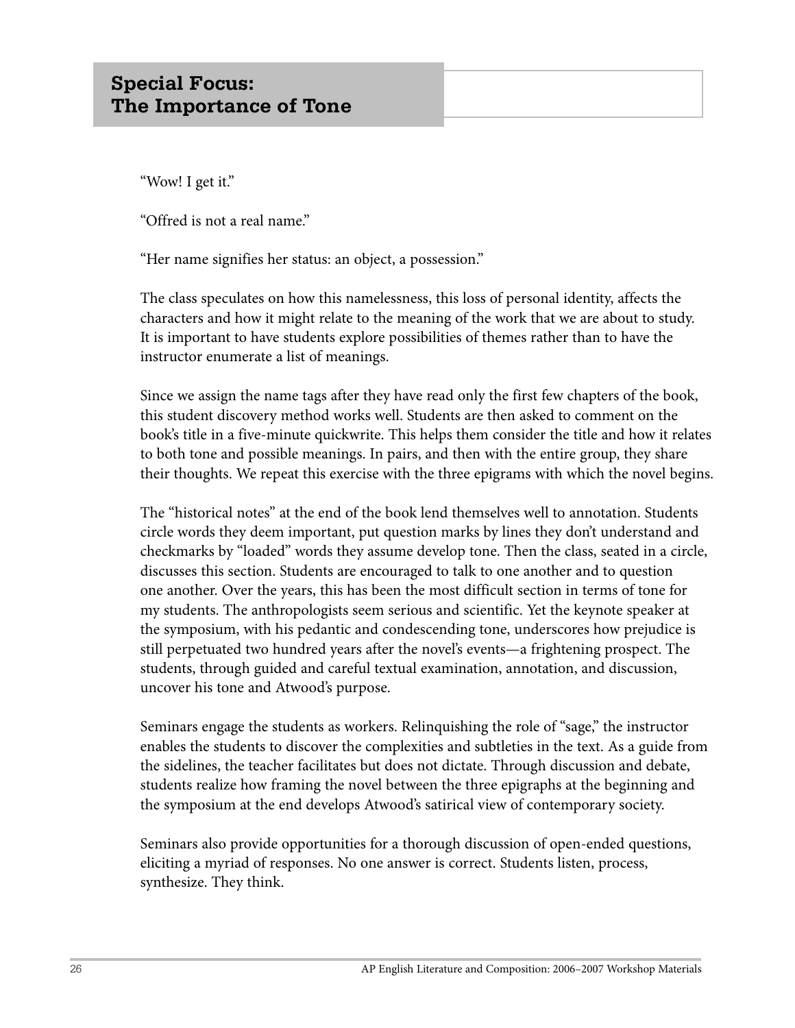## Special Focus: The Importance of Tone

"Wow! I get it."

"Offred is not a real name."

"Her name signifies her status: an object, a possession."

The class speculates on how this namelessness, this loss of personal identity, affects the characters and how it might relate to the meaning of the work that we are about to study. It is important to have students explore possibilities of themes rather than to have the instructor enumerate a list of meanings.

Since we assign the name tags after they have read only the first few chapters of the book, this student discovery method works well. Students are then asked to comment on the book's title in a five-minute quickwrite. This helps them consider the title and how it relates to both tone and possible meanings. In pairs, and then with the entire group, they share their thoughts. We repeat this exercise with the three epigrams with which the novel begins.

The "historical notes" at the end of the book lend themselves well to annotation. Students circle words they deem important, put question marks by lines they don't understand and checkmarks by "loaded" words they assume develop tone. Then the class, seated in a circle, discusses this section. Students are encouraged to talk to one another and to question one another. Over the years, this has been the most difficult section in terms of tone for my students. The anthropologists seem serious and scientific. Yet the keynote speaker at the symposium, with his pedantic and condescending tone, underscores how prejudice is still perpetuated two hundred years after the novel's events—a frightening prospect. The students, through guided and careful textual examination, annotation, and discussion, uncover his tone and Atwood's purpose.

Seminars engage the students as workers. Relinquishing the role of "sage," the instructor enables the students to discover the complexities and subtleties in the text. As a guide from the sidelines, the teacher facilitates but does not dictate. Through discussion and debate, students realize how framing the novel between the three epigraphs at the beginning and the symposium at the end develops Atwood's satirical view of contemporary society.

Seminars also provide opportunities for a thorough discussion of open-ended questions, eliciting a myriad of responses. No one answer is correct. Students listen, process, synthesize. They think.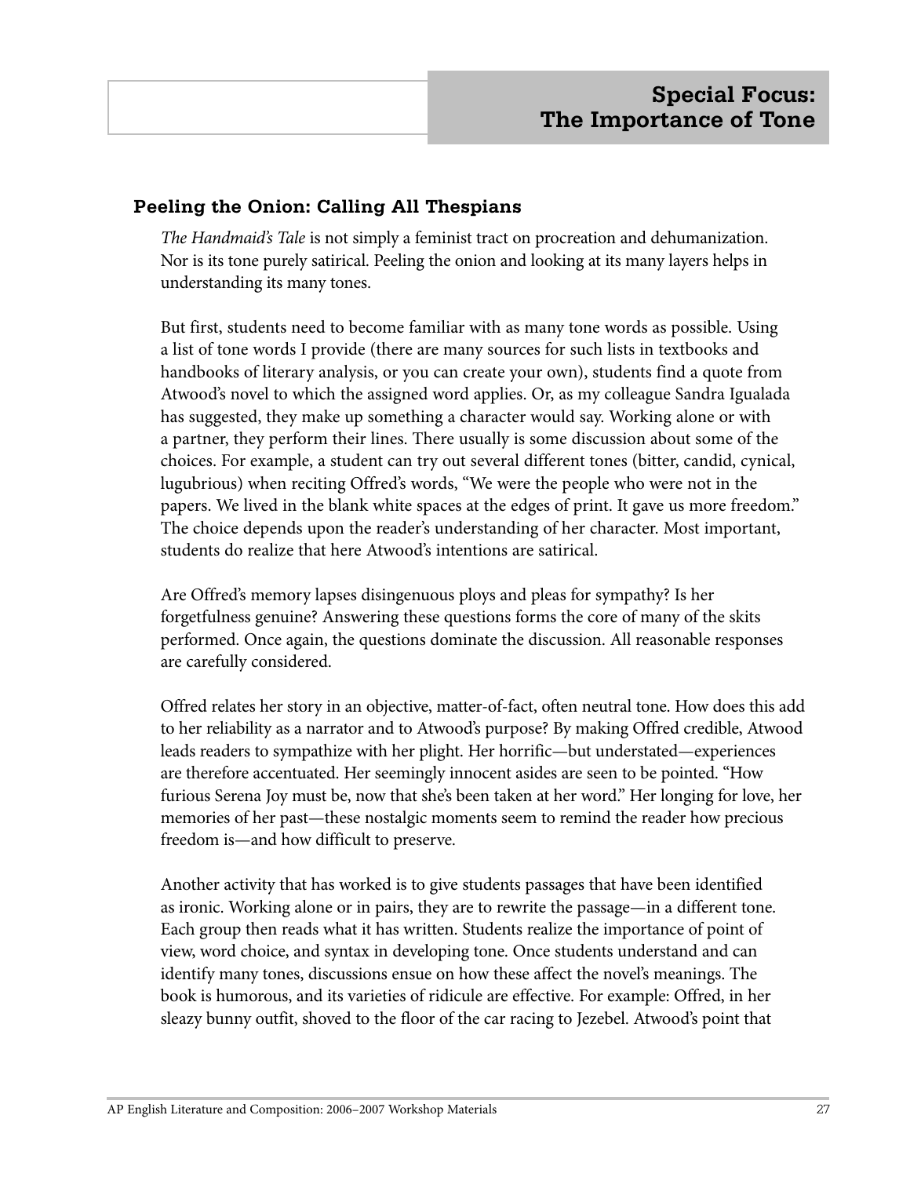## Special Focus: The Importance of Tone

### Peeling the Onion: Calling All Thespians

*The Handmaid's Tale* is not simply a feminist tract on procreation and dehumanization. Nor is its tone purely satirical. Peeling the onion and looking at its many layers helps in understanding its many tones.

But first, students need to become familiar with as many tone words as possible. Using a list of tone words I provide (there are many sources for such lists in textbooks and handbooks of literary analysis, or you can create your own), students find a quote from Atwood's novel to which the assigned word applies. Or, as my colleague Sandra Igualada has suggested, they make up something a character would say. Working alone or with a partner, they perform their lines. There usually is some discussion about some of the choices. For example, a student can try out several different tones (bitter, candid, cynical, lugubrious) when reciting Offred's words, "We were the people who were not in the papers. We lived in the blank white spaces at the edges of print. It gave us more freedom." The choice depends upon the reader's understanding of her character. Most important, students do realize that here Atwood's intentions are satirical.

Are Offred's memory lapses disingenuous ploys and pleas for sympathy? Is her forgetfulness genuine? Answering these questions forms the core of many of the skits performed. Once again, the questions dominate the discussion. All reasonable responses are carefully considered.

Offred relates her story in an objective, matter-of-fact, often neutral tone. How does this add to her reliability as a narrator and to Atwood's purpose? By making Offred credible, Atwood leads readers to sympathize with her plight. Her horrific—but understated—experiences are therefore accentuated. Her seemingly innocent asides are seen to be pointed. "How furious Serena Joy must be, now that she's been taken at her word." Her longing for love, her memories of her past—these nostalgic moments seem to remind the reader how precious freedom is—and how difficult to preserve.

Another activity that has worked is to give students passages that have been identified as ironic. Working alone or in pairs, they are to rewrite the passage—in a different tone. Each group then reads what it has written. Students realize the importance of point of view, word choice, and syntax in developing tone. Once students understand and can identify many tones, discussions ensue on how these affect the novel's meanings. The book is humorous, and its varieties of ridicule are effective. For example: Offred, in her sleazy bunny outfit, shoved to the floor of the car racing to Jezebel. Atwood's point that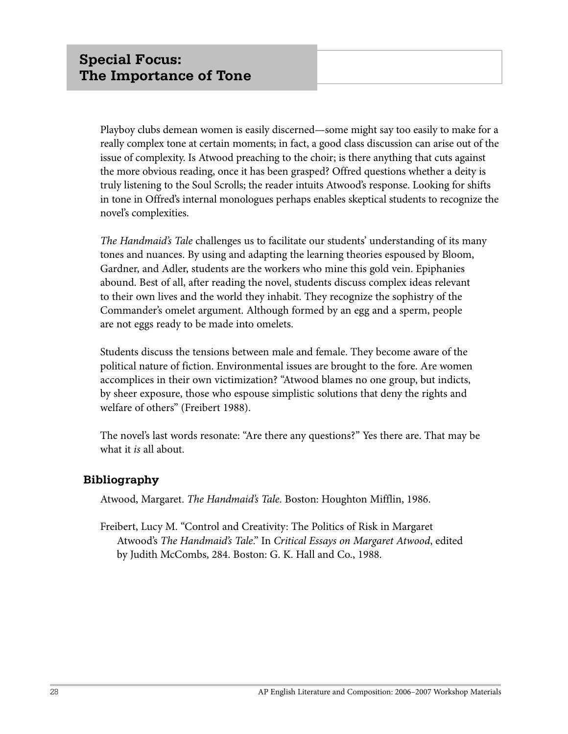Playboy clubs demean women is easily discerned—some might say too easily to make for a really complex tone at certain moments; in fact, a good class discussion can arise out of the issue of complexity. Is Atwood preaching to the choir; is there anything that cuts against the more obvious reading, once it has been grasped? Offred questions whether a deity is truly listening to the Soul Scrolls; the reader intuits Atwood's response. Looking for shifts in tone in Offred's internal monologues perhaps enables skeptical students to recognize the novel's complexities.

*The Handmaid's Tale* challenges us to facilitate our students' understanding of its many tones and nuances. By using and adapting the learning theories espoused by Bloom, Gardner, and Adler, students are the workers who mine this gold vein. Epiphanies abound. Best of all, after reading the novel, students discuss complex ideas relevant to their own lives and the world they inhabit. They recognize the sophistry of the Commander's omelet argument. Although formed by an egg and a sperm, people are not eggs ready to be made into omelets.

Students discuss the tensions between male and female. They become aware of the political nature of fiction. Environmental issues are brought to the fore. Are women accomplices in their own victimization? "Atwood blames no one group, but indicts, by sheer exposure, those who espouse simplistic solutions that deny the rights and welfare of others" (Freibert 1988).

The novel's last words resonate: "Are there any questions?" Yes there are. That may be what it *is* all about.

### Bibliography

Atwood, Margaret. *The Handmaid's Tale*. Boston: Houghton Mifflin, 1986.

Freibert, Lucy M. "Control and Creativity: The Politics of Risk in Margaret Atwood's *The Handmaid's Tale*." In *Critical Essays on Margaret Atwood*, edited by Judith McCombs, 284. Boston: G. K. Hall and Co., 1988.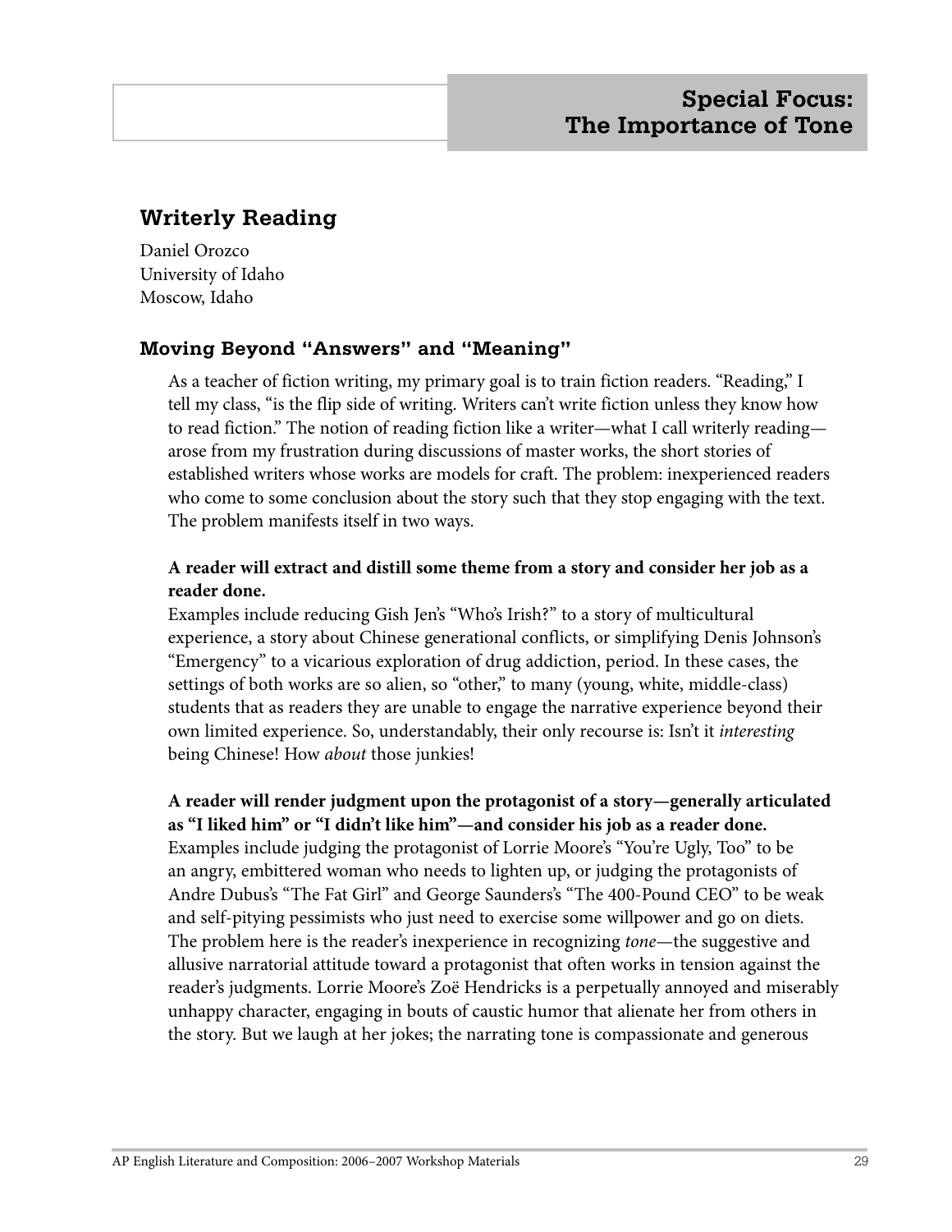## Special Focus: The Importance of Tone

### Writerly Reading

Daniel Orozco
University of Idaho
Moscow, Idaho

### Moving Beyond "Answers" and "Meaning"

As a teacher of fiction writing, my primary goal is to train fiction readers. "Reading," I tell my class, "is the flip side of writing. Writers can't write fiction unless they know how to read fiction." The notion of reading fiction like a writer—what I call writerly reading—arose from my frustration during discussions of master works, the short stories of established writers whose works are models for craft. The problem: inexperienced readers who come to some conclusion about the story such that they stop engaging with the text. The problem manifests itself in two ways.

**A reader will extract and distill some theme from a story and consider her job as a reader done.**
Examples include reducing Gish Jen's "Who's Irish?" to a story of multicultural experience, a story about Chinese generational conflicts, or simplifying Denis Johnson's "Emergency" to a vicarious exploration of drug addiction, period. In these cases, the settings of both works are so alien, so "other," to many (young, white, middle-class) students that as readers they are unable to engage the narrative experience beyond their own limited experience. So, understandably, their only recourse is: Isn't it *interesting* being Chinese! How *about* those junkies!

**A reader will render judgment upon the protagonist of a story—generally articulated as "I liked him" or "I didn't like him"—and consider his job as a reader done.**
Examples include judging the protagonist of Lorrie Moore's "You're Ugly, Too" to be an angry, embittered woman who needs to lighten up, or judging the protagonists of Andre Dubus's "The Fat Girl" and George Saunders's "The 400-Pound CEO" to be weak and self-pitying pessimists who just need to exercise some willpower and go on diets. The problem here is the reader's inexperience in recognizing *tone*—the suggestive and allusive narratorial attitude toward a protagonist that often works in tension against the reader's judgments. Lorrie Moore's Zoë Hendricks is a perpetually annoyed and miserably unhappy character, engaging in bouts of caustic humor that alienate her from others in the story. But we laugh at her jokes; the narrating tone is compassionate and generous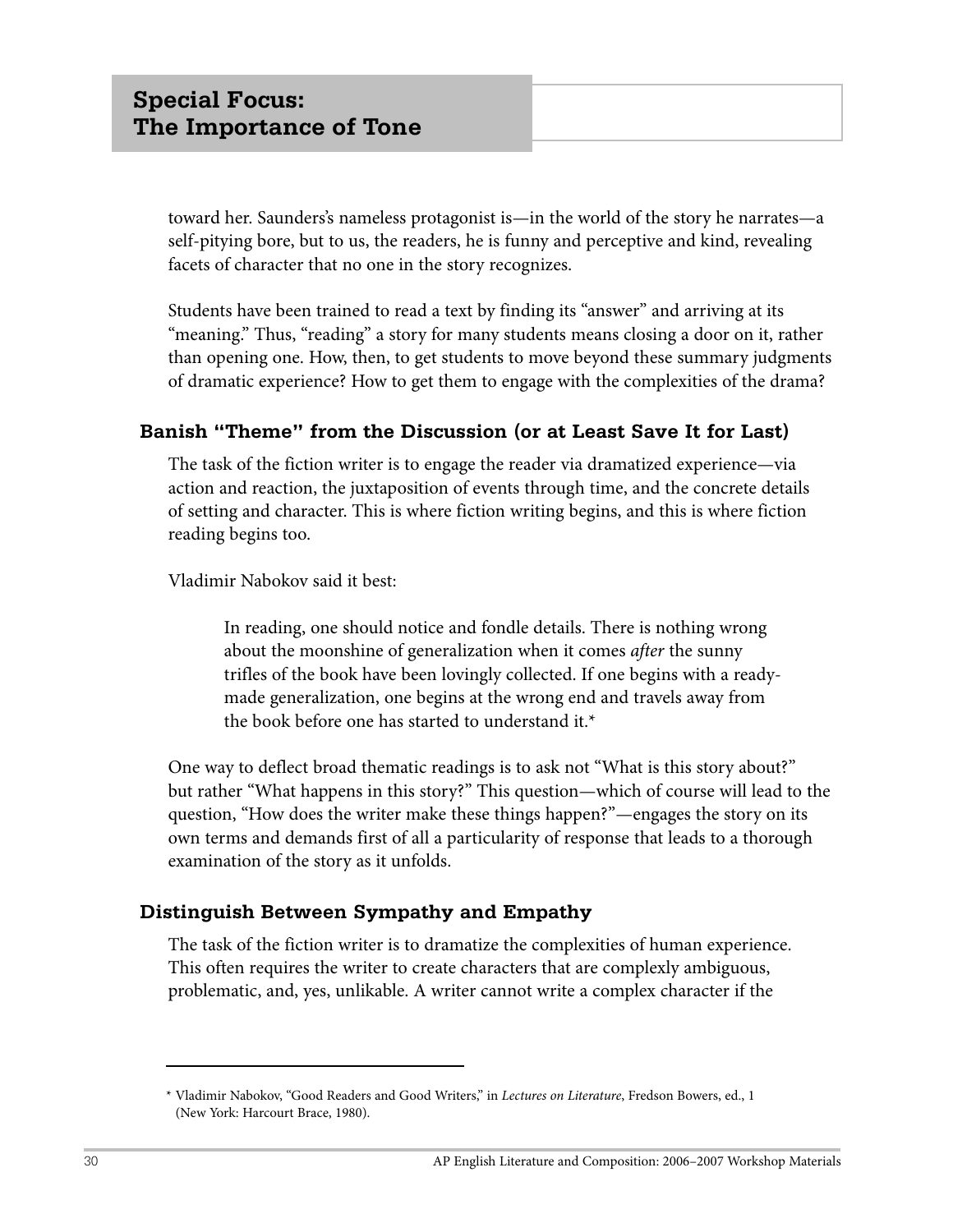toward her. Saunders's nameless protagonist is—in the world of the story he narrates—a self-pitying bore, but to us, the readers, he is funny and perceptive and kind, revealing facets of character that no one in the story recognizes.

Students have been trained to read a text by finding its "answer" and arriving at its "meaning." Thus, "reading" a story for many students means closing a door on it, rather than opening one. How, then, to get students to move beyond these summary judgments of dramatic experience? How to get them to engage with the complexities of the drama?

### Banish "Theme" from the Discussion (or at Least Save It for Last)

The task of the fiction writer is to engage the reader via dramatized experience—via action and reaction, the juxtaposition of events through time, and the concrete details of setting and character. This is where fiction writing begins, and this is where fiction reading begins too.

Vladimir Nabokov said it best:

> In reading, one should notice and fondle details. There is nothing wrong about the moonshine of generalization when it comes *after* the sunny trifles of the book have been lovingly collected. If one begins with a ready-made generalization, one begins at the wrong end and travels away from the book before one has started to understand it.*

One way to deflect broad thematic readings is to ask not "What is this story about?" but rather "What happens in this story?" This question—which of course will lead to the question, "How does the writer make these things happen?"—engages the story on its own terms and demands first of all a particularity of response that leads to a thorough examination of the story as it unfolds.

### Distinguish Between Sympathy and Empathy

The task of the fiction writer is to dramatize the complexities of human experience. This often requires the writer to create characters that are complexly ambiguous, problematic, and, yes, unlikable. A writer cannot write a complex character if the

---

* Vladimir Nabokov, "Good Readers and Good Writers," in *Lectures on Literature*, Fredson Bowers, ed., 1 (New York: Harcourt Brace, 1980).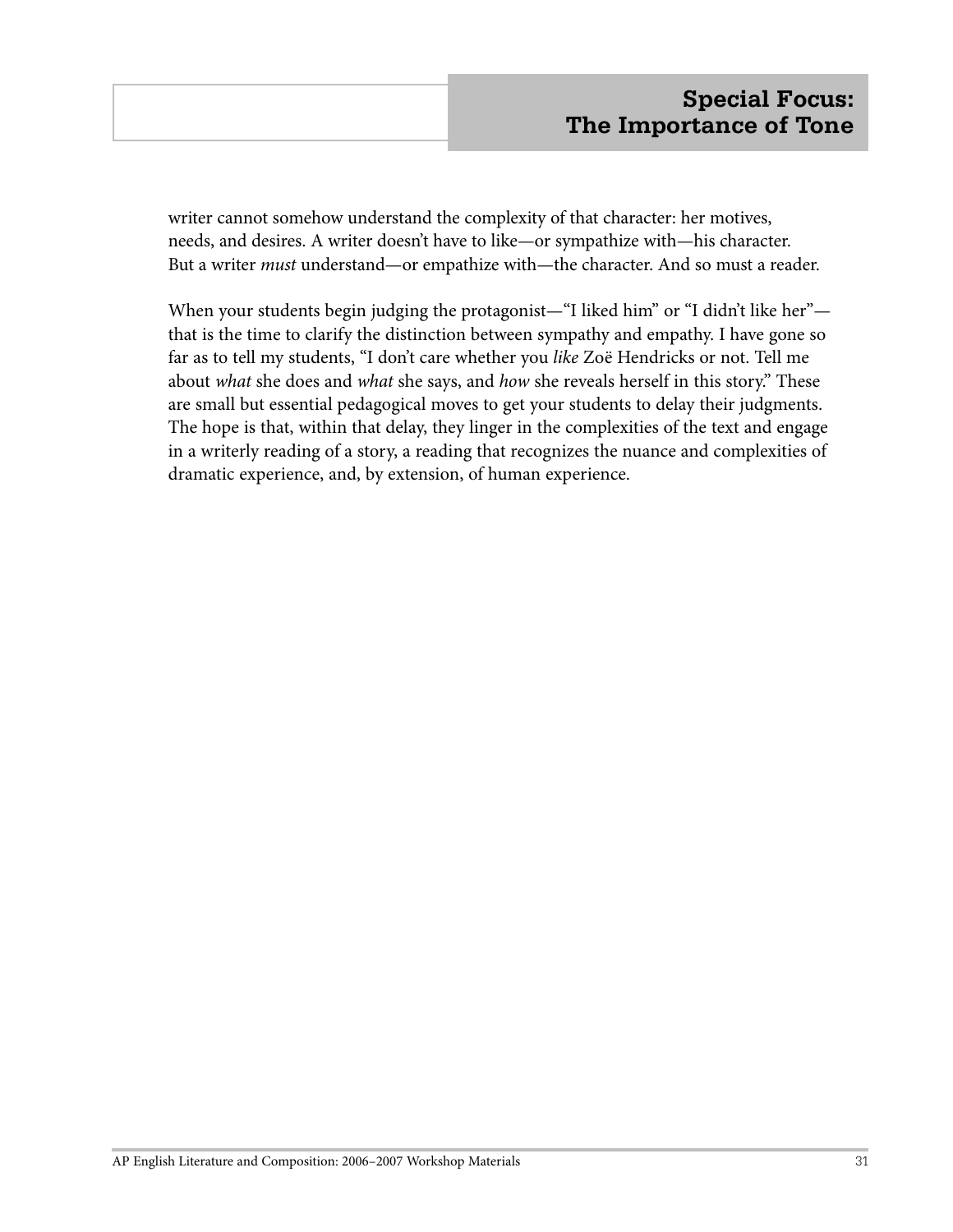writer cannot somehow understand the complexity of that character: her motives, needs, and desires. A writer doesn't have to like—or sympathize with—his character. But a writer *must* understand—or empathize with—the character. And so must a reader.

When your students begin judging the protagonist—"I liked him" or "I didn't like her"—that is the time to clarify the distinction between sympathy and empathy. I have gone so far as to tell my students, "I don't care whether you *like* Zoë Hendricks or not. Tell me about *what* she does and *what* she says, and *how* she reveals herself in this story." These are small but essential pedagogical moves to get your students to delay their judgments. The hope is that, within that delay, they linger in the complexities of the text and engage in a writerly reading of a story, a reading that recognizes the nuance and complexities of dramatic experience, and, by extension, of human experience.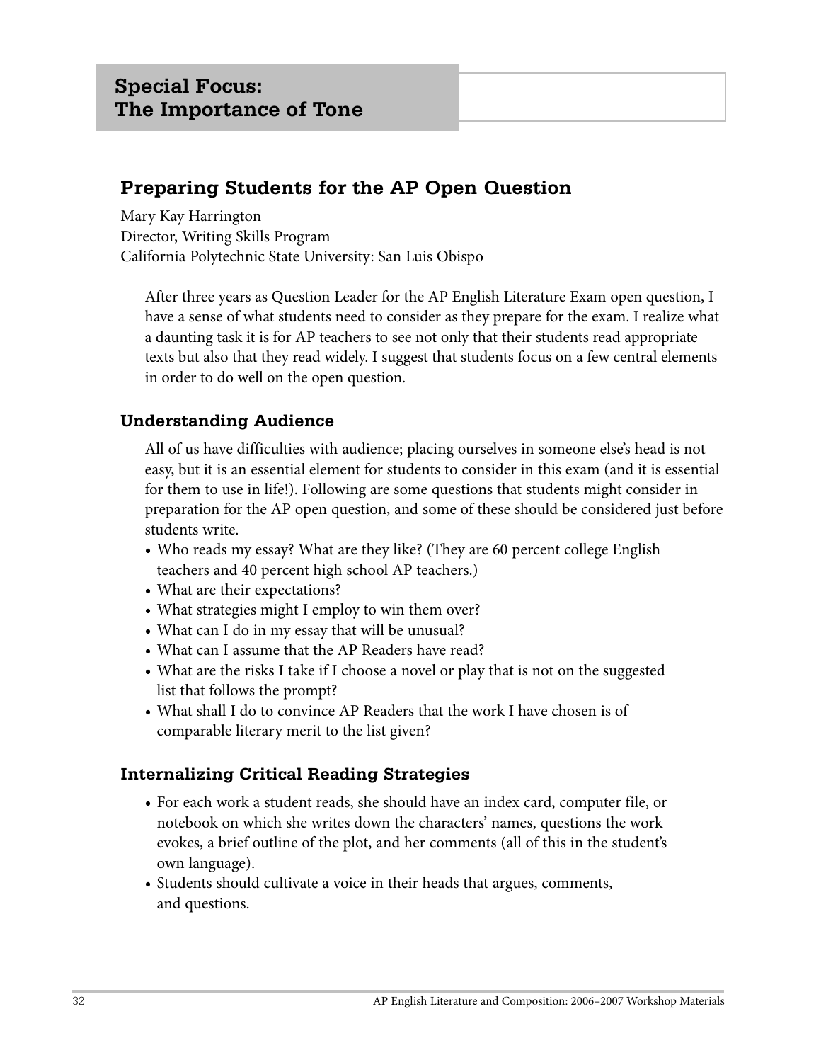## Special Focus: The Importance of Tone

### Preparing Students for the AP Open Question

Mary Kay Harrington  
Director, Writing Skills Program  
California Polytechnic State University: San Luis Obispo

After three years as Question Leader for the AP English Literature Exam open question, I have a sense of what students need to consider as they prepare for the exam. I realize what a daunting task it is for AP teachers to see not only that their students read appropriate texts but also that they read widely. I suggest that students focus on a few central elements in order to do well on the open question.

#### Understanding Audience

All of us have difficulties with audience; placing ourselves in someone else's head is not easy, but it is an essential element for students to consider in this exam (and it is essential for them to use in life!). Following are some questions that students might consider in preparation for the AP open question, and some of these should be considered just before students write.

- Who reads my essay? What are they like? (They are 60 percent college English teachers and 40 percent high school AP teachers.)
- What are their expectations?
- What strategies might I employ to win them over?
- What can I do in my essay that will be unusual?
- What can I assume that the AP Readers have read?
- What are the risks I take if I choose a novel or play that is not on the suggested list that follows the prompt?
- What shall I do to convince AP Readers that the work I have chosen is of comparable literary merit to the list given?

#### Internalizing Critical Reading Strategies

- For each work a student reads, she should have an index card, computer file, or notebook on which she writes down the characters' names, questions the work evokes, a brief outline of the plot, and her comments (all of this in the student's own language).
- Students should cultivate a voice in their heads that argues, comments, and questions.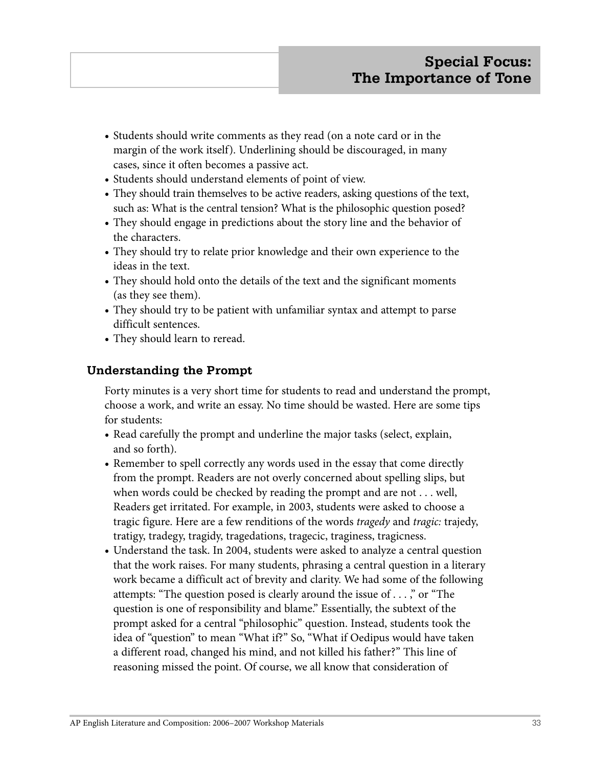- Students should write comments as they read (on a note card or in the margin of the work itself). Underlining should be discouraged, in many cases, since it often becomes a passive act.
- Students should understand elements of point of view.
- They should train themselves to be active readers, asking questions of the text, such as: What is the central tension? What is the philosophic question posed?
- They should engage in predictions about the story line and the behavior of the characters.
- They should try to relate prior knowledge and their own experience to the ideas in the text.
- They should hold onto the details of the text and the significant moments (as they see them).
- They should try to be patient with unfamiliar syntax and attempt to parse difficult sentences.
- They should learn to reread.

### Understanding the Prompt

Forty minutes is a very short time for students to read and understand the prompt, choose a work, and write an essay. No time should be wasted. Here are some tips for students:

- Read carefully the prompt and underline the major tasks (select, explain, and so forth).
- Remember to spell correctly any words used in the essay that come directly from the prompt. Readers are not overly concerned about spelling slips, but when words could be checked by reading the prompt and are not . . . well, Readers get irritated. For example, in 2003, students were asked to choose a tragic figure. Here are a few renditions of the words *tragedy* and *tragic:* trajedy, tratigy, tradegy, tragidy, tragedations, tragecic, traginess, tragicness.
- Understand the task. In 2004, students were asked to analyze a central question that the work raises. For many students, phrasing a central question in a literary work became a difficult act of brevity and clarity. We had some of the following attempts: "The question posed is clearly around the issue of . . . ," or "The question is one of responsibility and blame." Essentially, the subtext of the prompt asked for a central "philosophic" question. Instead, students took the idea of "question" to mean "What if?" So, "What if Oedipus would have taken a different road, changed his mind, and not killed his father?" This line of reasoning missed the point. Of course, we all know that consideration of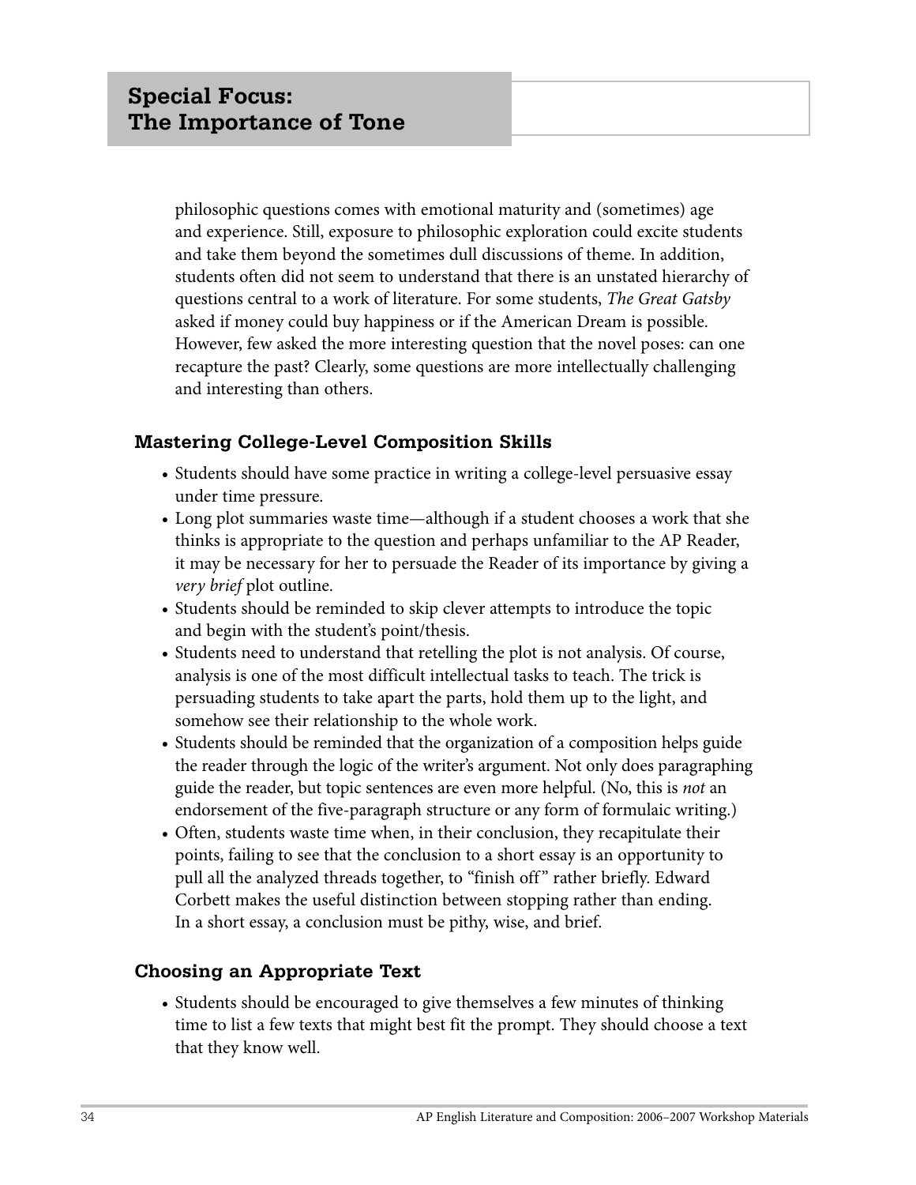## Special Focus: The Importance of Tone

philosophic questions comes with emotional maturity and (sometimes) age and experience. Still, exposure to philosophic exploration could excite students and take them beyond the sometimes dull discussions of theme. In addition, students often did not seem to understand that there is an unstated hierarchy of questions central to a work of literature. For some students, *The Great Gatsby* asked if money could buy happiness or if the American Dream is possible. However, few asked the more interesting question that the novel poses: can one recapture the past? Clearly, some questions are more intellectually challenging and interesting than others.

### Mastering College-Level Composition Skills

- Students should have some practice in writing a college-level persuasive essay under time pressure.
- Long plot summaries waste time—although if a student chooses a work that she thinks is appropriate to the question and perhaps unfamiliar to the AP Reader, it may be necessary for her to persuade the Reader of its importance by giving a *very brief* plot outline.
- Students should be reminded to skip clever attempts to introduce the topic and begin with the student's point/thesis.
- Students need to understand that retelling the plot is not analysis. Of course, analysis is one of the most difficult intellectual tasks to teach. The trick is persuading students to take apart the parts, hold them up to the light, and somehow see their relationship to the whole work.
- Students should be reminded that the organization of a composition helps guide the reader through the logic of the writer's argument. Not only does paragraphing guide the reader, but topic sentences are even more helpful. (No, this is *not* an endorsement of the five-paragraph structure or any form of formulaic writing.)
- Often, students waste time when, in their conclusion, they recapitulate their points, failing to see that the conclusion to a short essay is an opportunity to pull all the analyzed threads together, to "finish off" rather briefly. Edward Corbett makes the useful distinction between stopping rather than ending. In a short essay, a conclusion must be pithy, wise, and brief.

### Choosing an Appropriate Text

- Students should be encouraged to give themselves a few minutes of thinking time to list a few texts that might best fit the prompt. They should choose a text that they know well.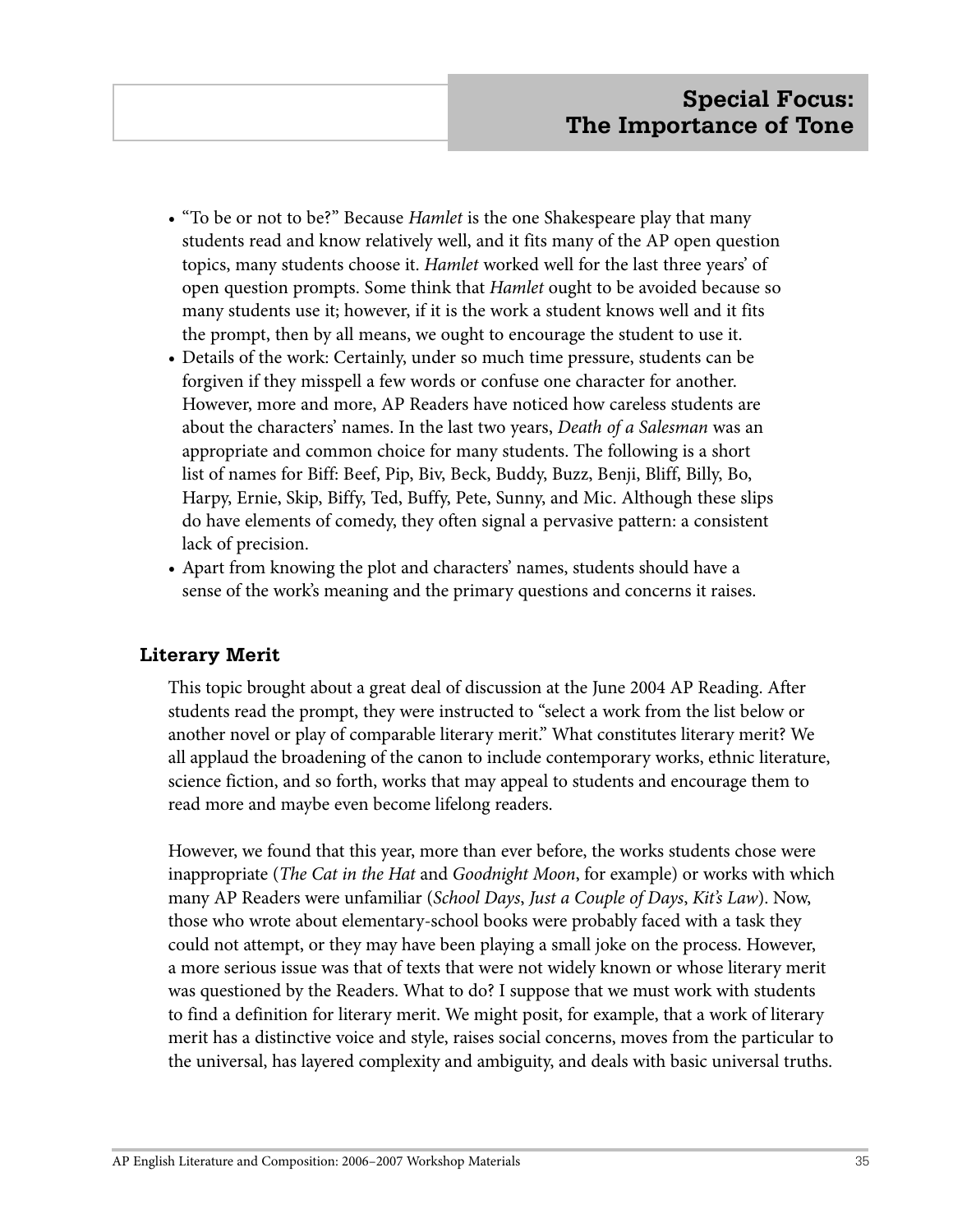- "To be or not to be?" Because *Hamlet* is the one Shakespeare play that many students read and know relatively well, and it fits many of the AP open question topics, many students choose it. *Hamlet* worked well for the last three years' of open question prompts. Some think that *Hamlet* ought to be avoided because so many students use it; however, if it is the work a student knows well and it fits the prompt, then by all means, we ought to encourage the student to use it.
- Details of the work: Certainly, under so much time pressure, students can be forgiven if they misspell a few words or confuse one character for another. However, more and more, AP Readers have noticed how careless students are about the characters' names. In the last two years, *Death of a Salesman* was an appropriate and common choice for many students. The following is a short list of names for Biff: Beef, Pip, Biv, Beck, Buddy, Buzz, Benji, Bliff, Billy, Bo, Harpy, Ernie, Skip, Biffy, Ted, Buffy, Pete, Sunny, and Mic. Although these slips do have elements of comedy, they often signal a pervasive pattern: a consistent lack of precision.
- Apart from knowing the plot and characters' names, students should have a sense of the work's meaning and the primary questions and concerns it raises.

### Literary Merit

This topic brought about a great deal of discussion at the June 2004 AP Reading. After students read the prompt, they were instructed to "select a work from the list below or another novel or play of comparable literary merit." What constitutes literary merit? We all applaud the broadening of the canon to include contemporary works, ethnic literature, science fiction, and so forth, works that may appeal to students and encourage them to read more and maybe even become lifelong readers.

However, we found that this year, more than ever before, the works students chose were inappropriate (*The Cat in the Hat* and *Goodnight Moon*, for example) or works with which many AP Readers were unfamiliar (*School Days*, *Just a Couple of Days*, *Kit's Law*). Now, those who wrote about elementary-school books were probably faced with a task they could not attempt, or they may have been playing a small joke on the process. However, a more serious issue was that of texts that were not widely known or whose literary merit was questioned by the Readers. What to do? I suppose that we must work with students to find a definition for literary merit. We might posit, for example, that a work of literary merit has a distinctive voice and style, raises social concerns, moves from the particular to the universal, has layered complexity and ambiguity, and deals with basic universal truths.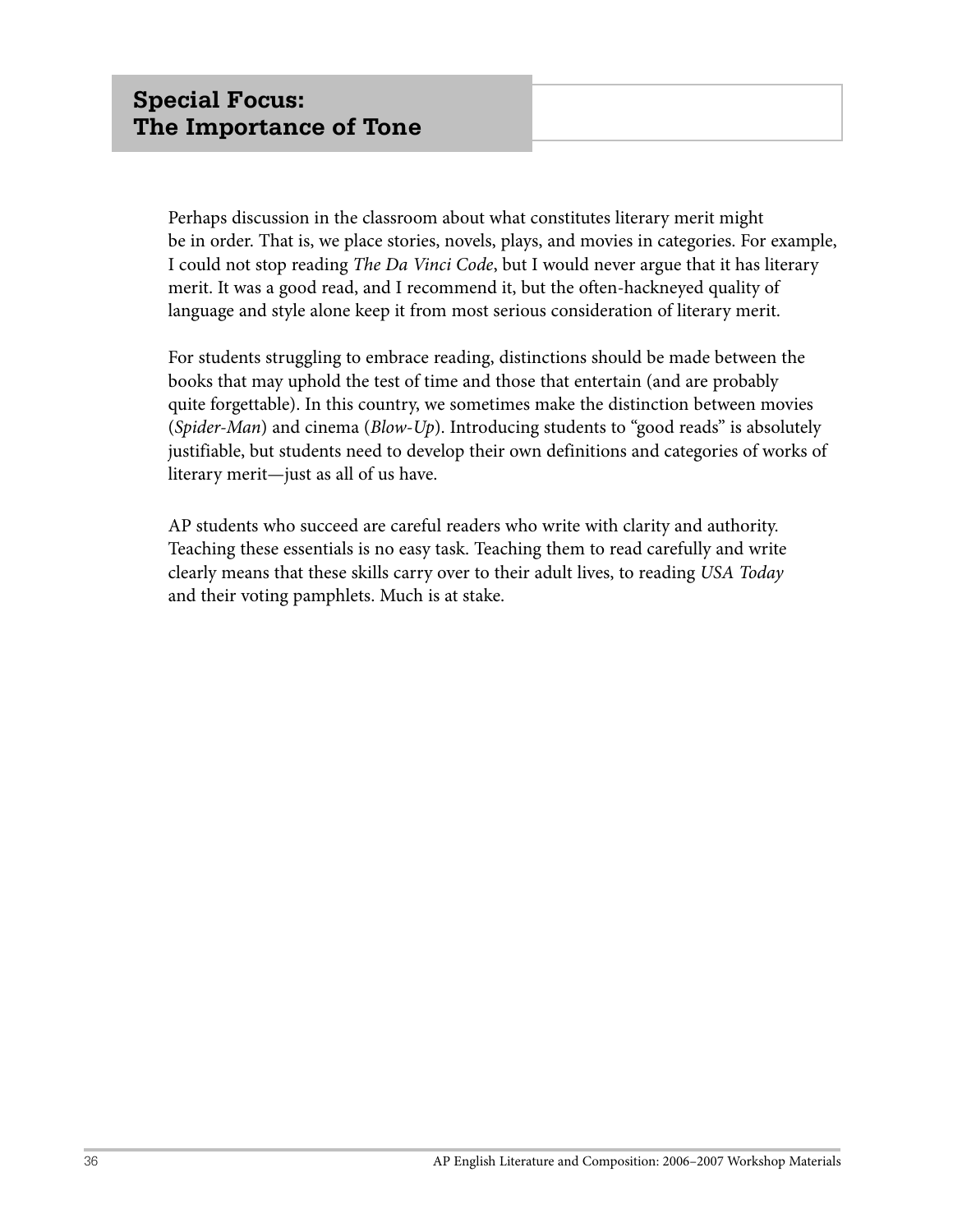## Special Focus: The Importance of Tone

Perhaps discussion in the classroom about what constitutes literary merit might be in order. That is, we place stories, novels, plays, and movies in categories. For example, I could not stop reading *The Da Vinci Code*, but I would never argue that it has literary merit. It was a good read, and I recommend it, but the often-hackneyed quality of language and style alone keep it from most serious consideration of literary merit.

For students struggling to embrace reading, distinctions should be made between the books that may uphold the test of time and those that entertain (and are probably quite forgettable). In this country, we sometimes make the distinction between movies (*Spider-Man*) and cinema (*Blow-Up*). Introducing students to "good reads" is absolutely justifiable, but students need to develop their own definitions and categories of works of literary merit—just as all of us have.

AP students who succeed are careful readers who write with clarity and authority. Teaching these essentials is no easy task. Teaching them to read carefully and write clearly means that these skills carry over to their adult lives, to reading *USA Today* and their voting pamphlets. Much is at stake.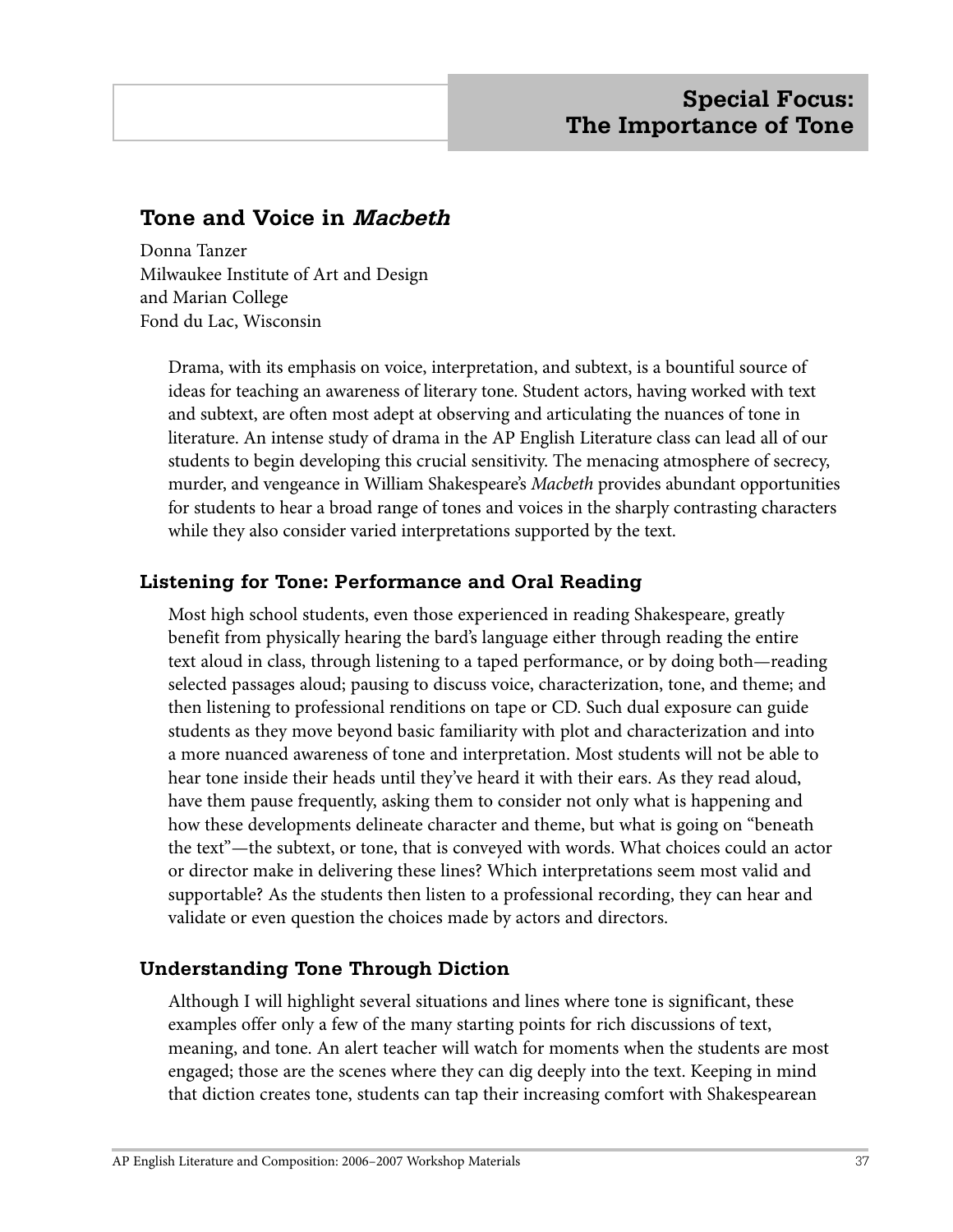## Special Focus: The Importance of Tone

### Tone and Voice in *Macbeth*

Donna Tanzer
Milwaukee Institute of Art and Design
and Marian College
Fond du Lac, Wisconsin

Drama, with its emphasis on voice, interpretation, and subtext, is a bountiful source of ideas for teaching an awareness of literary tone. Student actors, having worked with text and subtext, are often most adept at observing and articulating the nuances of tone in literature. An intense study of drama in the AP English Literature class can lead all of our students to begin developing this crucial sensitivity. The menacing atmosphere of secrecy, murder, and vengeance in William Shakespeare's *Macbeth* provides abundant opportunities for students to hear a broad range of tones and voices in the sharply contrasting characters while they also consider varied interpretations supported by the text.

#### Listening for Tone: Performance and Oral Reading

Most high school students, even those experienced in reading Shakespeare, greatly benefit from physically hearing the bard's language either through reading the entire text aloud in class, through listening to a taped performance, or by doing both—reading selected passages aloud; pausing to discuss voice, characterization, tone, and theme; and then listening to professional renditions on tape or CD. Such dual exposure can guide students as they move beyond basic familiarity with plot and characterization and into a more nuanced awareness of tone and interpretation. Most students will not be able to hear tone inside their heads until they've heard it with their ears. As they read aloud, have them pause frequently, asking them to consider not only what is happening and how these developments delineate character and theme, but what is going on "beneath the text"—the subtext, or tone, that is conveyed with words. What choices could an actor or director make in delivering these lines? Which interpretations seem most valid and supportable? As the students then listen to a professional recording, they can hear and validate or even question the choices made by actors and directors.

#### Understanding Tone Through Diction

Although I will highlight several situations and lines where tone is significant, these examples offer only a few of the many starting points for rich discussions of text, meaning, and tone. An alert teacher will watch for moments when the students are most engaged; those are the scenes where they can dig deeply into the text. Keeping in mind that diction creates tone, students can tap their increasing comfort with Shakespearean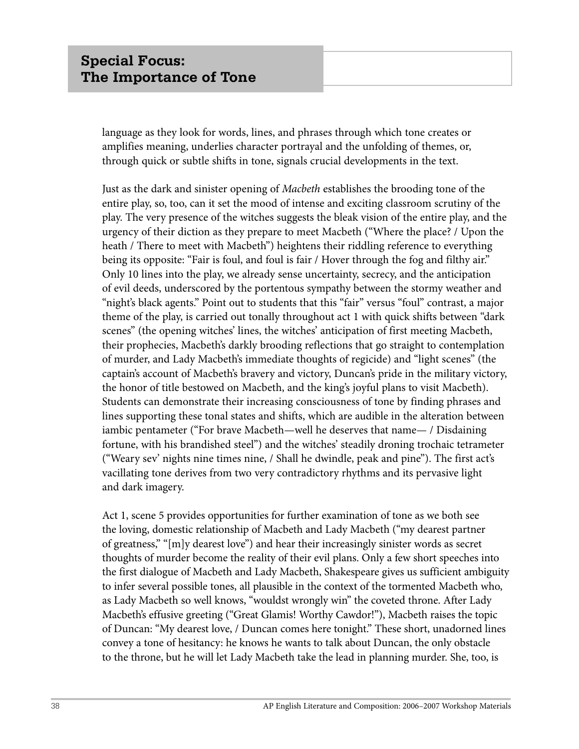## Special Focus: The Importance of Tone

language as they look for words, lines, and phrases through which tone creates or amplifies meaning, underlies character portrayal and the unfolding of themes, or, through quick or subtle shifts in tone, signals crucial developments in the text.

Just as the dark and sinister opening of *Macbeth* establishes the brooding tone of the entire play, so, too, can it set the mood of intense and exciting classroom scrutiny of the play. The very presence of the witches suggests the bleak vision of the entire play, and the urgency of their diction as they prepare to meet Macbeth ("Where the place? / Upon the heath / There to meet with Macbeth") heightens their riddling reference to everything being its opposite: "Fair is foul, and foul is fair / Hover through the fog and filthy air." Only 10 lines into the play, we already sense uncertainty, secrecy, and the anticipation of evil deeds, underscored by the portentous sympathy between the stormy weather and "night's black agents." Point out to students that this "fair" versus "foul" contrast, a major theme of the play, is carried out tonally throughout act 1 with quick shifts between "dark scenes" (the opening witches' lines, the witches' anticipation of first meeting Macbeth, their prophecies, Macbeth's darkly brooding reflections that go straight to contemplation of murder, and Lady Macbeth's immediate thoughts of regicide) and "light scenes" (the captain's account of Macbeth's bravery and victory, Duncan's pride in the military victory, the honor of title bestowed on Macbeth, and the king's joyful plans to visit Macbeth). Students can demonstrate their increasing consciousness of tone by finding phrases and lines supporting these tonal states and shifts, which are audible in the alteration between iambic pentameter ("For brave Macbeth—well he deserves that name— / Disdaining fortune, with his brandished steel") and the witches' steadily droning trochaic tetrameter ("Weary sev' nights nine times nine, / Shall he dwindle, peak and pine"). The first act's vacillating tone derives from two very contradictory rhythms and its pervasive light and dark imagery.

Act 1, scene 5 provides opportunities for further examination of tone as we both see the loving, domestic relationship of Macbeth and Lady Macbeth ("my dearest partner of greatness," "[m]y dearest love") and hear their increasingly sinister words as secret thoughts of murder become the reality of their evil plans. Only a few short speeches into the first dialogue of Macbeth and Lady Macbeth, Shakespeare gives us sufficient ambiguity to infer several possible tones, all plausible in the context of the tormented Macbeth who, as Lady Macbeth so well knows, "wouldst wrongly win" the coveted throne. After Lady Macbeth's effusive greeting ("Great Glamis! Worthy Cawdor!"), Macbeth raises the topic of Duncan: "My dearest love, / Duncan comes here tonight." These short, unadorned lines convey a tone of hesitancy: he knows he wants to talk about Duncan, the only obstacle to the throne, but he will let Lady Macbeth take the lead in planning murder. She, too, is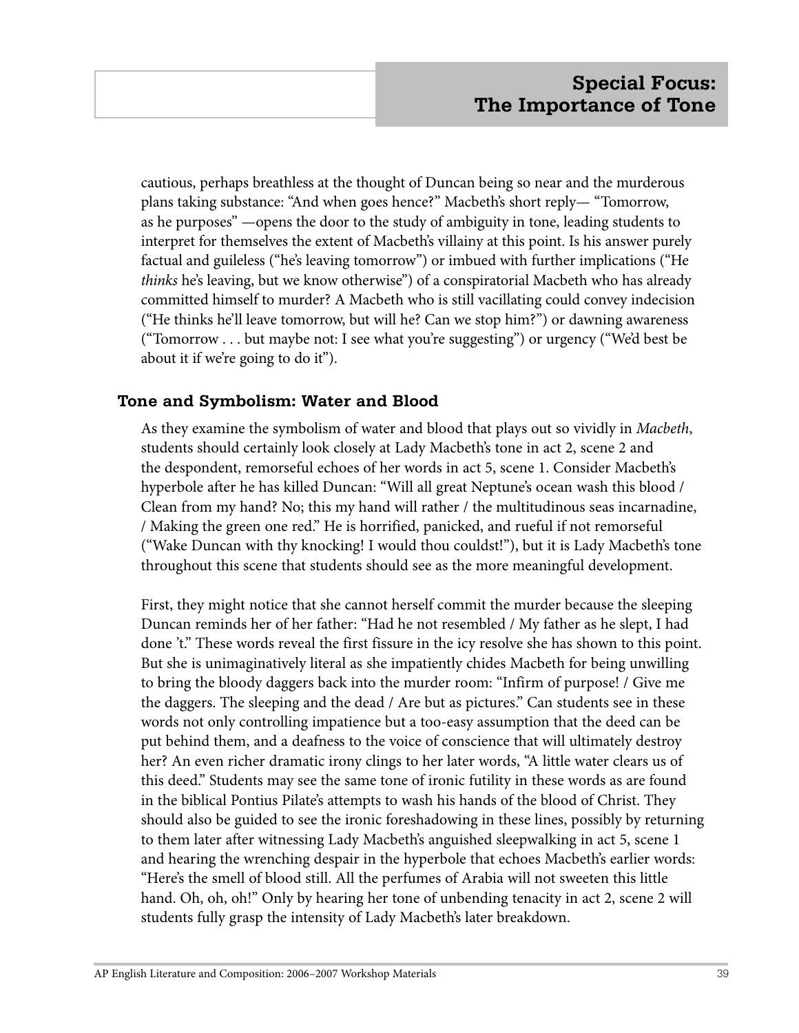cautious, perhaps breathless at the thought of Duncan being so near and the murderous plans taking substance: "And when goes hence?" Macbeth's short reply— "Tomorrow, as he purposes" —opens the door to the study of ambiguity in tone, leading students to interpret for themselves the extent of Macbeth's villainy at this point. Is his answer purely factual and guileless ("he's leaving tomorrow") or imbued with further implications ("He *thinks* he's leaving, but we know otherwise") of a conspiratorial Macbeth who has already committed himself to murder? A Macbeth who is still vacillating could convey indecision ("He thinks he'll leave tomorrow, but will he? Can we stop him?") or dawning awareness ("Tomorrow . . . but maybe not: I see what you're suggesting") or urgency ("We'd best be about it if we're going to do it").

### Tone and Symbolism: Water and Blood

As they examine the symbolism of water and blood that plays out so vividly in *Macbeth*, students should certainly look closely at Lady Macbeth's tone in act 2, scene 2 and the despondent, remorseful echoes of her words in act 5, scene 1. Consider Macbeth's hyperbole after he has killed Duncan: "Will all great Neptune's ocean wash this blood / Clean from my hand? No; this my hand will rather / the multitudinous seas incarnadine, / Making the green one red." He is horrified, panicked, and rueful if not remorseful ("Wake Duncan with thy knocking! I would thou couldst!"), but it is Lady Macbeth's tone throughout this scene that students should see as the more meaningful development.

First, they might notice that she cannot herself commit the murder because the sleeping Duncan reminds her of her father: "Had he not resembled / My father as he slept, I had done 't." These words reveal the first fissure in the icy resolve she has shown to this point. But she is unimaginatively literal as she impatiently chides Macbeth for being unwilling to bring the bloody daggers back into the murder room: "Infirm of purpose! / Give me the daggers. The sleeping and the dead / Are but as pictures." Can students see in these words not only controlling impatience but a too-easy assumption that the deed can be put behind them, and a deafness to the voice of conscience that will ultimately destroy her? An even richer dramatic irony clings to her later words, "A little water clears us of this deed." Students may see the same tone of ironic futility in these words as are found in the biblical Pontius Pilate's attempts to wash his hands of the blood of Christ. They should also be guided to see the ironic foreshadowing in these lines, possibly by returning to them later after witnessing Lady Macbeth's anguished sleepwalking in act 5, scene 1 and hearing the wrenching despair in the hyperbole that echoes Macbeth's earlier words: "Here's the smell of blood still. All the perfumes of Arabia will not sweeten this little hand. Oh, oh, oh!" Only by hearing her tone of unbending tenacity in act 2, scene 2 will students fully grasp the intensity of Lady Macbeth's later breakdown.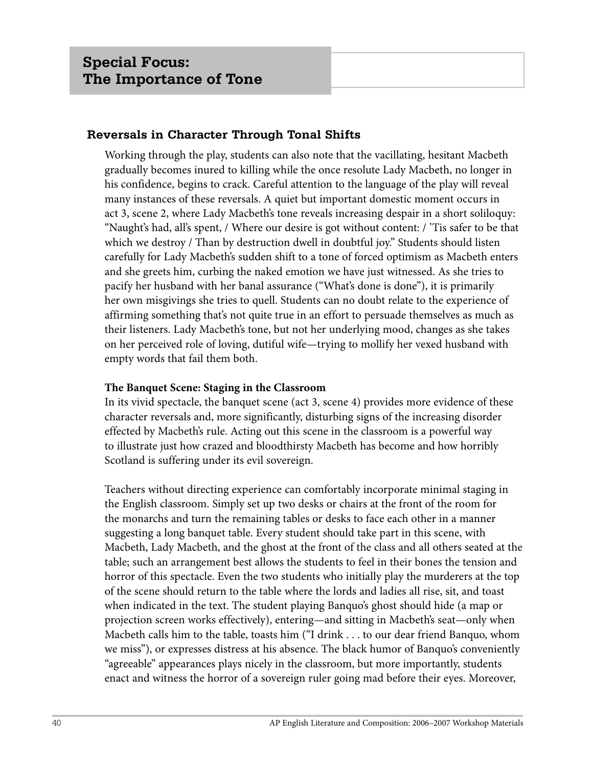# Special Focus: The Importance of Tone

## Reversals in Character Through Tonal Shifts

Working through the play, students can also note that the vacillating, hesitant Macbeth gradually becomes inured to killing while the once resolute Lady Macbeth, no longer in his confidence, begins to crack. Careful attention to the language of the play will reveal many instances of these reversals. A quiet but important domestic moment occurs in act 3, scene 2, where Lady Macbeth's tone reveals increasing despair in a short soliloquy: "Naught's had, all's spent, / Where our desire is got without content: / 'Tis safer to be that which we destroy / Than by destruction dwell in doubtful joy." Students should listen carefully for Lady Macbeth's sudden shift to a tone of forced optimism as Macbeth enters and she greets him, curbing the naked emotion we have just witnessed. As she tries to pacify her husband with her banal assurance ("What's done is done"), it is primarily her own misgivings she tries to quell. Students can no doubt relate to the experience of affirming something that's not quite true in an effort to persuade themselves as much as their listeners. Lady Macbeth's tone, but not her underlying mood, changes as she takes on her perceived role of loving, dutiful wife—trying to mollify her vexed husband with empty words that fail them both.

**The Banquet Scene: Staging in the Classroom**

In its vivid spectacle, the banquet scene (act 3, scene 4) provides more evidence of these character reversals and, more significantly, disturbing signs of the increasing disorder effected by Macbeth's rule. Acting out this scene in the classroom is a powerful way to illustrate just how crazed and bloodthirsty Macbeth has become and how horribly Scotland is suffering under its evil sovereign.

Teachers without directing experience can comfortably incorporate minimal staging in the English classroom. Simply set up two desks or chairs at the front of the room for the monarchs and turn the remaining tables or desks to face each other in a manner suggesting a long banquet table. Every student should take part in this scene, with Macbeth, Lady Macbeth, and the ghost at the front of the class and all others seated at the table; such an arrangement best allows the students to feel in their bones the tension and horror of this spectacle. Even the two students who initially play the murderers at the top of the scene should return to the table where the lords and ladies all rise, sit, and toast when indicated in the text. The student playing Banquo's ghost should hide (a map or projection screen works effectively), entering—and sitting in Macbeth's seat—only when Macbeth calls him to the table, toasts him ("I drink . . . to our dear friend Banquo, whom we miss"), or expresses distress at his absence. The black humor of Banquo's conveniently "agreeable" appearances plays nicely in the classroom, but more importantly, students enact and witness the horror of a sovereign ruler going mad before their eyes. Moreover,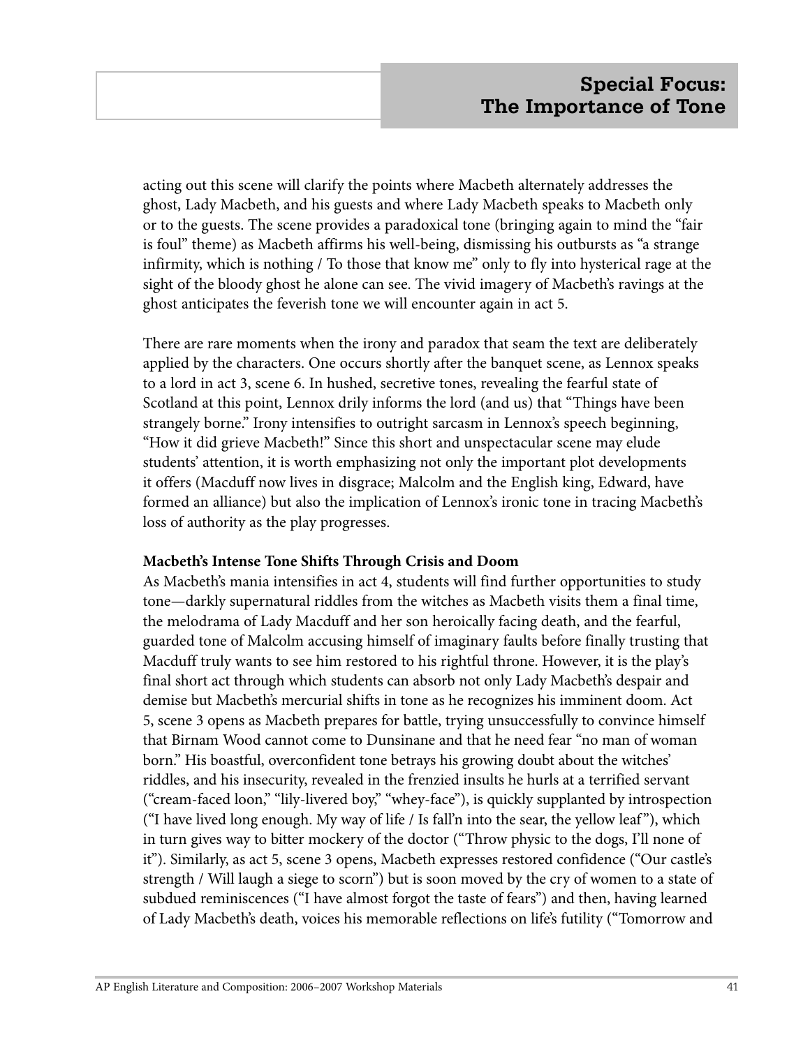acting out this scene will clarify the points where Macbeth alternately addresses the ghost, Lady Macbeth, and his guests and where Lady Macbeth speaks to Macbeth only or to the guests. The scene provides a paradoxical tone (bringing again to mind the "fair is foul" theme) as Macbeth affirms his well-being, dismissing his outbursts as "a strange infirmity, which is nothing / To those that know me" only to fly into hysterical rage at the sight of the bloody ghost he alone can see. The vivid imagery of Macbeth's ravings at the ghost anticipates the feverish tone we will encounter again in act 5.

There are rare moments when the irony and paradox that seam the text are deliberately applied by the characters. One occurs shortly after the banquet scene, as Lennox speaks to a lord in act 3, scene 6. In hushed, secretive tones, revealing the fearful state of Scotland at this point, Lennox drily informs the lord (and us) that "Things have been strangely borne." Irony intensifies to outright sarcasm in Lennox's speech beginning, "How it did grieve Macbeth!" Since this short and unspectacular scene may elude students' attention, it is worth emphasizing not only the important plot developments it offers (Macduff now lives in disgrace; Malcolm and the English king, Edward, have formed an alliance) but also the implication of Lennox's ironic tone in tracing Macbeth's loss of authority as the play progresses.

**Macbeth's Intense Tone Shifts Through Crisis and Doom**

As Macbeth's mania intensifies in act 4, students will find further opportunities to study tone—darkly supernatural riddles from the witches as Macbeth visits them a final time, the melodrama of Lady Macduff and her son heroically facing death, and the fearful, guarded tone of Malcolm accusing himself of imaginary faults before finally trusting that Macduff truly wants to see him restored to his rightful throne. However, it is the play's final short act through which students can absorb not only Lady Macbeth's despair and demise but Macbeth's mercurial shifts in tone as he recognizes his imminent doom. Act 5, scene 3 opens as Macbeth prepares for battle, trying unsuccessfully to convince himself that Birnam Wood cannot come to Dunsinane and that he need fear "no man of woman born." His boastful, overconfident tone betrays his growing doubt about the witches' riddles, and his insecurity, revealed in the frenzied insults he hurls at a terrified servant ("cream-faced loon," "lily-livered boy," "whey-face"), is quickly supplanted by introspection ("I have lived long enough. My way of life / Is fall'n into the sear, the yellow leaf"), which in turn gives way to bitter mockery of the doctor ("Throw physic to the dogs, I'll none of it"). Similarly, as act 5, scene 3 opens, Macbeth expresses restored confidence ("Our castle's strength / Will laugh a siege to scorn") but is soon moved by the cry of women to a state of subdued reminiscences ("I have almost forgot the taste of fears") and then, having learned of Lady Macbeth's death, voices his memorable reflections on life's futility ("Tomorrow and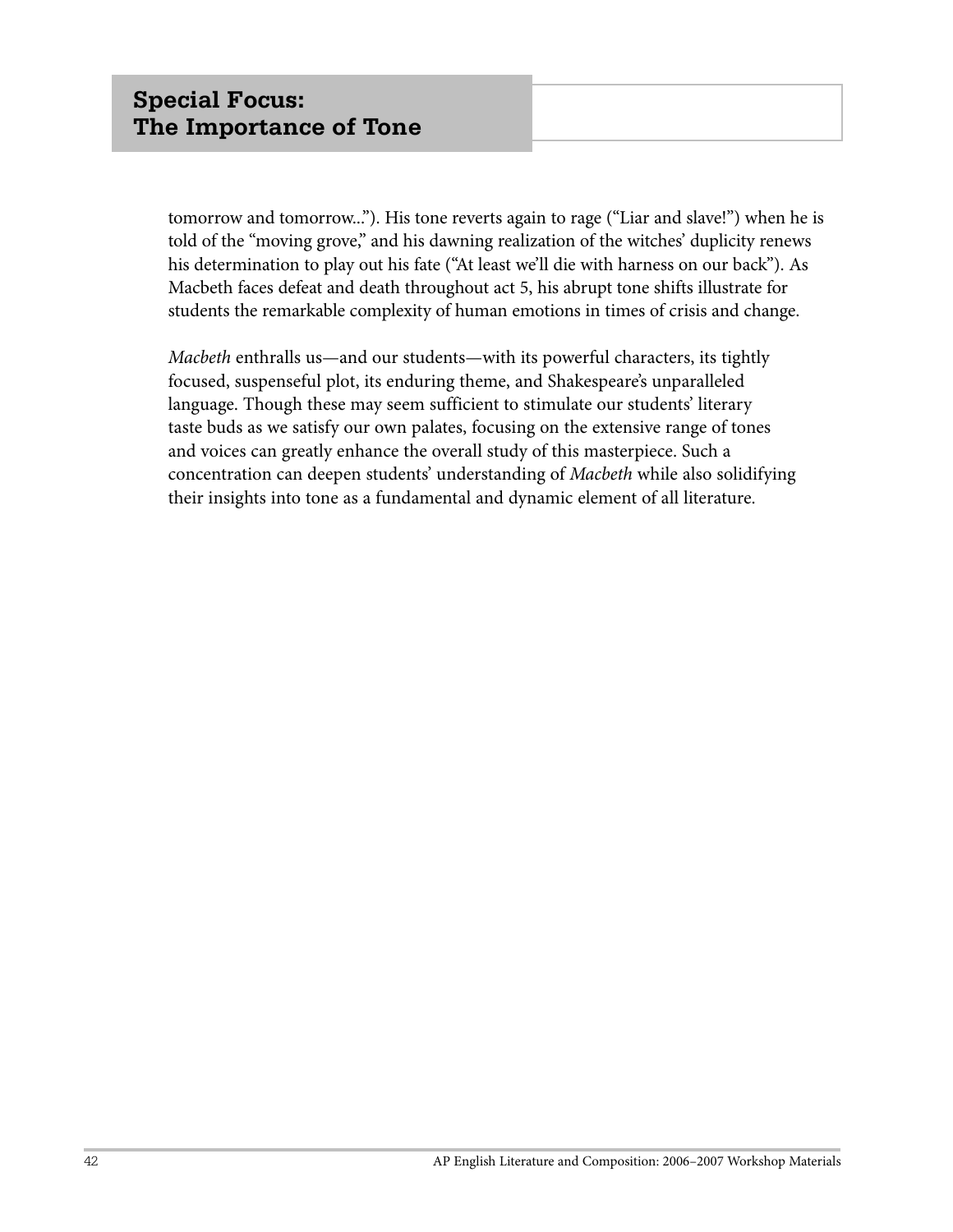## Special Focus: The Importance of Tone

tomorrow and tomorrow...”). His tone reverts again to rage (“Liar and slave!”) when he is told of the “moving grove,” and his dawning realization of the witches’ duplicity renews his determination to play out his fate (“At least we’ll die with harness on our back”). As Macbeth faces defeat and death throughout act 5, his abrupt tone shifts illustrate for students the remarkable complexity of human emotions in times of crisis and change.

*Macbeth* enthralls us—and our students—with its powerful characters, its tightly focused, suspenseful plot, its enduring theme, and Shakespeare’s unparalleled language. Though these may seem sufficient to stimulate our students’ literary taste buds as we satisfy our own palates, focusing on the extensive range of tones and voices can greatly enhance the overall study of this masterpiece. Such a concentration can deepen students’ understanding of *Macbeth* while also solidifying their insights into tone as a fundamental and dynamic element of all literature.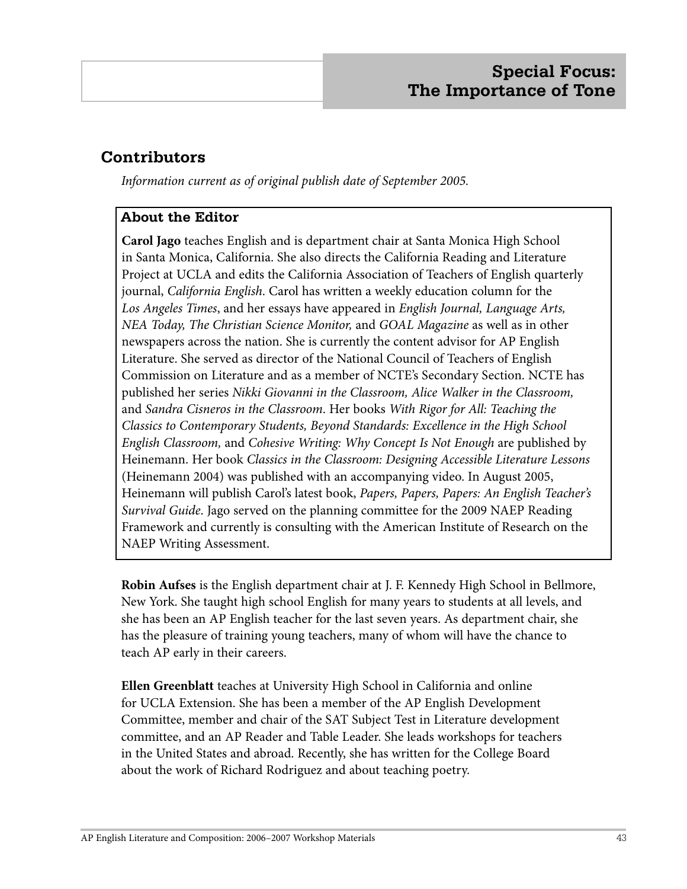# Special Focus: The Importance of Tone

## Contributors

*Information current as of original publish date of September 2005.*

### About the Editor

**Carol Jago** teaches English and is department chair at Santa Monica High School in Santa Monica, California. She also directs the California Reading and Literature Project at UCLA and edits the California Association of Teachers of English quarterly journal, *California English*. Carol has written a weekly education column for the *Los Angeles Times*, and her essays have appeared in *English Journal, Language Arts, NEA Today, The Christian Science Monitor,* and *GOAL Magazine* as well as in other newspapers across the nation. She is currently the content advisor for AP English Literature. She served as director of the National Council of Teachers of English Commission on Literature and as a member of NCTE's Secondary Section. NCTE has published her series *Nikki Giovanni in the Classroom, Alice Walker in the Classroom,* and *Sandra Cisneros in the Classroom*. Her books *With Rigor for All: Teaching the Classics to Contemporary Students, Beyond Standards: Excellence in the High School English Classroom,* and *Cohesive Writing: Why Concept Is Not Enough* are published by Heinemann. Her book *Classics in the Classroom: Designing Accessible Literature Lessons* (Heinemann 2004) was published with an accompanying video. In August 2005, Heinemann will publish Carol's latest book, *Papers, Papers, Papers: An English Teacher's Survival Guide*. Jago served on the planning committee for the 2009 NAEP Reading Framework and currently is consulting with the American Institute of Research on the NAEP Writing Assessment.

**Robin Aufses** is the English department chair at J. F. Kennedy High School in Bellmore, New York. She taught high school English for many years to students at all levels, and she has been an AP English teacher for the last seven years. As department chair, she has the pleasure of training young teachers, many of whom will have the chance to teach AP early in their careers.

**Ellen Greenblatt** teaches at University High School in California and online for UCLA Extension. She has been a member of the AP English Development Committee, member and chair of the SAT Subject Test in Literature development committee, and an AP Reader and Table Leader. She leads workshops for teachers in the United States and abroad. Recently, she has written for the College Board about the work of Richard Rodriguez and about teaching poetry.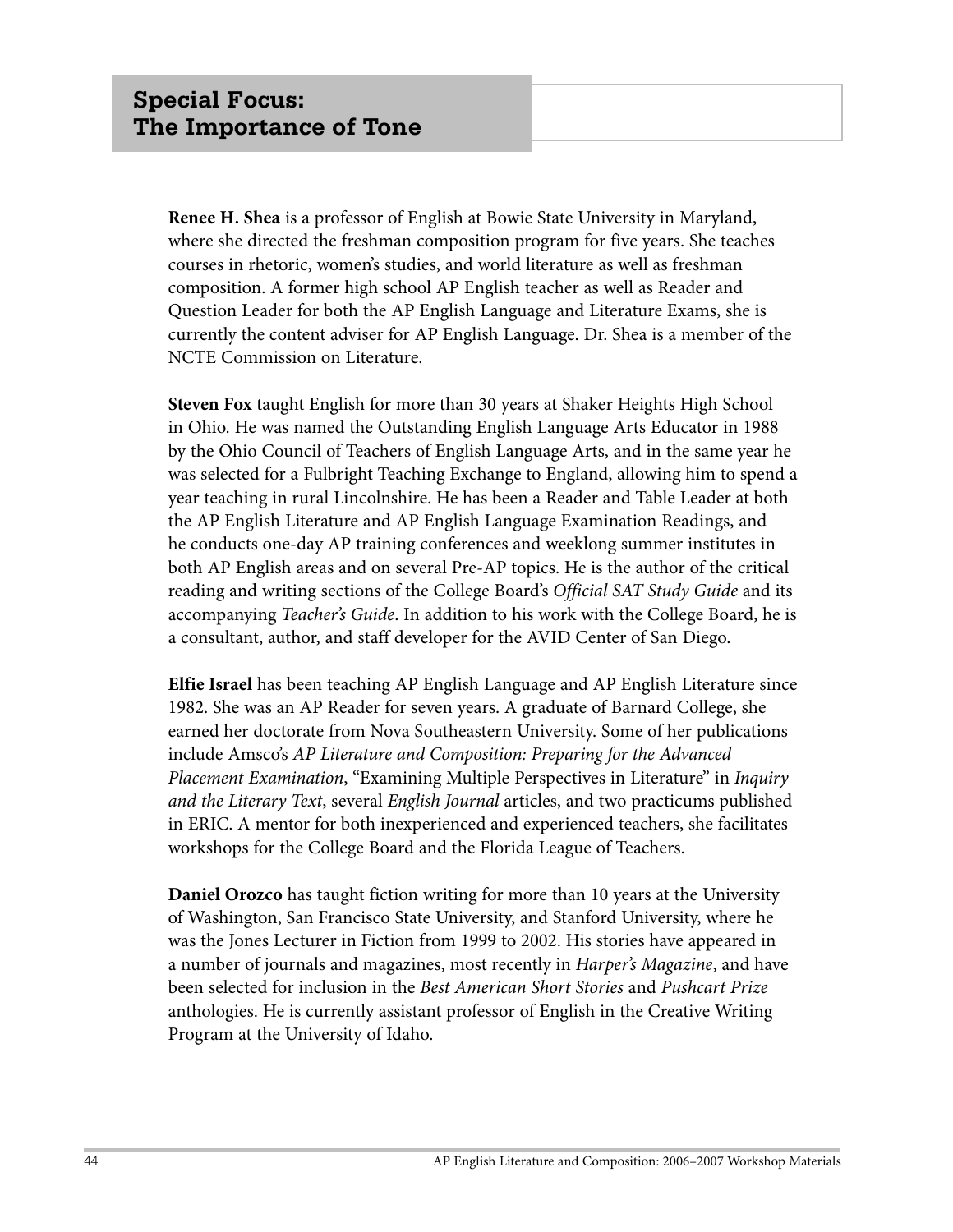## Special Focus: The Importance of Tone

**Renee H. Shea** is a professor of English at Bowie State University in Maryland, where she directed the freshman composition program for five years. She teaches courses in rhetoric, women's studies, and world literature as well as freshman composition. A former high school AP English teacher as well as Reader and Question Leader for both the AP English Language and Literature Exams, she is currently the content adviser for AP English Language. Dr. Shea is a member of the NCTE Commission on Literature.

**Steven Fox** taught English for more than 30 years at Shaker Heights High School in Ohio. He was named the Outstanding English Language Arts Educator in 1988 by the Ohio Council of Teachers of English Language Arts, and in the same year he was selected for a Fulbright Teaching Exchange to England, allowing him to spend a year teaching in rural Lincolnshire. He has been a Reader and Table Leader at both the AP English Literature and AP English Language Examination Readings, and he conducts one-day AP training conferences and weeklong summer institutes in both AP English areas and on several Pre-AP topics. He is the author of the critical reading and writing sections of the College Board's *Official SAT Study Guide* and its accompanying *Teacher's Guide*. In addition to his work with the College Board, he is a consultant, author, and staff developer for the AVID Center of San Diego.

**Elfie Israel** has been teaching AP English Language and AP English Literature since 1982. She was an AP Reader for seven years. A graduate of Barnard College, she earned her doctorate from Nova Southeastern University. Some of her publications include Amsco's *AP Literature and Composition: Preparing for the Advanced Placement Examination*, "Examining Multiple Perspectives in Literature" in *Inquiry and the Literary Text*, several *English Journal* articles, and two practicums published in ERIC. A mentor for both inexperienced and experienced teachers, she facilitates workshops for the College Board and the Florida League of Teachers.

**Daniel Orozco** has taught fiction writing for more than 10 years at the University of Washington, San Francisco State University, and Stanford University, where he was the Jones Lecturer in Fiction from 1999 to 2002. His stories have appeared in a number of journals and magazines, most recently in *Harper's Magazine*, and have been selected for inclusion in the *Best American Short Stories* and *Pushcart Prize* anthologies. He is currently assistant professor of English in the Creative Writing Program at the University of Idaho.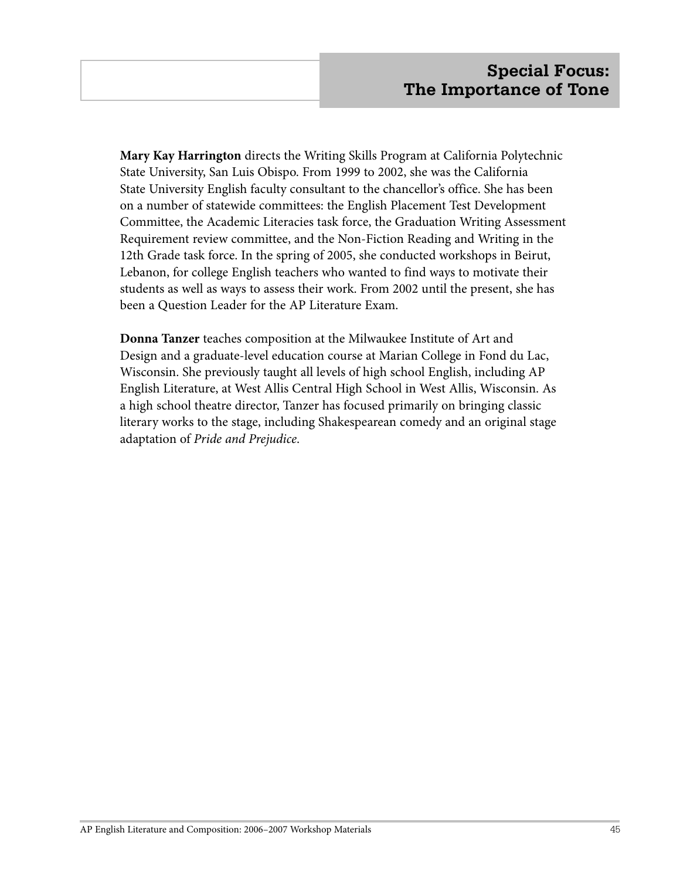# Special Focus: The Importance of Tone

**Mary Kay Harrington** directs the Writing Skills Program at California Polytechnic State University, San Luis Obispo. From 1999 to 2002, she was the California State University English faculty consultant to the chancellor's office. She has been on a number of statewide committees: the English Placement Test Development Committee, the Academic Literacies task force, the Graduation Writing Assessment Requirement review committee, and the Non-Fiction Reading and Writing in the 12th Grade task force. In the spring of 2005, she conducted workshops in Beirut, Lebanon, for college English teachers who wanted to find ways to motivate their students as well as ways to assess their work. From 2002 until the present, she has been a Question Leader for the AP Literature Exam.

**Donna Tanzer** teaches composition at the Milwaukee Institute of Art and Design and a graduate-level education course at Marian College in Fond du Lac, Wisconsin. She previously taught all levels of high school English, including AP English Literature, at West Allis Central High School in West Allis, Wisconsin. As a high school theatre director, Tanzer has focused primarily on bringing classic literary works to the stage, including Shakespearean comedy and an original stage adaptation of *Pride and Prejudice*.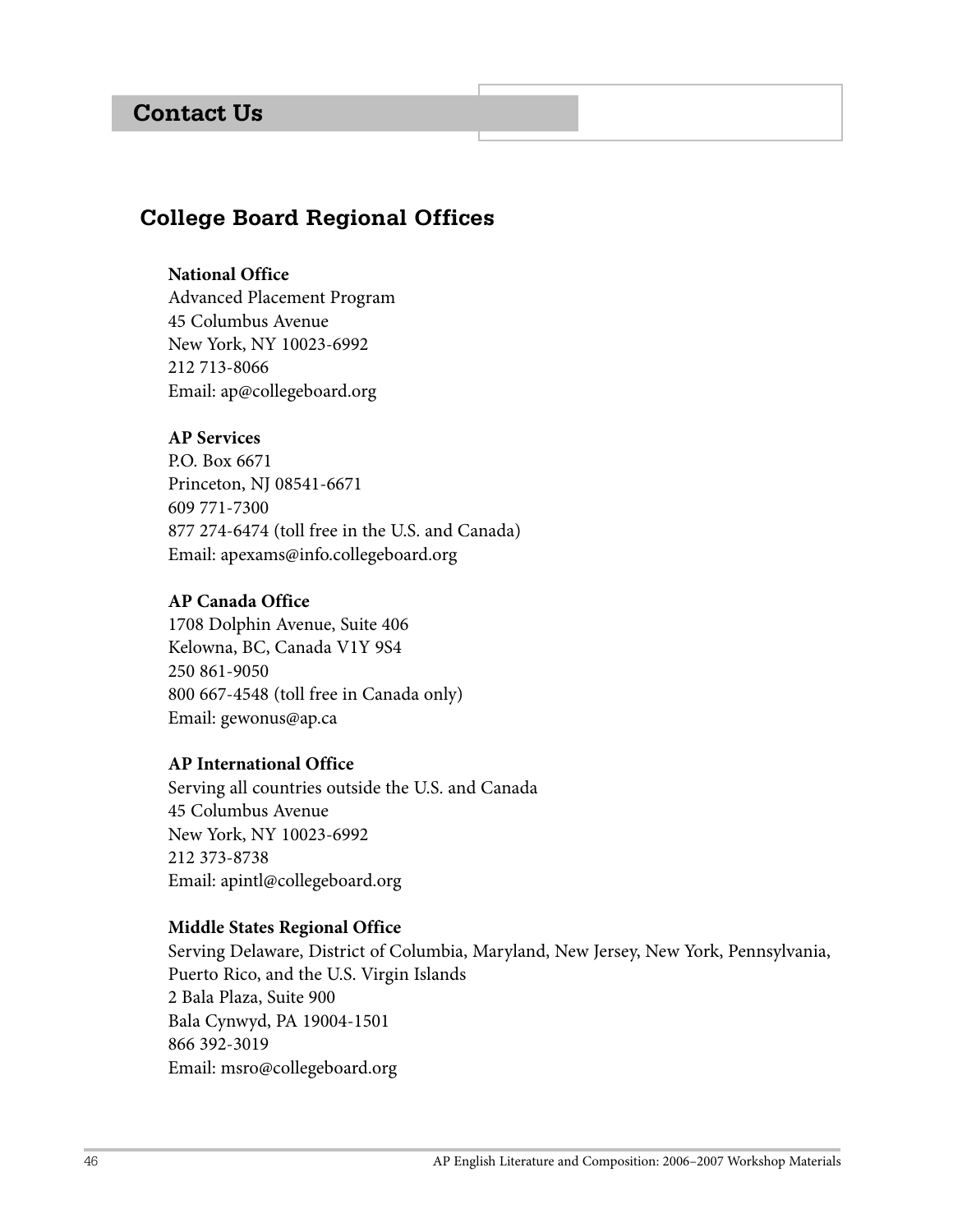# Contact Us

## College Board Regional Offices

**National Office**
Advanced Placement Program
45 Columbus Avenue
New York, NY 10023-6992
212 713-8066
Email: ap@collegeboard.org

**AP Services**
P.O. Box 6671
Princeton, NJ 08541-6671
609 771-7300
877 274-6474 (toll free in the U.S. and Canada)
Email: apexams@info.collegeboard.org

**AP Canada Office**
1708 Dolphin Avenue, Suite 406
Kelowna, BC, Canada V1Y 9S4
250 861-9050
800 667-4548 (toll free in Canada only)
Email: gewonus@ap.ca

**AP International Office**
Serving all countries outside the U.S. and Canada
45 Columbus Avenue
New York, NY 10023-6992
212 373-8738
Email: apintl@collegeboard.org

**Middle States Regional Office**
Serving Delaware, District of Columbia, Maryland, New Jersey, New York, Pennsylvania, Puerto Rico, and the U.S. Virgin Islands
2 Bala Plaza, Suite 900
Bala Cynwyd, PA 19004-1501
866 392-3019
Email: msro@collegeboard.org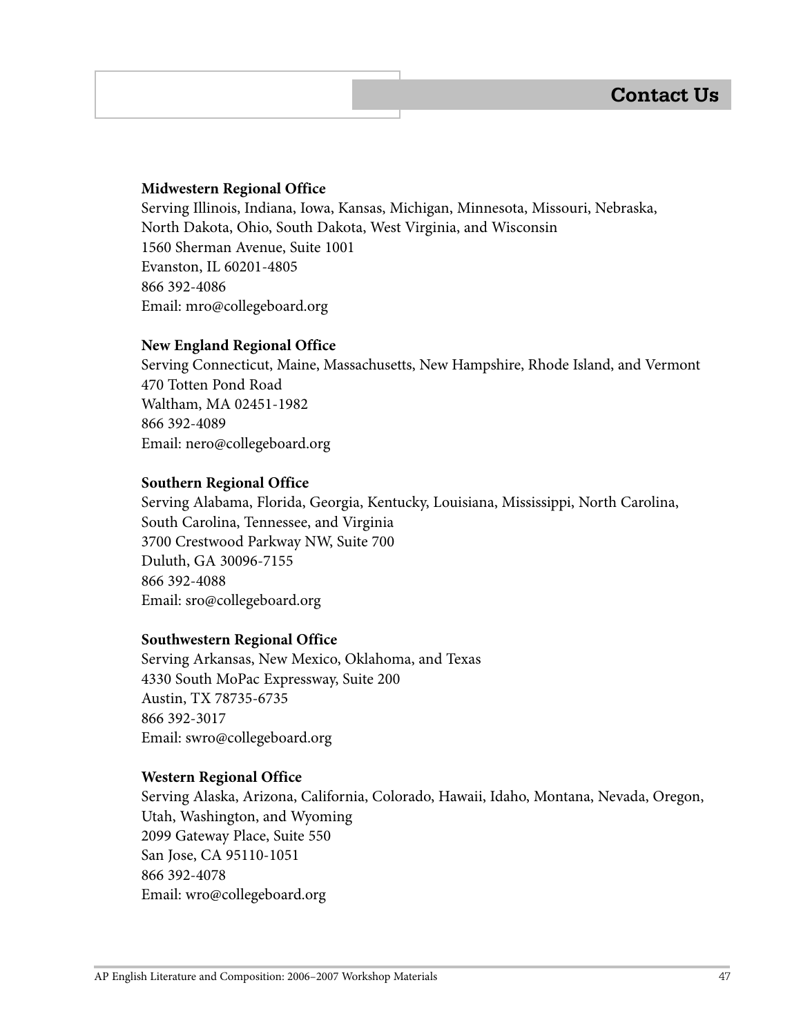# Contact Us

**Midwestern Regional Office**
Serving Illinois, Indiana, Iowa, Kansas, Michigan, Minnesota, Missouri, Nebraska, North Dakota, Ohio, South Dakota, West Virginia, and Wisconsin
1560 Sherman Avenue, Suite 1001
Evanston, IL 60201-4805
866 392-4086
Email: mro@collegeboard.org

**New England Regional Office**
Serving Connecticut, Maine, Massachusetts, New Hampshire, Rhode Island, and Vermont
470 Totten Pond Road
Waltham, MA 02451-1982
866 392-4089
Email: nero@collegeboard.org

**Southern Regional Office**
Serving Alabama, Florida, Georgia, Kentucky, Louisiana, Mississippi, North Carolina, South Carolina, Tennessee, and Virginia
3700 Crestwood Parkway NW, Suite 700
Duluth, GA 30096-7155
866 392-4088
Email: sro@collegeboard.org

**Southwestern Regional Office**
Serving Arkansas, New Mexico, Oklahoma, and Texas
4330 South MoPac Expressway, Suite 200
Austin, TX 78735-6735
866 392-3017
Email: swro@collegeboard.org

**Western Regional Office**
Serving Alaska, Arizona, California, Colorado, Hawaii, Idaho, Montana, Nevada, Oregon, Utah, Washington, and Wyoming
2099 Gateway Place, Suite 550
San Jose, CA 95110-1051
866 392-4078
Email: wro@collegeboard.org